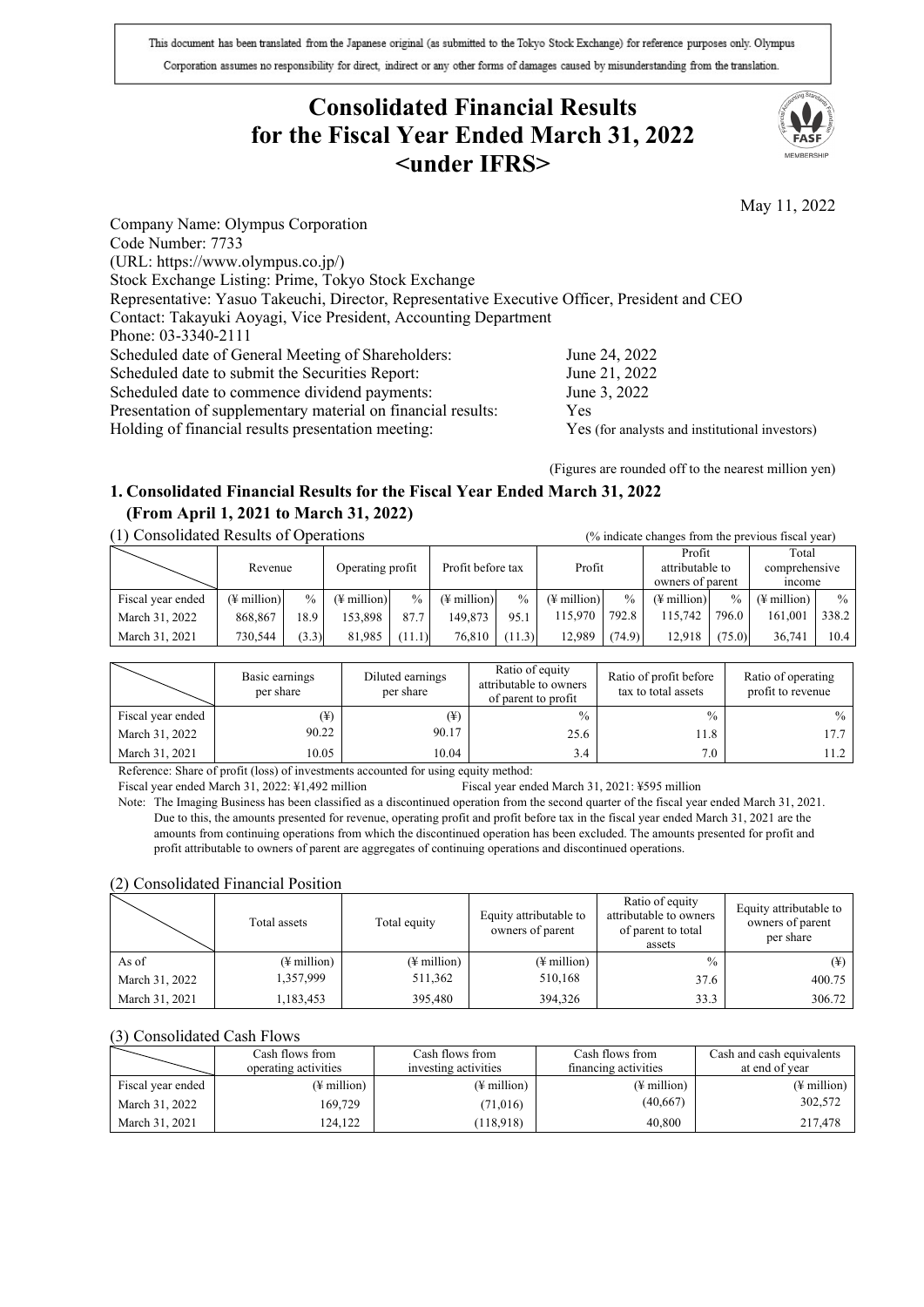This document has been translated from the Japanese original (as submitted to the Tokyo Stock Exchange) for reference purposes only. Olympus Corporation assumes no responsibility for direct, indirect or any other forms of damages caused by misunderstanding from the translation.

# Consolidated Financial Results for the Fiscal Year Ended March 31, 2022 <under IFRS>

May 11, 2022

Company Name: Olympus Corporation
Code Number: 7733
(URL: https://www.olympus.co.jp/)
Stock Exchange Listing: Prime, Tokyo Stock Exchange
Representative: Yasuo Takeuchi, Director, Representative Executive Officer, President and CEO
Contact: Takayuki Aoyagi, Vice President, Accounting Department
Phone: 03-3340-2111

| | |
|---|---|
| Scheduled date of General Meeting of Shareholders: | June 24, 2022 |
| Scheduled date to submit the Securities Report: | June 21, 2022 |
| Scheduled date to commence dividend payments: | June 3, 2022 |
| Presentation of supplementary material on financial results: | Yes |
| Holding of financial results presentation meeting: | Yes (for analysts and institutional investors) |

(Figures are rounded off to the nearest million yen)

## 1. Consolidated Financial Results for the Fiscal Year Ended March 31, 2022 (From April 1, 2021 to March 31, 2022)

### (1) Consolidated Results of Operations

(% indicate changes from the previous fiscal year)

| | Revenue | | Operating profit | | Profit before tax | | Profit | | Profit attributable to owners of parent | | Total comprehensive income | |
|---|---|---|---|---|---|---|---|---|---|---|---|---|
| Fiscal year ended | (¥ million) | % | (¥ million) | % | (¥ million) | % | (¥ million) | % | (¥ million) | % | (¥ million) | % |
| March 31, 2022 | 868,867 | 18.9 | 153,898 | 87.7 | 149,873 | 95.1 | 115,970 | 792.8 | 115,742 | 796.0 | 161,001 | 338.2 |
| March 31, 2021 | 730,544 | (3.3) | 81,985 | (11.1) | 76,810 | (11.3) | 12,989 | (74.9) | 12,918 | (75.0) | 36,741 | 10.4 |

| | Basic earnings per share | Diluted earnings per share | Ratio of equity attributable to owners of parent to profit | Ratio of profit before tax to total assets | Ratio of operating profit to revenue |
|---|---|---|---|---|---|
| Fiscal year ended | (¥) | (¥) | % | % | % |
| March 31, 2022 | 90.22 | 90.17 | 25.6 | 11.8 | 17.7 |
| March 31, 2021 | 10.05 | 10.04 | 3.4 | 7.0 | 11.2 |

Reference: Share of profit (loss) of investments accounted for using equity method:
Fiscal year ended March 31, 2022: ¥1,492 million  Fiscal year ended March 31, 2021: ¥595 million

Note: The Imaging Business has been classified as a discontinued operation from the second quarter of the fiscal year ended March 31, 2021. Due to this, the amounts presented for revenue, operating profit and profit before tax in the fiscal year ended March 31, 2021 are the amounts from continuing operations from which the discontinued operation has been excluded. The amounts presented for profit and profit attributable to owners of parent are aggregates of continuing operations and discontinued operations.

### (2) Consolidated Financial Position

| | Total assets | Total equity | Equity attributable to owners of parent | Ratio of equity attributable to owners of parent to total assets | Equity attributable to owners of parent per share |
|---|---|---|---|---|---|
| As of | (¥ million) | (¥ million) | (¥ million) | % | (¥) |
| March 31, 2022 | 1,357,999 | 511,362 | 510,168 | 37.6 | 400.75 |
| March 31, 2021 | 1,183,453 | 395,480 | 394,326 | 33.3 | 306.72 |

### (3) Consolidated Cash Flows

| | Cash flows from operating activities | Cash flows from investing activities | Cash flows from financing activities | Cash and cash equivalents at end of year |
|---|---|---|---|---|
| Fiscal year ended | (¥ million) | (¥ million) | (¥ million) | (¥ million) |
| March 31, 2022 | 169,729 | (71,016) | (40,667) | 302,572 |
| March 31, 2021 | 124,122 | (118,918) | 40,800 | 217,478 |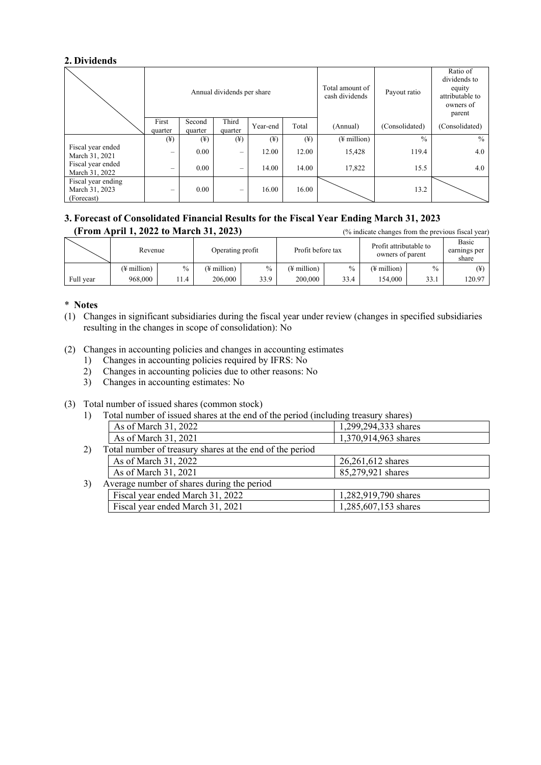## 2. Dividends

| | Annual dividends per share | | | | | Total amount of cash dividends | Payout ratio | Ratio of dividends to equity attributable to owners of parent |
|---|---|---|---|---|---|---|---|---|
| | First quarter | Second quarter | Third quarter | Year-end | Total | (Annual) | (Consolidated) | (Consolidated) |
| | (¥) | (¥) | (¥) | (¥) | (¥) | (¥ million) | % | % |
| Fiscal year ended March 31, 2021 | – | 0.00 | – | 12.00 | 12.00 | 15,428 | 119.4 | 4.0 |
| Fiscal year ended March 31, 2022 | – | 0.00 | – | 14.00 | 14.00 | 17,822 | 15.5 | 4.0 |
| Fiscal year ending March 31, 2023 (Forecast) | – | 0.00 | – | 16.00 | 16.00 | | 13.2 | |

## 3. Forecast of Consolidated Financial Results for the Fiscal Year Ending March 31, 2023 (From April 1, 2022 to March 31, 2023)

(% indicate changes from the previous fiscal year)

| | Revenue | | Operating profit | | Profit before tax | | Profit attributable to owners of parent | | Basic earnings per share |
|---|---|---|---|---|---|---|---|---|---|
| | (¥ million) | % | (¥ million) | % | (¥ million) | % | (¥ million) | % | (¥) |
| Full year | 968,000 | 11.4 | 206,000 | 33.9 | 200,000 | 33.4 | 154,000 | 33.1 | 120.97 |

## * Notes

(1) Changes in significant subsidiaries during the fiscal year under review (changes in specified subsidiaries resulting in the changes in scope of consolidation): No

(2) Changes in accounting policies and changes in accounting estimates
1) Changes in accounting policies required by IFRS: No
2) Changes in accounting policies due to other reasons: No
3) Changes in accounting estimates: No

(3) Total number of issued shares (common stock)

1) Total number of issued shares at the end of the period (including treasury shares)

| | |
|---|---|
| As of March 31, 2022 | 1,299,294,333 shares |
| As of March 31, 2021 | 1,370,914,963 shares |

2) Total number of treasury shares at the end of the period

| | |
|---|---|
| As of March 31, 2022 | 26,261,612 shares |
| As of March 31, 2021 | 85,279,921 shares |

3) Average number of shares during the period

| | |
|---|---|
| Fiscal year ended March 31, 2022 | 1,282,919,790 shares |
| Fiscal year ended March 31, 2021 | 1,285,607,153 shares |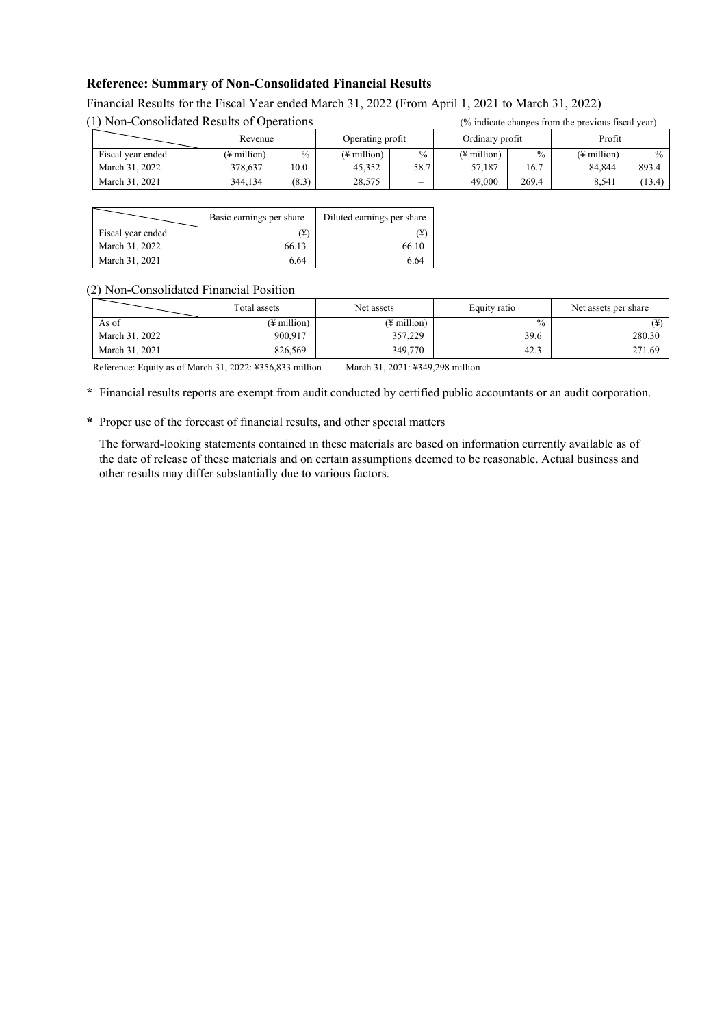## Reference: Summary of Non-Consolidated Financial Results

Financial Results for the Fiscal Year ended March 31, 2022 (From April 1, 2021 to March 31, 2022)

(1) Non-Consolidated Results of Operations

(% indicate changes from the previous fiscal year)

| | Revenue | | Operating profit | | Ordinary profit | | Profit | |
|---|---|---|---|---|---|---|---|---|
| Fiscal year ended | (¥ million) | % | (¥ million) | % | (¥ million) | % | (¥ million) | % |
| March 31, 2022 | 378,637 | 10.0 | 45,352 | 58.7 | 57,187 | 16.7 | 84,844 | 893.4 |
| March 31, 2021 | 344,134 | (8.3) | 28,575 | – | 49,000 | 269.4 | 8,541 | (13.4) |

| | Basic earnings per share | Diluted earnings per share |
|---|---|---|
| Fiscal year ended | (¥) | (¥) |
| March 31, 2022 | 66.13 | 66.10 |
| March 31, 2021 | 6.64 | 6.64 |

(2) Non-Consolidated Financial Position

| | Total assets | Net assets | Equity ratio | Net assets per share |
|---|---|---|---|---|
| As of | (¥ million) | (¥ million) | % | (¥) |
| March 31, 2022 | 900,917 | 357,229 | 39.6 | 280.30 |
| March 31, 2021 | 826,569 | 349,770 | 42.3 | 271.69 |

Reference: Equity as of March 31, 2022: ¥356,833 million March 31, 2021: ¥349,298 million

**\*** Financial results reports are exempt from audit conducted by certified public accountants or an audit corporation.

**\*** Proper use of the forecast of financial results, and other special matters

The forward-looking statements contained in these materials are based on information currently available as of the date of release of these materials and on certain assumptions deemed to be reasonable. Actual business and other results may differ substantially due to various factors.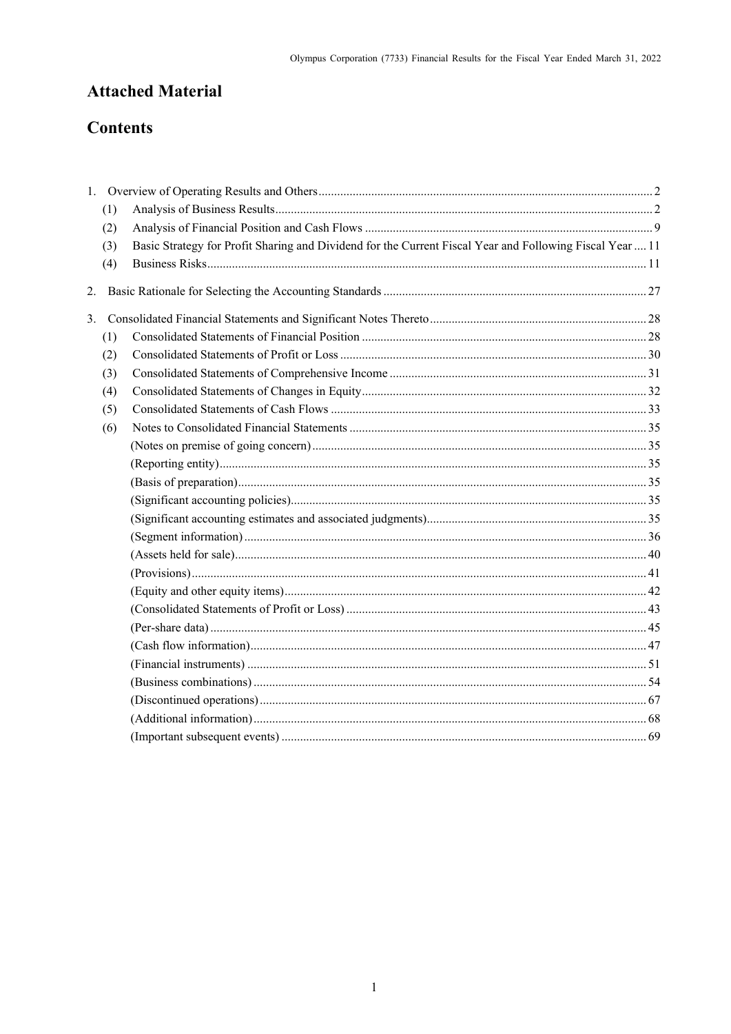# Attached Material

# Contents

1. Overview of Operating Results and Others .......... 2
   - (1) Analysis of Business Results .......... 2
   - (2) Analysis of Financial Position and Cash Flows .......... 9
   - (3) Basic Strategy for Profit Sharing and Dividend for the Current Fiscal Year and Following Fiscal Year .... 11
   - (4) Business Risks .......... 11
2. Basic Rationale for Selecting the Accounting Standards .......... 27
3. Consolidated Financial Statements and Significant Notes Thereto .......... 28
   - (1) Consolidated Statements of Financial Position .......... 28
   - (2) Consolidated Statements of Profit or Loss .......... 30
   - (3) Consolidated Statements of Comprehensive Income .......... 31
   - (4) Consolidated Statements of Changes in Equity .......... 32
   - (5) Consolidated Statements of Cash Flows .......... 33
   - (6) Notes to Consolidated Financial Statements .......... 35
     - (Notes on premise of going concern) .......... 35
     - (Reporting entity) .......... 35
     - (Basis of preparation) .......... 35
     - (Significant accounting policies) .......... 35
     - (Significant accounting estimates and associated judgments) .......... 35
     - (Segment information) .......... 36
     - (Assets held for sale) .......... 40
     - (Provisions) .......... 41
     - (Equity and other equity items) .......... 42
     - (Consolidated Statements of Profit or Loss) .......... 43
     - (Per-share data) .......... 45
     - (Cash flow information) .......... 47
     - (Financial instruments) .......... 51
     - (Business combinations) .......... 54
     - (Discontinued operations) .......... 67
     - (Additional information) .......... 68
     - (Important subsequent events) .......... 69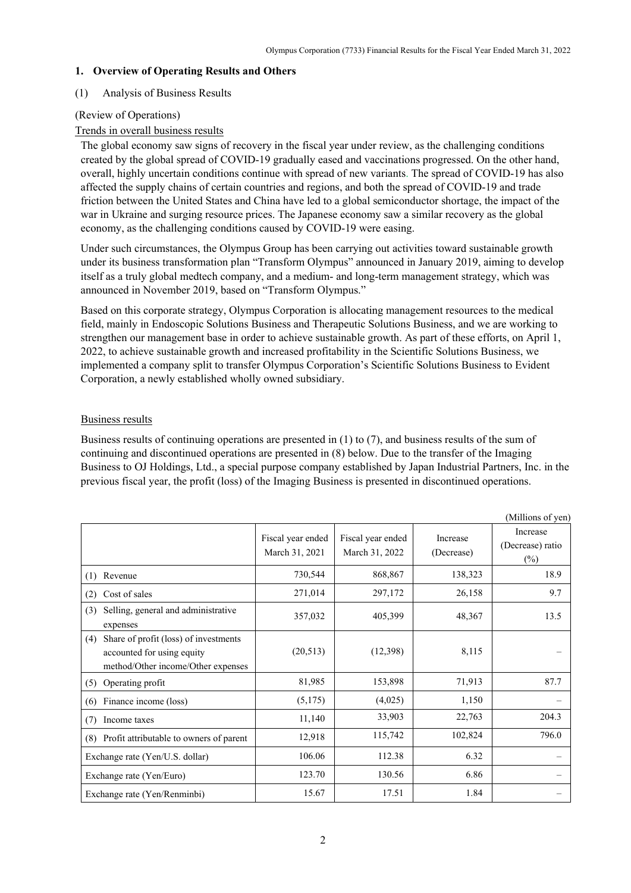## 1. Overview of Operating Results and Others

### (1) Analysis of Business Results

(Review of Operations)

Trends in overall business results

The global economy saw signs of recovery in the fiscal year under review, as the challenging conditions created by the global spread of COVID-19 gradually eased and vaccinations progressed. On the other hand, overall, highly uncertain conditions continue with spread of new variants. The spread of COVID-19 has also affected the supply chains of certain countries and regions, and both the spread of COVID-19 and trade friction between the United States and China have led to a global semiconductor shortage, the impact of the war in Ukraine and surging resource prices. The Japanese economy saw a similar recovery as the global economy, as the challenging conditions caused by COVID-19 were easing.

Under such circumstances, the Olympus Group has been carrying out activities toward sustainable growth under its business transformation plan "Transform Olympus" announced in January 2019, aiming to develop itself as a truly global medtech company, and a medium- and long-term management strategy, which was announced in November 2019, based on "Transform Olympus."

Based on this corporate strategy, Olympus Corporation is allocating management resources to the medical field, mainly in Endoscopic Solutions Business and Therapeutic Solutions Business, and we are working to strengthen our management base in order to achieve sustainable growth. As part of these efforts, on April 1, 2022, to achieve sustainable growth and increased profitability in the Scientific Solutions Business, we implemented a company split to transfer Olympus Corporation's Scientific Solutions Business to Evident Corporation, a newly established wholly owned subsidiary.

Business results

Business results of continuing operations are presented in (1) to (7), and business results of the sum of continuing and discontinued operations are presented in (8) below. Due to the transfer of the Imaging Business to OJ Holdings, Ltd., a special purpose company established by Japan Industrial Partners, Inc. in the previous fiscal year, the profit (loss) of the Imaging Business is presented in discontinued operations.

(Millions of yen)

| | Fiscal year ended March 31, 2021 | Fiscal year ended March 31, 2022 | Increase (Decrease) | Increase (Decrease) ratio (%) |
|---|---|---|---|---|
| (1) Revenue | 730,544 | 868,867 | 138,323 | 18.9 |
| (2) Cost of sales | 271,014 | 297,172 | 26,158 | 9.7 |
| (3) Selling, general and administrative expenses | 357,032 | 405,399 | 48,367 | 13.5 |
| (4) Share of profit (loss) of investments accounted for using equity method/Other income/Other expenses | (20,513) | (12,398) | 8,115 | – |
| (5) Operating profit | 81,985 | 153,898 | 71,913 | 87.7 |
| (6) Finance income (loss) | (5,175) | (4,025) | 1,150 | – |
| (7) Income taxes | 11,140 | 33,903 | 22,763 | 204.3 |
| (8) Profit attributable to owners of parent | 12,918 | 115,742 | 102,824 | 796.0 |
| Exchange rate (Yen/U.S. dollar) | 106.06 | 112.38 | 6.32 | – |
| Exchange rate (Yen/Euro) | 123.70 | 130.56 | 6.86 | – |
| Exchange rate (Yen/Renminbi) | 15.67 | 17.51 | 1.84 | – |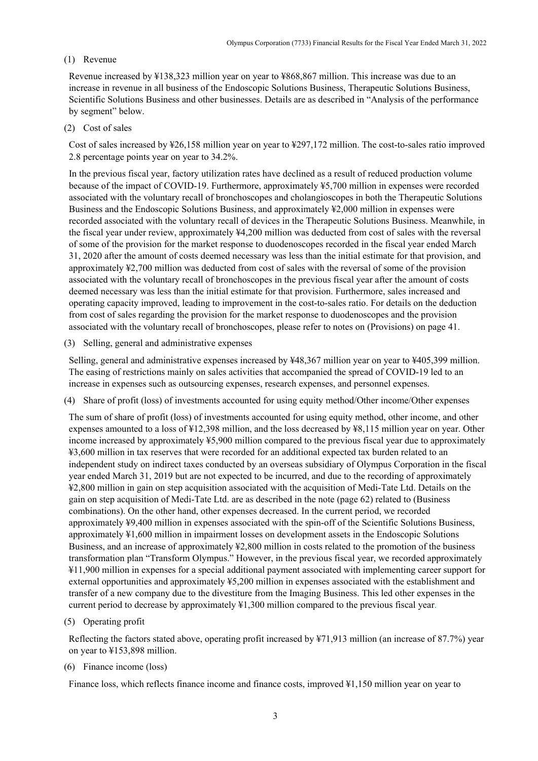(1) Revenue

Revenue increased by ¥138,323 million year on year to ¥868,867 million. This increase was due to an increase in revenue in all business of the Endoscopic Solutions Business, Therapeutic Solutions Business, Scientific Solutions Business and other businesses. Details are as described in "Analysis of the performance by segment" below.

(2) Cost of sales

Cost of sales increased by ¥26,158 million year on year to ¥297,172 million. The cost-to-sales ratio improved 2.8 percentage points year on year to 34.2%.

In the previous fiscal year, factory utilization rates have declined as a result of reduced production volume because of the impact of COVID-19. Furthermore, approximately ¥5,700 million in expenses were recorded associated with the voluntary recall of bronchoscopes and cholangioscopes in both the Therapeutic Solutions Business and the Endoscopic Solutions Business, and approximately ¥2,000 million in expenses were recorded associated with the voluntary recall of devices in the Therapeutic Solutions Business. Meanwhile, in the fiscal year under review, approximately ¥4,200 million was deducted from cost of sales with the reversal of some of the provision for the market response to duodenoscopes recorded in the fiscal year ended March 31, 2020 after the amount of costs deemed necessary was less than the initial estimate for that provision, and approximately ¥2,700 million was deducted from cost of sales with the reversal of some of the provision associated with the voluntary recall of bronchoscopes in the previous fiscal year after the amount of costs deemed necessary was less than the initial estimate for that provision. Furthermore, sales increased and operating capacity improved, leading to improvement in the cost-to-sales ratio. For details on the deduction from cost of sales regarding the provision for the market response to duodenoscopes and the provision associated with the voluntary recall of bronchoscopes, please refer to notes on (Provisions) on page 41.

(3) Selling, general and administrative expenses

Selling, general and administrative expenses increased by ¥48,367 million year on year to ¥405,399 million. The easing of restrictions mainly on sales activities that accompanied the spread of COVID-19 led to an increase in expenses such as outsourcing expenses, research expenses, and personnel expenses.

(4) Share of profit (loss) of investments accounted for using equity method/Other income/Other expenses

The sum of share of profit (loss) of investments accounted for using equity method, other income, and other expenses amounted to a loss of ¥12,398 million, and the loss decreased by ¥8,115 million year on year. Other income increased by approximately ¥5,900 million compared to the previous fiscal year due to approximately ¥3,600 million in tax reserves that were recorded for an additional expected tax burden related to an independent study on indirect taxes conducted by an overseas subsidiary of Olympus Corporation in the fiscal year ended March 31, 2019 but are not expected to be incurred, and due to the recording of approximately ¥2,800 million in gain on step acquisition associated with the acquisition of Medi-Tate Ltd. Details on the gain on step acquisition of Medi-Tate Ltd. are as described in the note (page 62) related to (Business combinations). On the other hand, other expenses decreased. In the current period, we recorded approximately ¥9,400 million in expenses associated with the spin-off of the Scientific Solutions Business, approximately ¥1,600 million in impairment losses on development assets in the Endoscopic Solutions Business, and an increase of approximately ¥2,800 million in costs related to the promotion of the business transformation plan "Transform Olympus." However, in the previous fiscal year, we recorded approximately ¥11,900 million in expenses for a special additional payment associated with implementing career support for external opportunities and approximately ¥5,200 million in expenses associated with the establishment and transfer of a new company due to the divestiture from the Imaging Business. This led other expenses in the current period to decrease by approximately ¥1,300 million compared to the previous fiscal year.

(5) Operating profit

Reflecting the factors stated above, operating profit increased by ¥71,913 million (an increase of 87.7%) year on year to ¥153,898 million.

(6) Finance income (loss)

Finance loss, which reflects finance income and finance costs, improved ¥1,150 million year on year to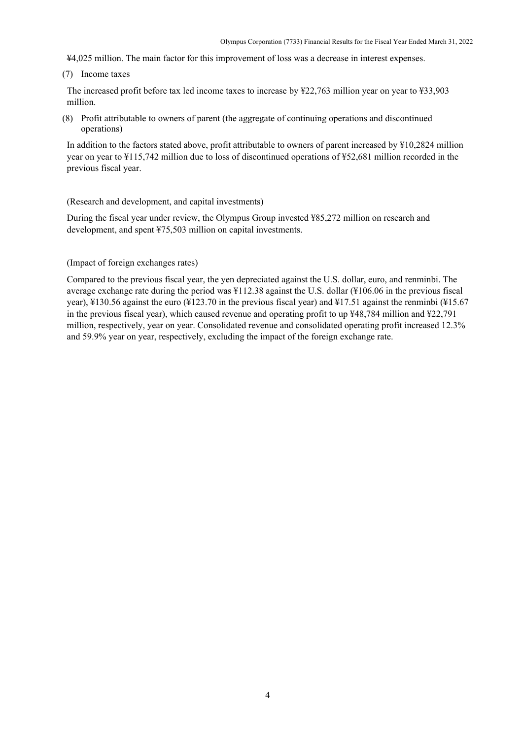¥4,025 million. The main factor for this improvement of loss was a decrease in interest expenses.

(7) Income taxes

The increased profit before tax led income taxes to increase by ¥22,763 million year on year to ¥33,903 million.

(8) Profit attributable to owners of parent (the aggregate of continuing operations and discontinued operations)

In addition to the factors stated above, profit attributable to owners of parent increased by ¥10,2824 million year on year to ¥115,742 million due to loss of discontinued operations of ¥52,681 million recorded in the previous fiscal year.

(Research and development, and capital investments)

During the fiscal year under review, the Olympus Group invested ¥85,272 million on research and development, and spent ¥75,503 million on capital investments.

(Impact of foreign exchanges rates)

Compared to the previous fiscal year, the yen depreciated against the U.S. dollar, euro, and renminbi. The average exchange rate during the period was ¥112.38 against the U.S. dollar (¥106.06 in the previous fiscal year), ¥130.56 against the euro (¥123.70 in the previous fiscal year) and ¥17.51 against the renminbi (¥15.67 in the previous fiscal year), which caused revenue and operating profit to up ¥48,784 million and ¥22,791 million, respectively, year on year. Consolidated revenue and consolidated operating profit increased 12.3% and 59.9% year on year, respectively, excluding the impact of the foreign exchange rate.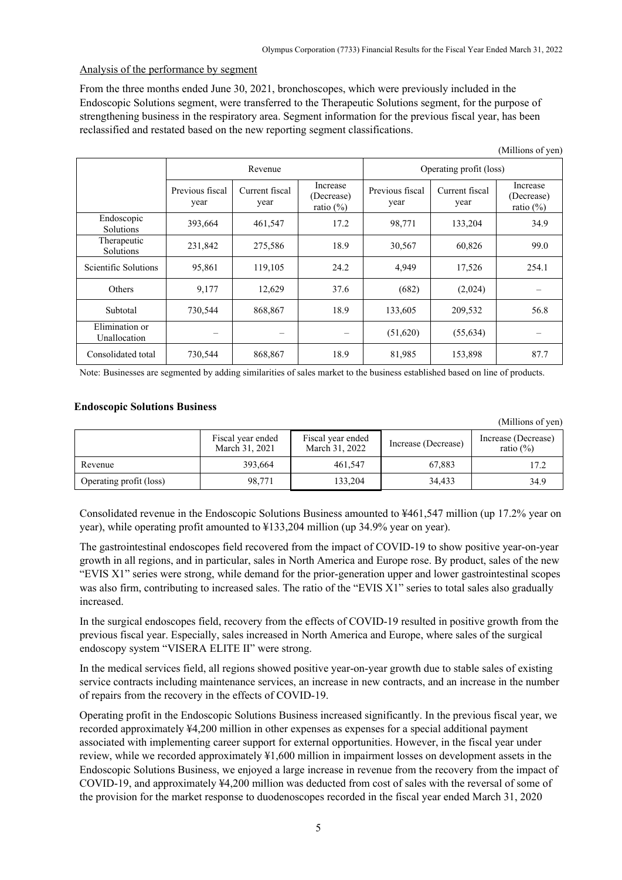Analysis of the performance by segment

From the three months ended June 30, 2021, bronchoscopes, which were previously included in the Endoscopic Solutions segment, were transferred to the Therapeutic Solutions segment, for the purpose of strengthening business in the respiratory area. Segment information for the previous fiscal year, has been reclassified and restated based on the new reporting segment classifications.

(Millions of yen)

| | Revenue | | | Operating profit (loss) | | |
|---|---|---|---|---|---|---|
| | Previous fiscal year | Current fiscal year | Increase (Decrease) ratio (%) | Previous fiscal year | Current fiscal year | Increase (Decrease) ratio (%) |
| Endoscopic Solutions | 393,664 | 461,547 | 17.2 | 98,771 | 133,204 | 34.9 |
| Therapeutic Solutions | 231,842 | 275,586 | 18.9 | 30,567 | 60,826 | 99.0 |
| Scientific Solutions | 95,861 | 119,105 | 24.2 | 4,949 | 17,526 | 254.1 |
| Others | 9,177 | 12,629 | 37.6 | (682) | (2,024) | – |
| Subtotal | 730,544 | 868,867 | 18.9 | 133,605 | 209,532 | 56.8 |
| Elimination or Unallocation | – | – | – | (51,620) | (55,634) | – |
| Consolidated total | 730,544 | 868,867 | 18.9 | 81,985 | 153,898 | 87.7 |

Note: Businesses are segmented by adding similarities of sales market to the business established based on line of products.

**Endoscopic Solutions Business**

(Millions of yen)

| | Fiscal year ended March 31, 2021 | Fiscal year ended March 31, 2022 | Increase (Decrease) | Increase (Decrease) ratio (%) |
|---|---|---|---|---|
| Revenue | 393,664 | 461,547 | 67,883 | 17.2 |
| Operating profit (loss) | 98,771 | 133,204 | 34,433 | 34.9 |

Consolidated revenue in the Endoscopic Solutions Business amounted to ¥461,547 million (up 17.2% year on year), while operating profit amounted to ¥133,204 million (up 34.9% year on year).

The gastrointestinal endoscopes field recovered from the impact of COVID-19 to show positive year-on-year growth in all regions, and in particular, sales in North America and Europe rose. By product, sales of the new "EVIS X1" series were strong, while demand for the prior-generation upper and lower gastrointestinal scopes was also firm, contributing to increased sales. The ratio of the "EVIS X1" series to total sales also gradually increased.

In the surgical endoscopes field, recovery from the effects of COVID-19 resulted in positive growth from the previous fiscal year. Especially, sales increased in North America and Europe, where sales of the surgical endoscopy system "VISERA ELITE II" were strong.

In the medical services field, all regions showed positive year-on-year growth due to stable sales of existing service contracts including maintenance services, an increase in new contracts, and an increase in the number of repairs from the recovery in the effects of COVID-19.

Operating profit in the Endoscopic Solutions Business increased significantly. In the previous fiscal year, we recorded approximately ¥4,200 million in other expenses as expenses for a special additional payment associated with implementing career support for external opportunities. However, in the fiscal year under review, while we recorded approximately ¥1,600 million in impairment losses on development assets in the Endoscopic Solutions Business, we enjoyed a large increase in revenue from the recovery from the impact of COVID-19, and approximately ¥4,200 million was deducted from cost of sales with the reversal of some of the provision for the market response to duodenoscopes recorded in the fiscal year ended March 31, 2020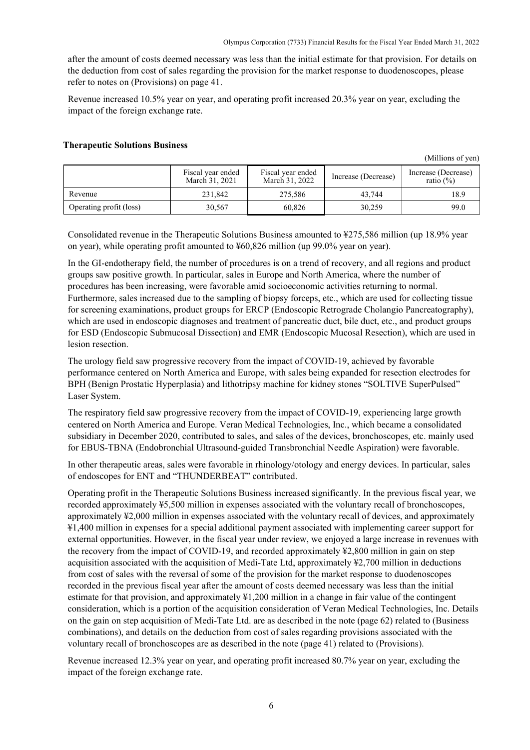after the amount of costs deemed necessary was less than the initial estimate for that provision. For details on the deduction from cost of sales regarding the provision for the market response to duodenoscopes, please refer to notes on (Provisions) on page 41.

Revenue increased 10.5% year on year, and operating profit increased 20.3% year on year, excluding the impact of the foreign exchange rate.

**Therapeutic Solutions Business**

(Millions of yen)

| | Fiscal year ended March 31, 2021 | Fiscal year ended March 31, 2022 | Increase (Decrease) | Increase (Decrease) ratio (%) |
|---|---|---|---|---|
| Revenue | 231,842 | 275,586 | 43,744 | 18.9 |
| Operating profit (loss) | 30,567 | 60,826 | 30,259 | 99.0 |

Consolidated revenue in the Therapeutic Solutions Business amounted to ¥275,586 million (up 18.9% year on year), while operating profit amounted to ¥60,826 million (up 99.0% year on year).

In the GI-endotherapy field, the number of procedures is on a trend of recovery, and all regions and product groups saw positive growth. In particular, sales in Europe and North America, where the number of procedures has been increasing, were favorable amid socioeconomic activities returning to normal. Furthermore, sales increased due to the sampling of biopsy forceps, etc., which are used for collecting tissue for screening examinations, product groups for ERCP (Endoscopic Retrograde Cholangio Pancreatography), which are used in endoscopic diagnoses and treatment of pancreatic duct, bile duct, etc., and product groups for ESD (Endoscopic Submucosal Dissection) and EMR (Endoscopic Mucosal Resection), which are used in lesion resection.

The urology field saw progressive recovery from the impact of COVID-19, achieved by favorable performance centered on North America and Europe, with sales being expanded for resection electrodes for BPH (Benign Prostatic Hyperplasia) and lithotripsy machine for kidney stones "SOLTIVE SuperPulsed" Laser System.

The respiratory field saw progressive recovery from the impact of COVID-19, experiencing large growth centered on North America and Europe. Veran Medical Technologies, Inc., which became a consolidated subsidiary in December 2020, contributed to sales, and sales of the devices, bronchoscopes, etc. mainly used for EBUS-TBNA (Endobronchial Ultrasound-guided Transbronchial Needle Aspiration) were favorable.

In other therapeutic areas, sales were favorable in rhinology/otology and energy devices. In particular, sales of endoscopes for ENT and "THUNDERBEAT" contributed.

Operating profit in the Therapeutic Solutions Business increased significantly. In the previous fiscal year, we recorded approximately ¥5,500 million in expenses associated with the voluntary recall of bronchoscopes, approximately ¥2,000 million in expenses associated with the voluntary recall of devices, and approximately ¥1,400 million in expenses for a special additional payment associated with implementing career support for external opportunities. However, in the fiscal year under review, we enjoyed a large increase in revenues with the recovery from the impact of COVID-19, and recorded approximately ¥2,800 million in gain on step acquisition associated with the acquisition of Medi-Tate Ltd, approximately ¥2,700 million in deductions from cost of sales with the reversal of some of the provision for the market response to duodenoscopes recorded in the previous fiscal year after the amount of costs deemed necessary was less than the initial estimate for that provision, and approximately ¥1,200 million in a change in fair value of the contingent consideration, which is a portion of the acquisition consideration of Veran Medical Technologies, Inc. Details on the gain on step acquisition of Medi-Tate Ltd. are as described in the note (page 62) related to (Business combinations), and details on the deduction from cost of sales regarding provisions associated with the voluntary recall of bronchoscopes are as described in the note (page 41) related to (Provisions).

Revenue increased 12.3% year on year, and operating profit increased 80.7% year on year, excluding the impact of the foreign exchange rate.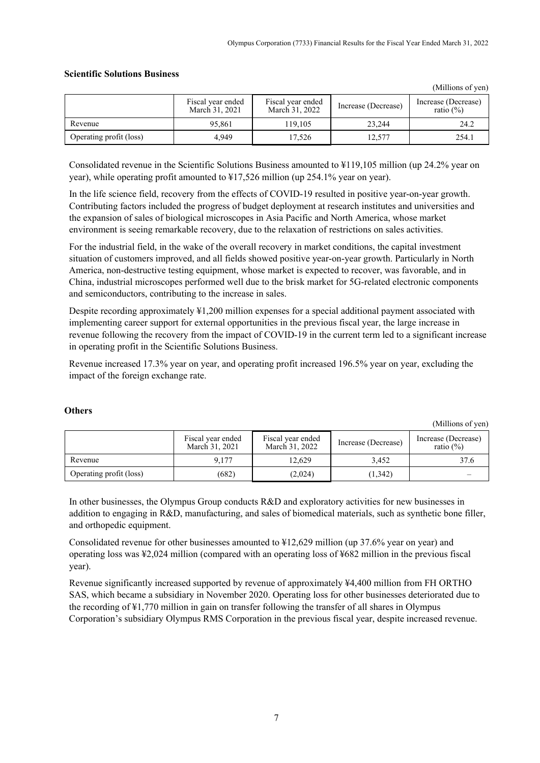### Scientific Solutions Business

(Millions of yen)

| | Fiscal year ended March 31, 2021 | Fiscal year ended March 31, 2022 | Increase (Decrease) | Increase (Decrease) ratio (%) |
|---|---|---|---|---|
| Revenue | 95,861 | 119,105 | 23,244 | 24.2 |
| Operating profit (loss) | 4,949 | 17,526 | 12,577 | 254.1 |

Consolidated revenue in the Scientific Solutions Business amounted to ¥119,105 million (up 24.2% year on year), while operating profit amounted to ¥17,526 million (up 254.1% year on year).

In the life science field, recovery from the effects of COVID-19 resulted in positive year-on-year growth. Contributing factors included the progress of budget deployment at research institutes and universities and the expansion of sales of biological microscopes in Asia Pacific and North America, whose market environment is seeing remarkable recovery, due to the relaxation of restrictions on sales activities.

For the industrial field, in the wake of the overall recovery in market conditions, the capital investment situation of customers improved, and all fields showed positive year-on-year growth. Particularly in North America, non-destructive testing equipment, whose market is expected to recover, was favorable, and in China, industrial microscopes performed well due to the brisk market for 5G-related electronic components and semiconductors, contributing to the increase in sales.

Despite recording approximately ¥1,200 million expenses for a special additional payment associated with implementing career support for external opportunities in the previous fiscal year, the large increase in revenue following the recovery from the impact of COVID-19 in the current term led to a significant increase in operating profit in the Scientific Solutions Business.

Revenue increased 17.3% year on year, and operating profit increased 196.5% year on year, excluding the impact of the foreign exchange rate.

### Others

(Millions of yen)

| | Fiscal year ended March 31, 2021 | Fiscal year ended March 31, 2022 | Increase (Decrease) | Increase (Decrease) ratio (%) |
|---|---|---|---|---|
| Revenue | 9,177 | 12,629 | 3,452 | 37.6 |
| Operating profit (loss) | (682) | (2,024) | (1,342) | – |

In other businesses, the Olympus Group conducts R&D and exploratory activities for new businesses in addition to engaging in R&D, manufacturing, and sales of biomedical materials, such as synthetic bone filler, and orthopedic equipment.

Consolidated revenue for other businesses amounted to ¥12,629 million (up 37.6% year on year) and operating loss was ¥2,024 million (compared with an operating loss of ¥682 million in the previous fiscal year).

Revenue significantly increased supported by revenue of approximately ¥4,400 million from FH ORTHO SAS, which became a subsidiary in November 2020. Operating loss for other businesses deteriorated due to the recording of ¥1,770 million in gain on transfer following the transfer of all shares in Olympus Corporation's subsidiary Olympus RMS Corporation in the previous fiscal year, despite increased revenue.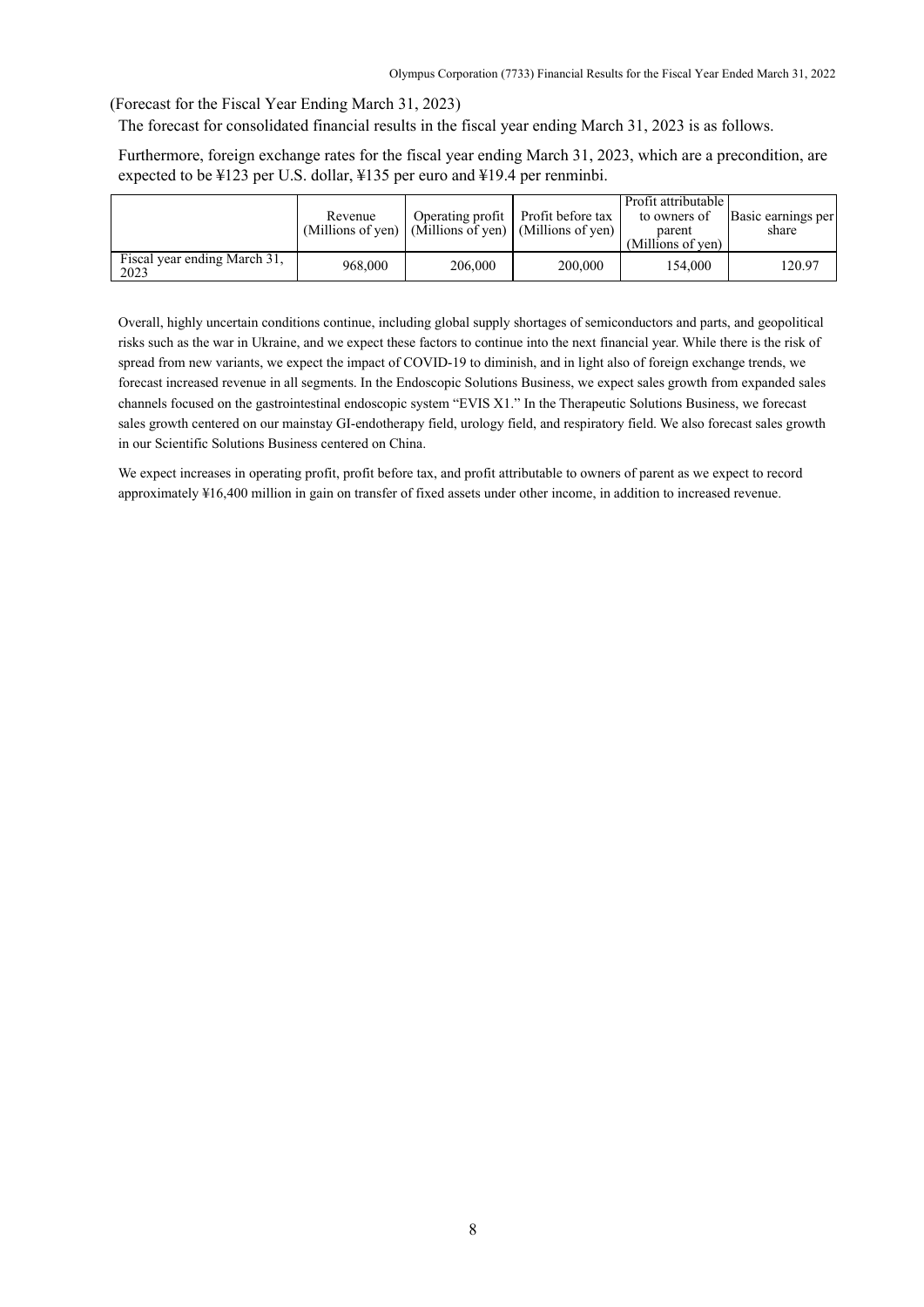(Forecast for the Fiscal Year Ending March 31, 2023)

The forecast for consolidated financial results in the fiscal year ending March 31, 2023 is as follows.

Furthermore, foreign exchange rates for the fiscal year ending March 31, 2023, which are a precondition, are expected to be ¥123 per U.S. dollar, ¥135 per euro and ¥19.4 per renminbi.

| | Revenue (Millions of yen) | Operating profit (Millions of yen) | Profit before tax (Millions of yen) | Profit attributable to owners of parent (Millions of yen) | Basic earnings per share |
|---|---|---|---|---|---|
| Fiscal year ending March 31, 2023 | 968,000 | 206,000 | 200,000 | 154,000 | 120.97 |

Overall, highly uncertain conditions continue, including global supply shortages of semiconductors and parts, and geopolitical risks such as the war in Ukraine, and we expect these factors to continue into the next financial year. While there is the risk of spread from new variants, we expect the impact of COVID-19 to diminish, and in light also of foreign exchange trends, we forecast increased revenue in all segments. In the Endoscopic Solutions Business, we expect sales growth from expanded sales channels focused on the gastrointestinal endoscopic system "EVIS X1." In the Therapeutic Solutions Business, we forecast sales growth centered on our mainstay GI-endotherapy field, urology field, and respiratory field. We also forecast sales growth in our Scientific Solutions Business centered on China.

We expect increases in operating profit, profit before tax, and profit attributable to owners of parent as we expect to record approximately ¥16,400 million in gain on transfer of fixed assets under other income, in addition to increased revenue.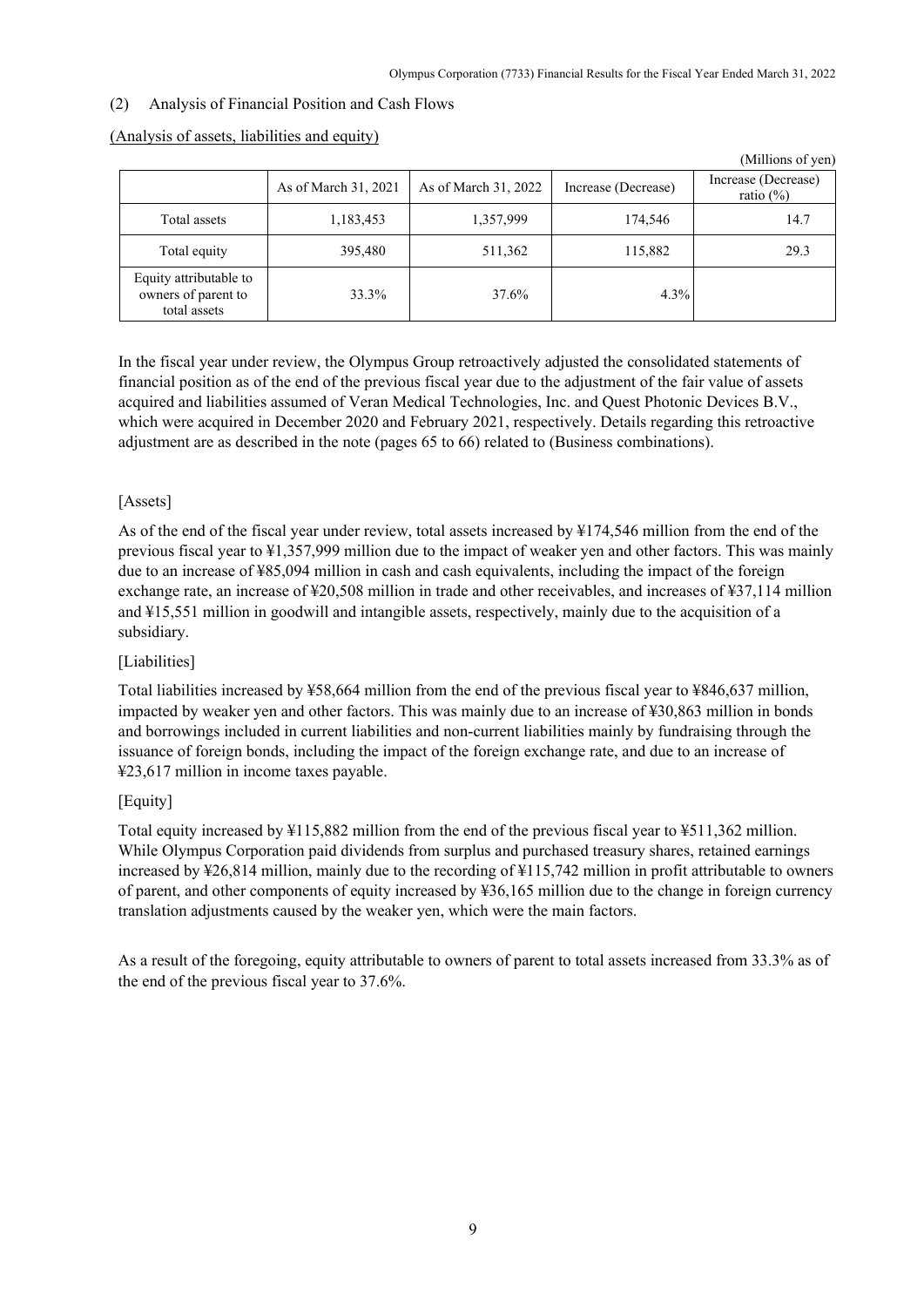(2) Analysis of Financial Position and Cash Flows

(Analysis of assets, liabilities and equity)

(Millions of yen)

| | As of March 31, 2021 | As of March 31, 2022 | Increase (Decrease) | Increase (Decrease) ratio (%) |
|---|---|---|---|---|
| Total assets | 1,183,453 | 1,357,999 | 174,546 | 14.7 |
| Total equity | 395,480 | 511,362 | 115,882 | 29.3 |
| Equity attributable to owners of parent to total assets | 33.3% | 37.6% | 4.3% | |

In the fiscal year under review, the Olympus Group retroactively adjusted the consolidated statements of financial position as of the end of the previous fiscal year due to the adjustment of the fair value of assets acquired and liabilities assumed of Veran Medical Technologies, Inc. and Quest Photonic Devices B.V., which were acquired in December 2020 and February 2021, respectively. Details regarding this retroactive adjustment are as described in the note (pages 65 to 66) related to (Business combinations).

[Assets]

As of the end of the fiscal year under review, total assets increased by ¥174,546 million from the end of the previous fiscal year to ¥1,357,999 million due to the impact of weaker yen and other factors. This was mainly due to an increase of ¥85,094 million in cash and cash equivalents, including the impact of the foreign exchange rate, an increase of ¥20,508 million in trade and other receivables, and increases of ¥37,114 million and ¥15,551 million in goodwill and intangible assets, respectively, mainly due to the acquisition of a subsidiary.

[Liabilities]

Total liabilities increased by ¥58,664 million from the end of the previous fiscal year to ¥846,637 million, impacted by weaker yen and other factors. This was mainly due to an increase of ¥30,863 million in bonds and borrowings included in current liabilities and non-current liabilities mainly by fundraising through the issuance of foreign bonds, including the impact of the foreign exchange rate, and due to an increase of ¥23,617 million in income taxes payable.

[Equity]

Total equity increased by ¥115,882 million from the end of the previous fiscal year to ¥511,362 million. While Olympus Corporation paid dividends from surplus and purchased treasury shares, retained earnings increased by ¥26,814 million, mainly due to the recording of ¥115,742 million in profit attributable to owners of parent, and other components of equity increased by ¥36,165 million due to the change in foreign currency translation adjustments caused by the weaker yen, which were the main factors.

As a result of the foregoing, equity attributable to owners of parent to total assets increased from 33.3% as of the end of the previous fiscal year to 37.6%.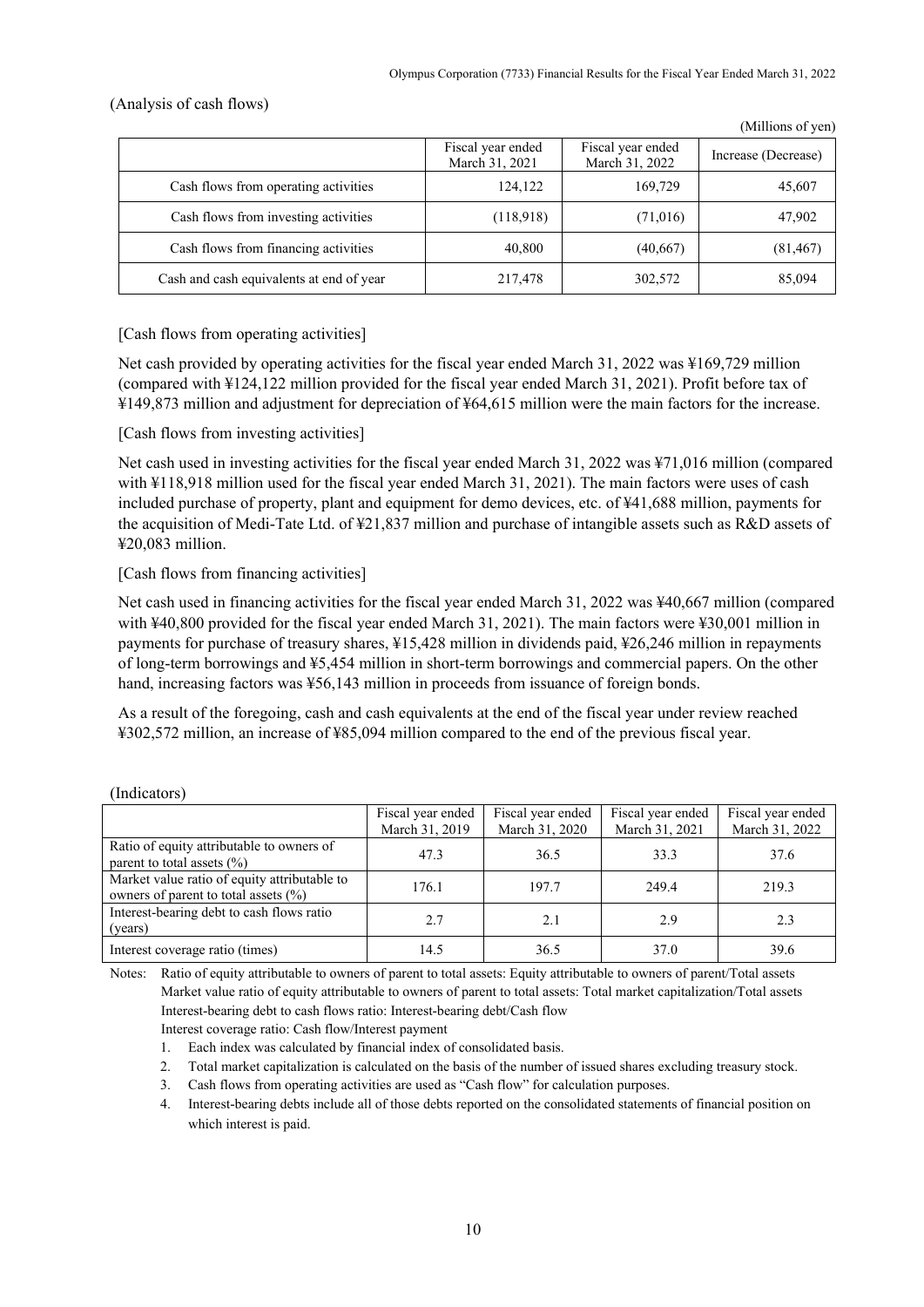(Analysis of cash flows)

(Millions of yen)

| | Fiscal year ended March 31, 2021 | Fiscal year ended March 31, 2022 | Increase (Decrease) |
|---|---|---|---|
| Cash flows from operating activities | 124,122 | 169,729 | 45,607 |
| Cash flows from investing activities | (118,918) | (71,016) | 47,902 |
| Cash flows from financing activities | 40,800 | (40,667) | (81,467) |
| Cash and cash equivalents at end of year | 217,478 | 302,572 | 85,094 |

[Cash flows from operating activities]

Net cash provided by operating activities for the fiscal year ended March 31, 2022 was ¥169,729 million (compared with ¥124,122 million provided for the fiscal year ended March 31, 2021). Profit before tax of ¥149,873 million and adjustment for depreciation of ¥64,615 million were the main factors for the increase.

[Cash flows from investing activities]

Net cash used in investing activities for the fiscal year ended March 31, 2022 was ¥71,016 million (compared with ¥118,918 million used for the fiscal year ended March 31, 2021). The main factors were uses of cash included purchase of property, plant and equipment for demo devices, etc. of ¥41,688 million, payments for the acquisition of Medi-Tate Ltd. of ¥21,837 million and purchase of intangible assets such as R&D assets of ¥20,083 million.

[Cash flows from financing activities]

Net cash used in financing activities for the fiscal year ended March 31, 2022 was ¥40,667 million (compared with ¥40,800 provided for the fiscal year ended March 31, 2021). The main factors were ¥30,001 million in payments for purchase of treasury shares, ¥15,428 million in dividends paid, ¥26,246 million in repayments of long-term borrowings and ¥5,454 million in short-term borrowings and commercial papers. On the other hand, increasing factors was ¥56,143 million in proceeds from issuance of foreign bonds.

As a result of the foregoing, cash and cash equivalents at the end of the fiscal year under review reached ¥302,572 million, an increase of ¥85,094 million compared to the end of the previous fiscal year.

(Indicators)

| | Fiscal year ended March 31, 2019 | Fiscal year ended March 31, 2020 | Fiscal year ended March 31, 2021 | Fiscal year ended March 31, 2022 |
|---|---|---|---|---|
| Ratio of equity attributable to owners of parent to total assets (%) | 47.3 | 36.5 | 33.3 | 37.6 |
| Market value ratio of equity attributable to owners of parent to total assets (%) | 176.1 | 197.7 | 249.4 | 219.3 |
| Interest-bearing debt to cash flows ratio (years) | 2.7 | 2.1 | 2.9 | 2.3 |
| Interest coverage ratio (times) | 14.5 | 36.5 | 37.0 | 39.6 |

Notes: Ratio of equity attributable to owners of parent to total assets: Equity attributable to owners of parent/Total assets
Market value ratio of equity attributable to owners of parent to total assets: Total market capitalization/Total assets
Interest-bearing debt to cash flows ratio: Interest-bearing debt/Cash flow
Interest coverage ratio: Cash flow/Interest payment

1. Each index was calculated by financial index of consolidated basis.
2. Total market capitalization is calculated on the basis of the number of issued shares excluding treasury stock.
3. Cash flows from operating activities are used as "Cash flow" for calculation purposes.
4. Interest-bearing debts include all of those debts reported on the consolidated statements of financial position on which interest is paid.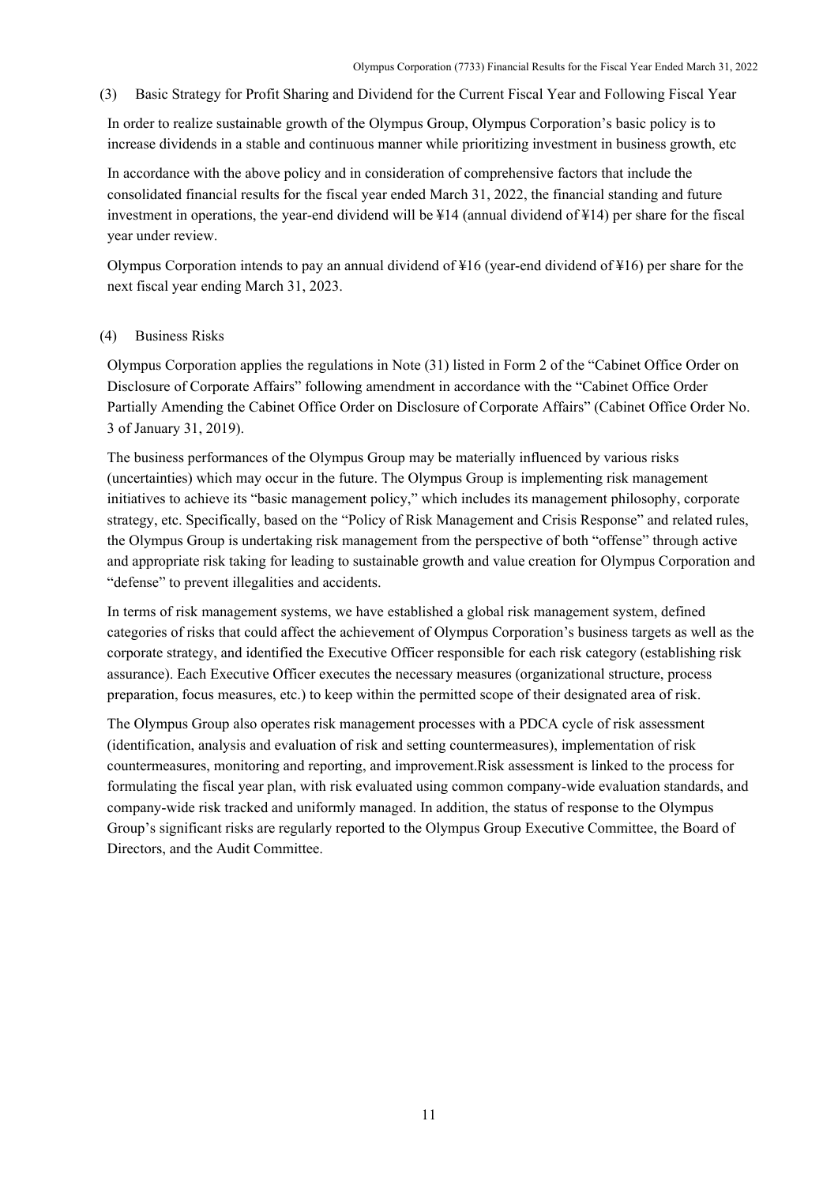### (3) Basic Strategy for Profit Sharing and Dividend for the Current Fiscal Year and Following Fiscal Year

In order to realize sustainable growth of the Olympus Group, Olympus Corporation's basic policy is to increase dividends in a stable and continuous manner while prioritizing investment in business growth, etc

In accordance with the above policy and in consideration of comprehensive factors that include the consolidated financial results for the fiscal year ended March 31, 2022, the financial standing and future investment in operations, the year-end dividend will be ¥14 (annual dividend of ¥14) per share for the fiscal year under review.

Olympus Corporation intends to pay an annual dividend of ¥16 (year-end dividend of ¥16) per share for the next fiscal year ending March 31, 2023.

### (4) Business Risks

Olympus Corporation applies the regulations in Note (31) listed in Form 2 of the "Cabinet Office Order on Disclosure of Corporate Affairs" following amendment in accordance with the "Cabinet Office Order Partially Amending the Cabinet Office Order on Disclosure of Corporate Affairs" (Cabinet Office Order No. 3 of January 31, 2019).

The business performances of the Olympus Group may be materially influenced by various risks (uncertainties) which may occur in the future. The Olympus Group is implementing risk management initiatives to achieve its "basic management policy," which includes its management philosophy, corporate strategy, etc. Specifically, based on the "Policy of Risk Management and Crisis Response" and related rules, the Olympus Group is undertaking risk management from the perspective of both "offense" through active and appropriate risk taking for leading to sustainable growth and value creation for Olympus Corporation and "defense" to prevent illegalities and accidents.

In terms of risk management systems, we have established a global risk management system, defined categories of risks that could affect the achievement of Olympus Corporation's business targets as well as the corporate strategy, and identified the Executive Officer responsible for each risk category (establishing risk assurance). Each Executive Officer executes the necessary measures (organizational structure, process preparation, focus measures, etc.) to keep within the permitted scope of their designated area of risk.

The Olympus Group also operates risk management processes with a PDCA cycle of risk assessment (identification, analysis and evaluation of risk and setting countermeasures), implementation of risk countermeasures, monitoring and reporting, and improvement.Risk assessment is linked to the process for formulating the fiscal year plan, with risk evaluated using common company-wide evaluation standards, and company-wide risk tracked and uniformly managed. In addition, the status of response to the Olympus Group's significant risks are regularly reported to the Olympus Group Executive Committee, the Board of Directors, and the Audit Committee.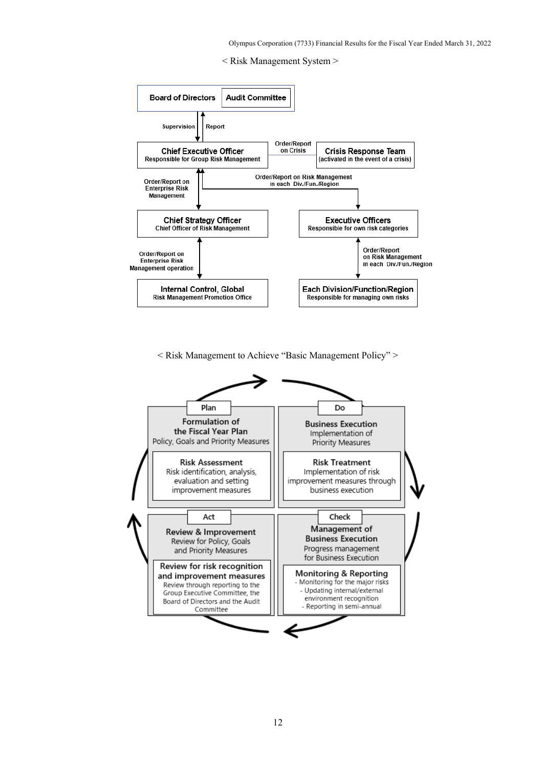< Risk Management System >

**Board of Directors** | **Audit Committee**

Supervision ↓ ↑ Report

**Chief Executive Officer**
Responsible for Group Risk Management

Order/Report on Crisis — **Crisis Response Team** (activated in the event of a crisis)

Order/Report on Enterprise Risk Management

Order/Report on Risk Management in each Div./Fun./Region

**Chief Strategy Officer**
Chief Officer of Risk Management

**Executive Officers**
Responsible for own risk categories

Order/Report on Enterprise Risk Management operation

Order/Report on Risk Management in each Div./Fun./Region

**Internal Control, Global**
Risk Management Promotion Office

**Each Division/Function/Region**
Responsible for managing own risks

< Risk Management to Achieve "Basic Management Policy" >

**Plan**

Formulation of the Fiscal Year Plan
Policy, Goals and Priority Measures

Risk Assessment
Risk identification, analysis, evaluation and setting improvement measures

**Do**

Business Execution
Implementation of Priority Measures

Risk Treatment
Implementation of risk improvement measures through business execution

**Check**

Management of Business Execution
Progress management for Business Execution

Monitoring & Reporting
- Monitoring for the major risks
- Updating internal/external environment recognition
- Reporting in semi-annual

**Act**

Review & Improvement
Review for Policy, Goals and Priority Measures

Review for risk recognition and improvement measures
Review through reporting to the Group Executive Committee, the Board of Directors and the Audit Committee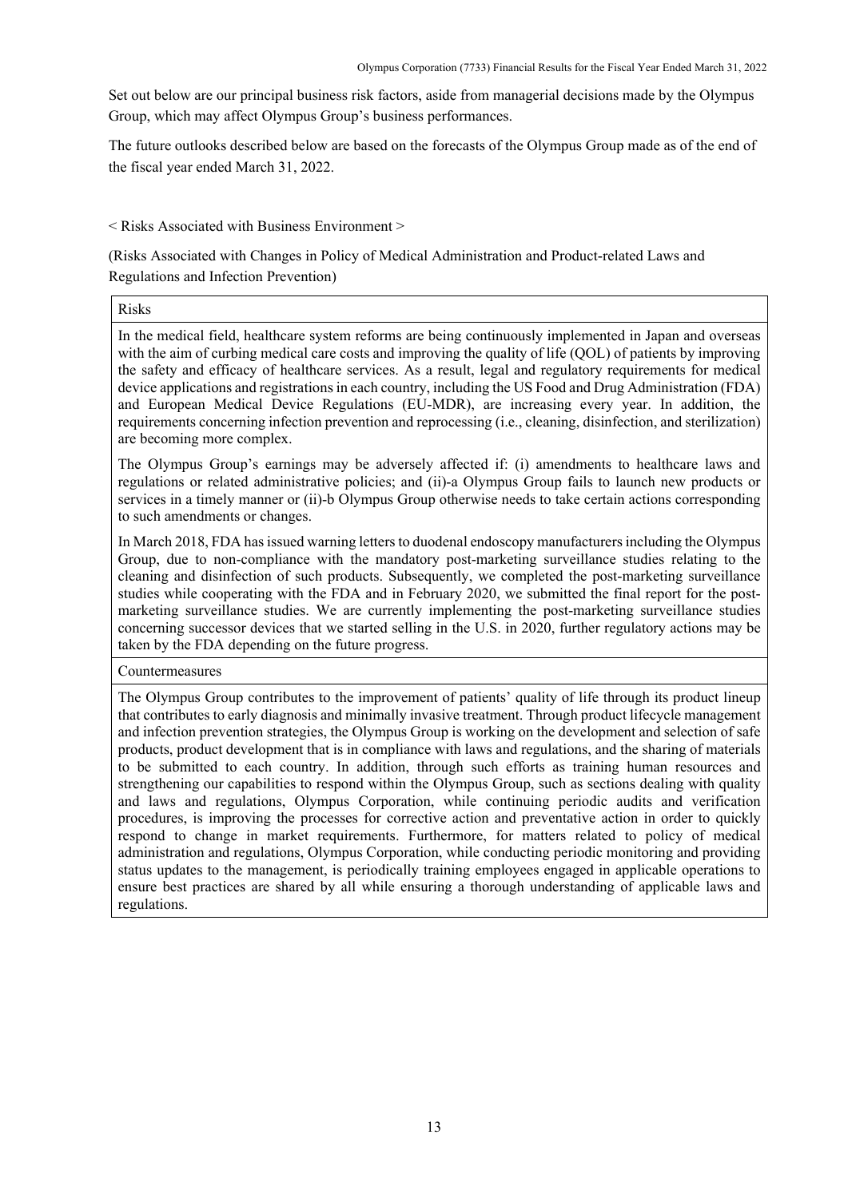Set out below are our principal business risk factors, aside from managerial decisions made by the Olympus Group, which may affect Olympus Group's business performances.

The future outlooks described below are based on the forecasts of the Olympus Group made as of the end of the fiscal year ended March 31, 2022.

< Risks Associated with Business Environment >

(Risks Associated with Changes in Policy of Medical Administration and Product-related Laws and Regulations and Infection Prevention)

| Risks |
| --- |
| In the medical field, healthcare system reforms are being continuously implemented in Japan and overseas with the aim of curbing medical care costs and improving the quality of life (QOL) of patients by improving the safety and efficacy of healthcare services. As a result, legal and regulatory requirements for medical device applications and registrations in each country, including the US Food and Drug Administration (FDA) and European Medical Device Regulations (EU-MDR), are increasing every year. In addition, the requirements concerning infection prevention and reprocessing (i.e., cleaning, disinfection, and sterilization) are becoming more complex.<br><br>The Olympus Group's earnings may be adversely affected if: (i) amendments to healthcare laws and regulations or related administrative policies; and (ii)-a Olympus Group fails to launch new products or services in a timely manner or (ii)-b Olympus Group otherwise needs to take certain actions corresponding to such amendments or changes.<br><br>In March 2018, FDA has issued warning letters to duodenal endoscopy manufacturers including the Olympus Group, due to non-compliance with the mandatory post-marketing surveillance studies relating to the cleaning and disinfection of such products. Subsequently, we completed the post-marketing surveillance studies while cooperating with the FDA and in February 2020, we submitted the final report for the post-marketing surveillance studies. We are currently implementing the post-marketing surveillance studies concerning successor devices that we started selling in the U.S. in 2020, further regulatory actions may be taken by the FDA depending on the future progress. |
| Countermeasures |
| The Olympus Group contributes to the improvement of patients' quality of life through its product lineup that contributes to early diagnosis and minimally invasive treatment. Through product lifecycle management and infection prevention strategies, the Olympus Group is working on the development and selection of safe products, product development that is in compliance with laws and regulations, and the sharing of materials to be submitted to each country. In addition, through such efforts as training human resources and strengthening our capabilities to respond within the Olympus Group, such as sections dealing with quality and laws and regulations, Olympus Corporation, while continuing periodic audits and verification procedures, is improving the processes for corrective action and preventative action in order to quickly respond to change in market requirements. Furthermore, for matters related to policy of medical administration and regulations, Olympus Corporation, while conducting periodic monitoring and providing status updates to the management, is periodically training employees engaged in applicable operations to ensure best practices are shared by all while ensuring a thorough understanding of applicable laws and regulations. |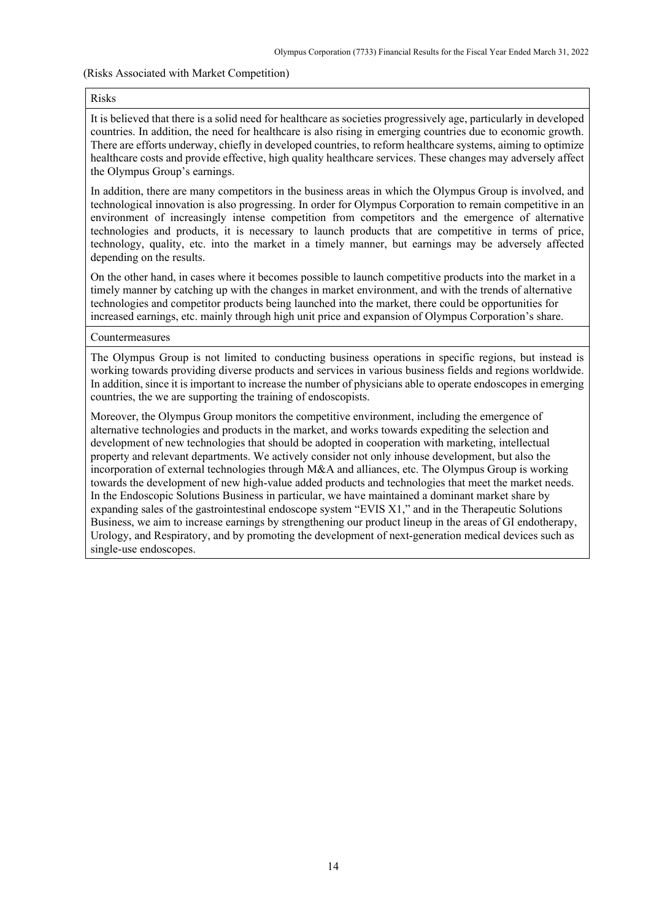(Risks Associated with Market Competition)

| Risks |
|---|
| It is believed that there is a solid need for healthcare as societies progressively age, particularly in developed countries. In addition, the need for healthcare is also rising in emerging countries due to economic growth. There are efforts underway, chiefly in developed countries, to reform healthcare systems, aiming to optimize healthcare costs and provide effective, high quality healthcare services. These changes may adversely affect the Olympus Group's earnings.<br><br>In addition, there are many competitors in the business areas in which the Olympus Group is involved, and technological innovation is also progressing. In order for Olympus Corporation to remain competitive in an environment of increasingly intense competition from competitors and the emergence of alternative technologies and products, it is necessary to launch products that are competitive in terms of price, technology, quality, etc. into the market in a timely manner, but earnings may be adversely affected depending on the results.<br><br>On the other hand, in cases where it becomes possible to launch competitive products into the market in a timely manner by catching up with the changes in market environment, and with the trends of alternative technologies and competitor products being launched into the market, there could be opportunities for increased earnings, etc. mainly through high unit price and expansion of Olympus Corporation's share. |
| Countermeasures |
| The Olympus Group is not limited to conducting business operations in specific regions, but instead is working towards providing diverse products and services in various business fields and regions worldwide. In addition, since it is important to increase the number of physicians able to operate endoscopes in emerging countries, the we are supporting the training of endoscopists.<br><br>Moreover, the Olympus Group monitors the competitive environment, including the emergence of alternative technologies and products in the market, and works towards expediting the selection and development of new technologies that should be adopted in cooperation with marketing, intellectual property and relevant departments. We actively consider not only inhouse development, but also the incorporation of external technologies through M&A and alliances, etc. The Olympus Group is working towards the development of new high-value added products and technologies that meet the market needs. In the Endoscopic Solutions Business in particular, we have maintained a dominant market share by expanding sales of the gastrointestinal endoscope system "EVIS X1," and in the Therapeutic Solutions Business, we aim to increase earnings by strengthening our product lineup in the areas of GI endotherapy, Urology, and Respiratory, and by promoting the development of next-generation medical devices such as single-use endoscopes. |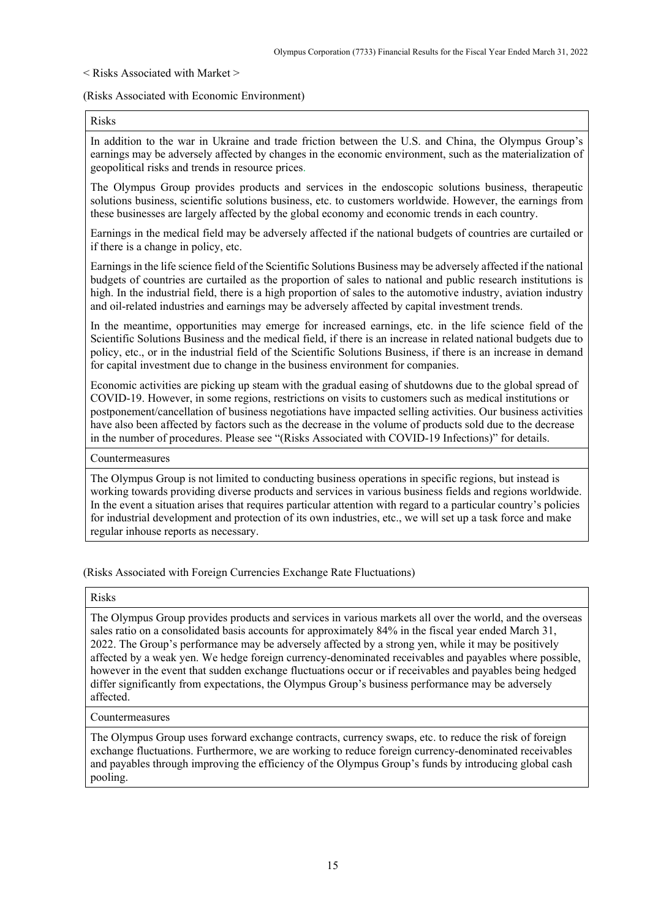< Risks Associated with Market >

(Risks Associated with Economic Environment)

| Risks |
|---|
| In addition to the war in Ukraine and trade friction between the U.S. and China, the Olympus Group's earnings may be adversely affected by changes in the economic environment, such as the materialization of geopolitical risks and trends in resource prices.<br><br>The Olympus Group provides products and services in the endoscopic solutions business, therapeutic solutions business, scientific solutions business, etc. to customers worldwide. However, the earnings from these businesses are largely affected by the global economy and economic trends in each country.<br><br>Earnings in the medical field may be adversely affected if the national budgets of countries are curtailed or if there is a change in policy, etc.<br><br>Earnings in the life science field of the Scientific Solutions Business may be adversely affected if the national budgets of countries are curtailed as the proportion of sales to national and public research institutions is high. In the industrial field, there is a high proportion of sales to the automotive industry, aviation industry and oil-related industries and earnings may be adversely affected by capital investment trends.<br><br>In the meantime, opportunities may emerge for increased earnings, etc. in the life science field of the Scientific Solutions Business and the medical field, if there is an increase in related national budgets due to policy, etc., or in the industrial field of the Scientific Solutions Business, if there is an increase in demand for capital investment due to change in the business environment for companies.<br><br>Economic activities are picking up steam with the gradual easing of shutdowns due to the global spread of COVID-19. However, in some regions, restrictions on visits to customers such as medical institutions or postponement/cancellation of business negotiations have impacted selling activities. Our business activities have also been affected by factors such as the decrease in the volume of products sold due to the decrease in the number of procedures. Please see "(Risks Associated with COVID-19 Infections)" for details. |
| Countermeasures |
| The Olympus Group is not limited to conducting business operations in specific regions, but instead is working towards providing diverse products and services in various business fields and regions worldwide. In the event a situation arises that requires particular attention with regard to a particular country's policies for industrial development and protection of its own industries, etc., we will set up a task force and make regular inhouse reports as necessary. |

(Risks Associated with Foreign Currencies Exchange Rate Fluctuations)

| Risks |
|---|
| The Olympus Group provides products and services in various markets all over the world, and the overseas sales ratio on a consolidated basis accounts for approximately 84% in the fiscal year ended March 31, 2022. The Group's performance may be adversely affected by a strong yen, while it may be positively affected by a weak yen. We hedge foreign currency-denominated receivables and payables where possible, however in the event that sudden exchange fluctuations occur or if receivables and payables being hedged differ significantly from expectations, the Olympus Group's business performance may be adversely affected. |
| Countermeasures |
| The Olympus Group uses forward exchange contracts, currency swaps, etc. to reduce the risk of foreign exchange fluctuations. Furthermore, we are working to reduce foreign currency-denominated receivables and payables through improving the efficiency of the Olympus Group's funds by introducing global cash pooling. |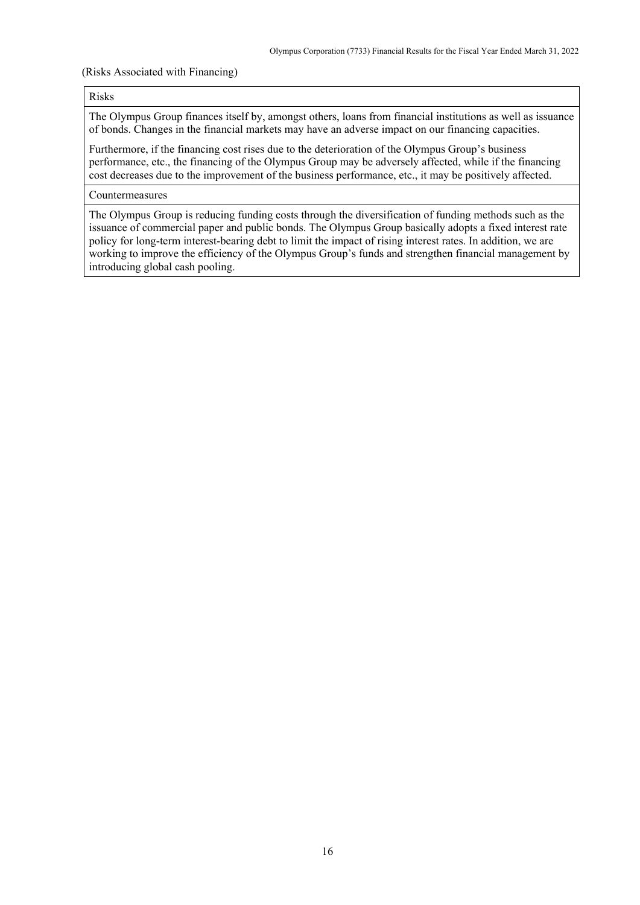(Risks Associated with Financing)

| Risks |
| --- |
| The Olympus Group finances itself by, amongst others, loans from financial institutions as well as issuance of bonds. Changes in the financial markets may have an adverse impact on our financing capacities.<br><br>Furthermore, if the financing cost rises due to the deterioration of the Olympus Group's business performance, etc., the financing of the Olympus Group may be adversely affected, while if the financing cost decreases due to the improvement of the business performance, etc., it may be positively affected. |
| Countermeasures |
| The Olympus Group is reducing funding costs through the diversification of funding methods such as the issuance of commercial paper and public bonds. The Olympus Group basically adopts a fixed interest rate policy for long-term interest-bearing debt to limit the impact of rising interest rates. In addition, we are working to improve the efficiency of the Olympus Group's funds and strengthen financial management by introducing global cash pooling. |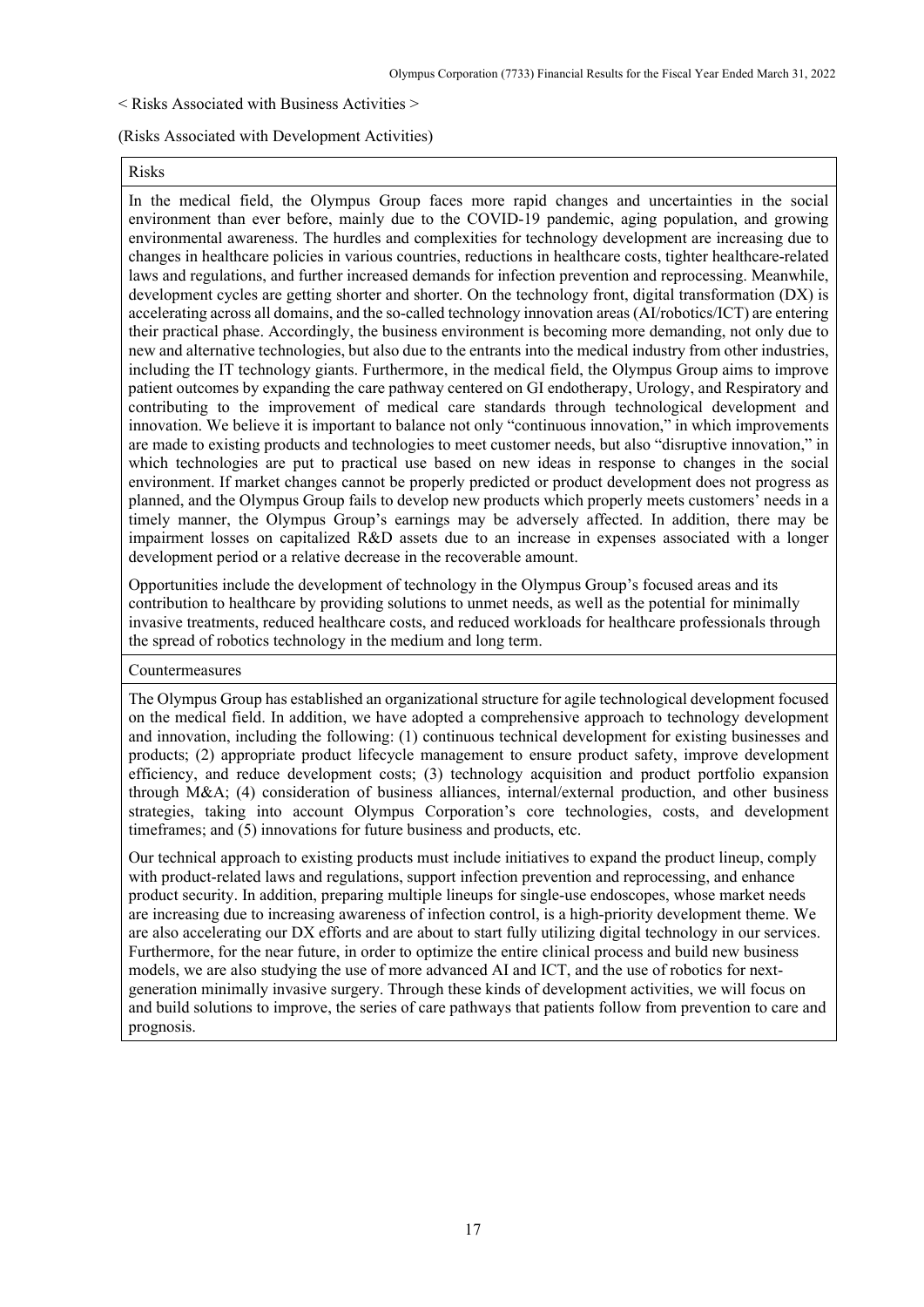< Risks Associated with Business Activities >

(Risks Associated with Development Activities)

| Risks |
|---|
| In the medical field, the Olympus Group faces more rapid changes and uncertainties in the social environment than ever before, mainly due to the COVID-19 pandemic, aging population, and growing environmental awareness. The hurdles and complexities for technology development are increasing due to changes in healthcare policies in various countries, reductions in healthcare costs, tighter healthcare-related laws and regulations, and further increased demands for infection prevention and reprocessing. Meanwhile, development cycles are getting shorter and shorter. On the technology front, digital transformation (DX) is accelerating across all domains, and the so-called technology innovation areas (AI/robotics/ICT) are entering their practical phase. Accordingly, the business environment is becoming more demanding, not only due to new and alternative technologies, but also due to the entrants into the medical industry from other industries, including the IT technology giants. Furthermore, in the medical field, the Olympus Group aims to improve patient outcomes by expanding the care pathway centered on GI endotherapy, Urology, and Respiratory and contributing to the improvement of medical care standards through technological development and innovation. We believe it is important to balance not only "continuous innovation," in which improvements are made to existing products and technologies to meet customer needs, but also "disruptive innovation," in which technologies are put to practical use based on new ideas in response to changes in the social environment. If market changes cannot be properly predicted or product development does not progress as planned, and the Olympus Group fails to develop new products which properly meets customers' needs in a timely manner, the Olympus Group's earnings may be adversely affected. In addition, there may be impairment losses on capitalized R&D assets due to an increase in expenses associated with a longer development period or a relative decrease in the recoverable amount.<br><br>Opportunities include the development of technology in the Olympus Group's focused areas and its contribution to healthcare by providing solutions to unmet needs, as well as the potential for minimally invasive treatments, reduced healthcare costs, and reduced workloads for healthcare professionals through the spread of robotics technology in the medium and long term. |
| **Countermeasures** |
| The Olympus Group has established an organizational structure for agile technological development focused on the medical field. In addition, we have adopted a comprehensive approach to technology development and innovation, including the following: (1) continuous technical development for existing businesses and products; (2) appropriate product lifecycle management to ensure product safety, improve development efficiency, and reduce development costs; (3) technology acquisition and product portfolio expansion through M&A; (4) consideration of business alliances, internal/external production, and other business strategies, taking into account Olympus Corporation's core technologies, costs, and development timeframes; and (5) innovations for future business and products, etc.<br><br>Our technical approach to existing products must include initiatives to expand the product lineup, comply with product-related laws and regulations, support infection prevention and reprocessing, and enhance product security. In addition, preparing multiple lineups for single-use endoscopes, whose market needs are increasing due to increasing awareness of infection control, is a high-priority development theme. We are also accelerating our DX efforts and are about to start fully utilizing digital technology in our services. Furthermore, for the near future, in order to optimize the entire clinical process and build new business models, we are also studying the use of more advanced AI and ICT, and the use of robotics for next-generation minimally invasive surgery. Through these kinds of development activities, we will focus on and build solutions to improve, the series of care pathways that patients follow from prevention to care and prognosis. |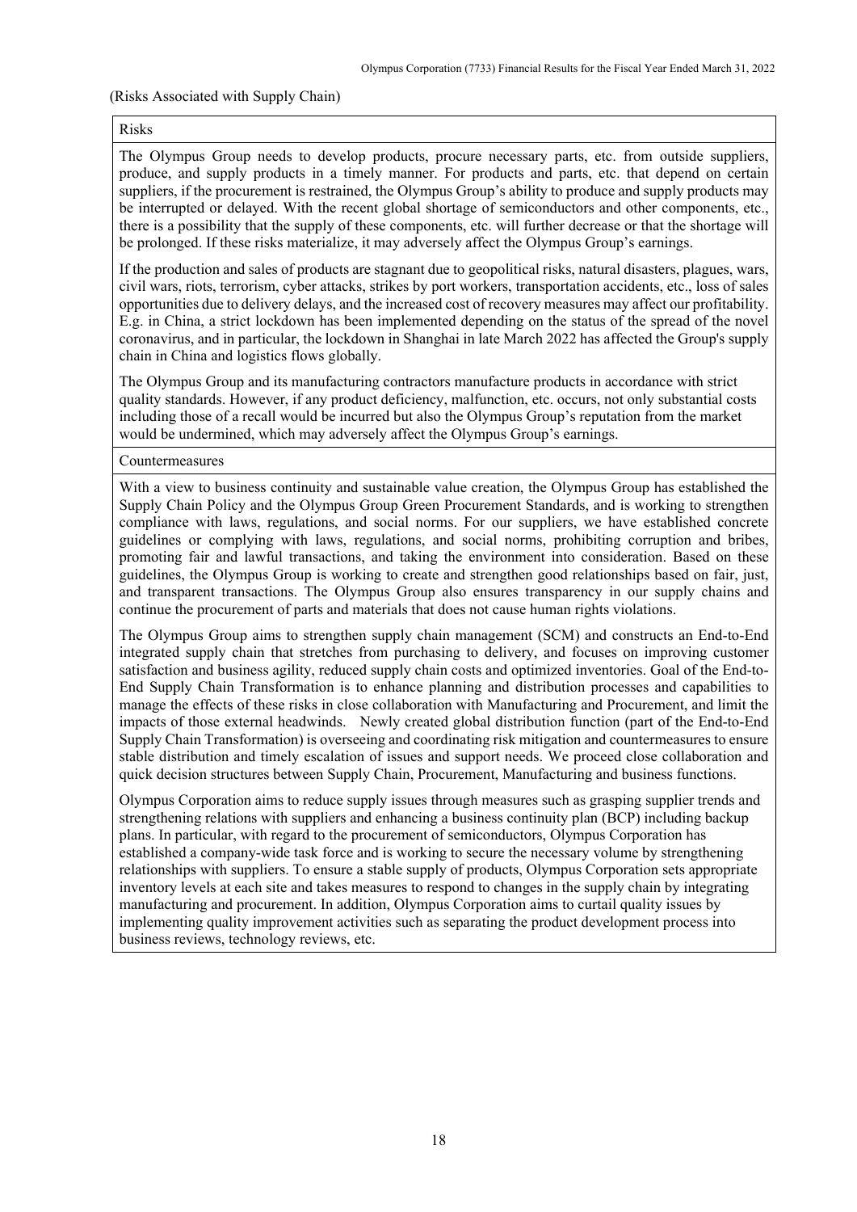(Risks Associated with Supply Chain)

| Risks |
| --- |
| The Olympus Group needs to develop products, procure necessary parts, etc. from outside suppliers, produce, and supply products in a timely manner. For products and parts, etc. that depend on certain suppliers, if the procurement is restrained, the Olympus Group's ability to produce and supply products may be interrupted or delayed. With the recent global shortage of semiconductors and other components, etc., there is a possibility that the supply of these components, etc. will further decrease or that the shortage will be prolonged. If these risks materialize, it may adversely affect the Olympus Group's earnings.<br><br>If the production and sales of products are stagnant due to geopolitical risks, natural disasters, plagues, wars, civil wars, riots, terrorism, cyber attacks, strikes by port workers, transportation accidents, etc., loss of sales opportunities due to delivery delays, and the increased cost of recovery measures may affect our profitability. E.g. in China, a strict lockdown has been implemented depending on the status of the spread of the novel coronavirus, and in particular, the lockdown in Shanghai in late March 2022 has affected the Group's supply chain in China and logistics flows globally.<br><br>The Olympus Group and its manufacturing contractors manufacture products in accordance with strict quality standards. However, if any product deficiency, malfunction, etc. occurs, not only substantial costs including those of a recall would be incurred but also the Olympus Group's reputation from the market would be undermined, which may adversely affect the Olympus Group's earnings. |
| Countermeasures |
| With a view to business continuity and sustainable value creation, the Olympus Group has established the Supply Chain Policy and the Olympus Group Green Procurement Standards, and is working to strengthen compliance with laws, regulations, and social norms. For our suppliers, we have established concrete guidelines or complying with laws, regulations, and social norms, prohibiting corruption and bribes, promoting fair and lawful transactions, and taking the environment into consideration. Based on these guidelines, the Olympus Group is working to create and strengthen good relationships based on fair, just, and transparent transactions. The Olympus Group also ensures transparency in our supply chains and continue the procurement of parts and materials that does not cause human rights violations.<br><br>The Olympus Group aims to strengthen supply chain management (SCM) and constructs an End-to-End integrated supply chain that stretches from purchasing to delivery, and focuses on improving customer satisfaction and business agility, reduced supply chain costs and optimized inventories. Goal of the End-to-End Supply Chain Transformation is to enhance planning and distribution processes and capabilities to manage the effects of these risks in close collaboration with Manufacturing and Procurement, and limit the impacts of those external headwinds. Newly created global distribution function (part of the End-to-End Supply Chain Transformation) is overseeing and coordinating risk mitigation and countermeasures to ensure stable distribution and timely escalation of issues and support needs. We proceed close collaboration and quick decision structures between Supply Chain, Procurement, Manufacturing and business functions.<br><br>Olympus Corporation aims to reduce supply issues through measures such as grasping supplier trends and strengthening relations with suppliers and enhancing a business continuity plan (BCP) including backup plans. In particular, with regard to the procurement of semiconductors, Olympus Corporation has established a company-wide task force and is working to secure the necessary volume by strengthening relationships with suppliers. To ensure a stable supply of products, Olympus Corporation sets appropriate inventory levels at each site and takes measures to respond to changes in the supply chain by integrating manufacturing and procurement. In addition, Olympus Corporation aims to curtail quality issues by implementing quality improvement activities such as separating the product development process into business reviews, technology reviews, etc. |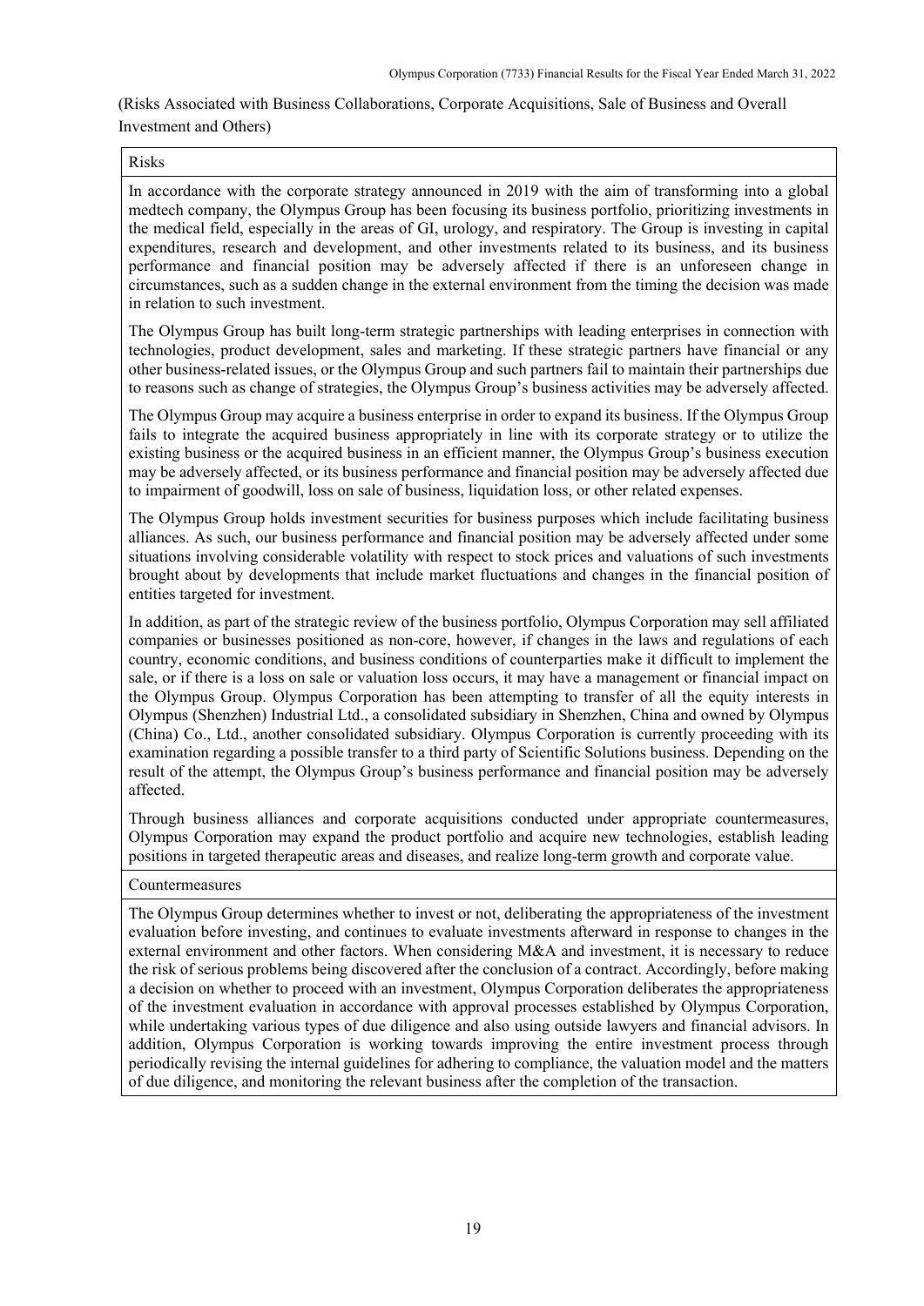(Risks Associated with Business Collaborations, Corporate Acquisitions, Sale of Business and Overall Investment and Others)

| Risks |
| --- |
| In accordance with the corporate strategy announced in 2019 with the aim of transforming into a global medtech company, the Olympus Group has been focusing its business portfolio, prioritizing investments in the medical field, especially in the areas of GI, urology, and respiratory. The Group is investing in capital expenditures, research and development, and other investments related to its business, and its business performance and financial position may be adversely affected if there is an unforeseen change in circumstances, such as a sudden change in the external environment from the timing the decision was made in relation to such investment.<br><br>The Olympus Group has built long-term strategic partnerships with leading enterprises in connection with technologies, product development, sales and marketing. If these strategic partners have financial or any other business-related issues, or the Olympus Group and such partners fail to maintain their partnerships due to reasons such as change of strategies, the Olympus Group's business activities may be adversely affected.<br><br>The Olympus Group may acquire a business enterprise in order to expand its business. If the Olympus Group fails to integrate the acquired business appropriately in line with its corporate strategy or to utilize the existing business or the acquired business in an efficient manner, the Olympus Group's business execution may be adversely affected, or its business performance and financial position may be adversely affected due to impairment of goodwill, loss on sale of business, liquidation loss, or other related expenses.<br><br>The Olympus Group holds investment securities for business purposes which include facilitating business alliances. As such, our business performance and financial position may be adversely affected under some situations involving considerable volatility with respect to stock prices and valuations of such investments brought about by developments that include market fluctuations and changes in the financial position of entities targeted for investment.<br><br>In addition, as part of the strategic review of the business portfolio, Olympus Corporation may sell affiliated companies or businesses positioned as non-core, however, if changes in the laws and regulations of each country, economic conditions, and business conditions of counterparties make it difficult to implement the sale, or if there is a loss on sale or valuation loss occurs, it may have a management or financial impact on the Olympus Group. Olympus Corporation has been attempting to transfer of all the equity interests in Olympus (Shenzhen) Industrial Ltd., a consolidated subsidiary in Shenzhen, China and owned by Olympus (China) Co., Ltd., another consolidated subsidiary. Olympus Corporation is currently proceeding with its examination regarding a possible transfer to a third party of Scientific Solutions business. Depending on the result of the attempt, the Olympus Group's business performance and financial position may be adversely affected.<br><br>Through business alliances and corporate acquisitions conducted under appropriate countermeasures, Olympus Corporation may expand the product portfolio and acquire new technologies, establish leading positions in targeted therapeutic areas and diseases, and realize long-term growth and corporate value. |
| Countermeasures |
| The Olympus Group determines whether to invest or not, deliberating the appropriateness of the investment evaluation before investing, and continues to evaluate investments afterward in response to changes in the external environment and other factors. When considering M&A and investment, it is necessary to reduce the risk of serious problems being discovered after the conclusion of a contract. Accordingly, before making a decision on whether to proceed with an investment, Olympus Corporation deliberates the appropriateness of the investment evaluation in accordance with approval processes established by Olympus Corporation, while undertaking various types of due diligence and also using outside lawyers and financial advisors. In addition, Olympus Corporation is working towards improving the entire investment process through periodically revising the internal guidelines for adhering to compliance, the valuation model and the matters of due diligence, and monitoring the relevant business after the completion of the transaction. |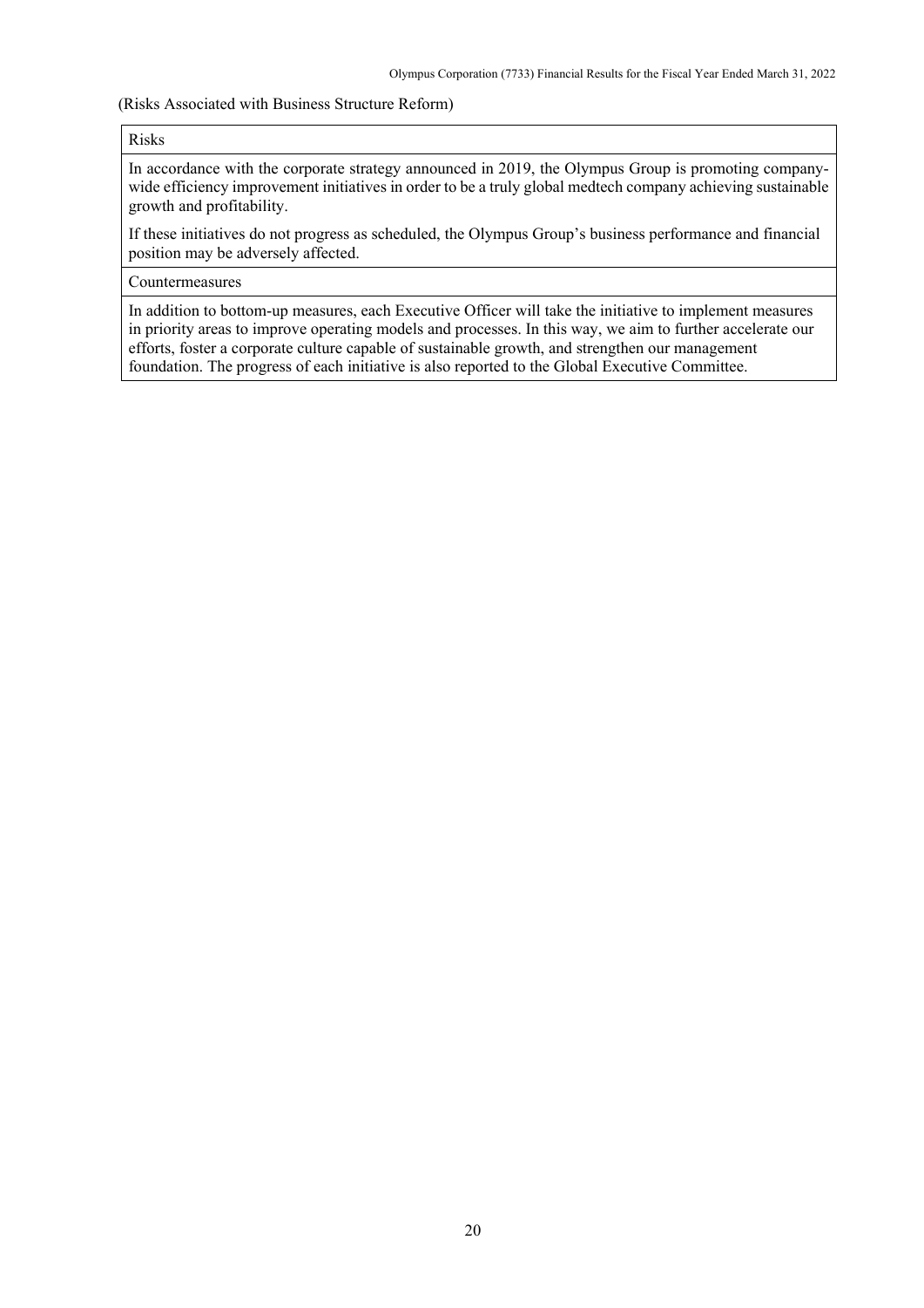(Risks Associated with Business Structure Reform)

| Risks |
| --- |
| In accordance with the corporate strategy announced in 2019, the Olympus Group is promoting company-wide efficiency improvement initiatives in order to be a truly global medtech company achieving sustainable growth and profitability.<br><br>If these initiatives do not progress as scheduled, the Olympus Group's business performance and financial position may be adversely affected. |
| Countermeasures |
| In addition to bottom-up measures, each Executive Officer will take the initiative to implement measures in priority areas to improve operating models and processes. In this way, we aim to further accelerate our efforts, foster a corporate culture capable of sustainable growth, and strengthen our management foundation. The progress of each initiative is also reported to the Global Executive Committee. |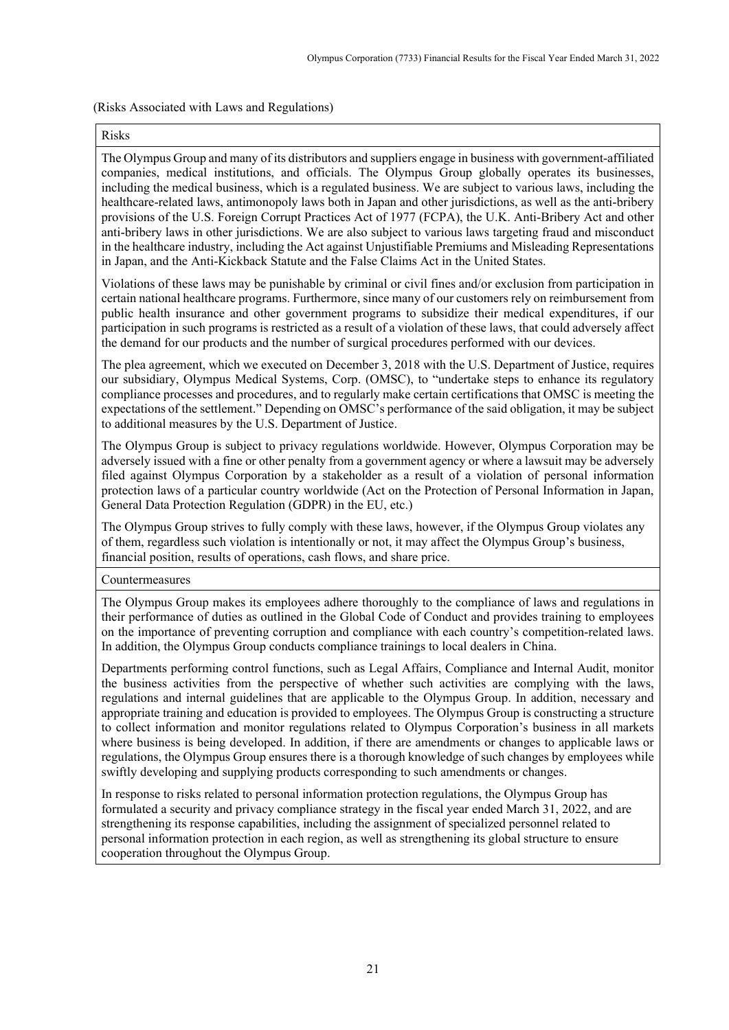(Risks Associated with Laws and Regulations)

| Risks |
| --- |
| The Olympus Group and many of its distributors and suppliers engage in business with government-affiliated companies, medical institutions, and officials. The Olympus Group globally operates its businesses, including the medical business, which is a regulated business. We are subject to various laws, including the healthcare-related laws, antimonopoly laws both in Japan and other jurisdictions, as well as the anti-bribery provisions of the U.S. Foreign Corrupt Practices Act of 1977 (FCPA), the U.K. Anti-Bribery Act and other anti-bribery laws in other jurisdictions. We are also subject to various laws targeting fraud and misconduct in the healthcare industry, including the Act against Unjustifiable Premiums and Misleading Representations in Japan, and the Anti-Kickback Statute and the False Claims Act in the United States.<br><br>Violations of these laws may be punishable by criminal or civil fines and/or exclusion from participation in certain national healthcare programs. Furthermore, since many of our customers rely on reimbursement from public health insurance and other government programs to subsidize their medical expenditures, if our participation in such programs is restricted as a result of a violation of these laws, that could adversely affect the demand for our products and the number of surgical procedures performed with our devices.<br><br>The plea agreement, which we executed on December 3, 2018 with the U.S. Department of Justice, requires our subsidiary, Olympus Medical Systems, Corp. (OMSC), to "undertake steps to enhance its regulatory compliance processes and procedures, and to regularly make certain certifications that OMSC is meeting the expectations of the settlement." Depending on OMSC's performance of the said obligation, it may be subject to additional measures by the U.S. Department of Justice.<br><br>The Olympus Group is subject to privacy regulations worldwide. However, Olympus Corporation may be adversely issued with a fine or other penalty from a government agency or where a lawsuit may be adversely filed against Olympus Corporation by a stakeholder as a result of a violation of personal information protection laws of a particular country worldwide (Act on the Protection of Personal Information in Japan, General Data Protection Regulation (GDPR) in the EU, etc.)<br><br>The Olympus Group strives to fully comply with these laws, however, if the Olympus Group violates any of them, regardless such violation is intentionally or not, it may affect the Olympus Group's business, financial position, results of operations, cash flows, and share price. |
| Countermeasures |
| The Olympus Group makes its employees adhere thoroughly to the compliance of laws and regulations in their performance of duties as outlined in the Global Code of Conduct and provides training to employees on the importance of preventing corruption and compliance with each country's competition-related laws. In addition, the Olympus Group conducts compliance trainings to local dealers in China.<br><br>Departments performing control functions, such as Legal Affairs, Compliance and Internal Audit, monitor the business activities from the perspective of whether such activities are complying with the laws, regulations and internal guidelines that are applicable to the Olympus Group. In addition, necessary and appropriate training and education is provided to employees. The Olympus Group is constructing a structure to collect information and monitor regulations related to Olympus Corporation's business in all markets where business is being developed. In addition, if there are amendments or changes to applicable laws or regulations, the Olympus Group ensures there is a thorough knowledge of such changes by employees while swiftly developing and supplying products corresponding to such amendments or changes.<br><br>In response to risks related to personal information protection regulations, the Olympus Group has formulated a security and privacy compliance strategy in the fiscal year ended March 31, 2022, and are strengthening its response capabilities, including the assignment of specialized personnel related to personal information protection in each region, as well as strengthening its global structure to ensure cooperation throughout the Olympus Group. |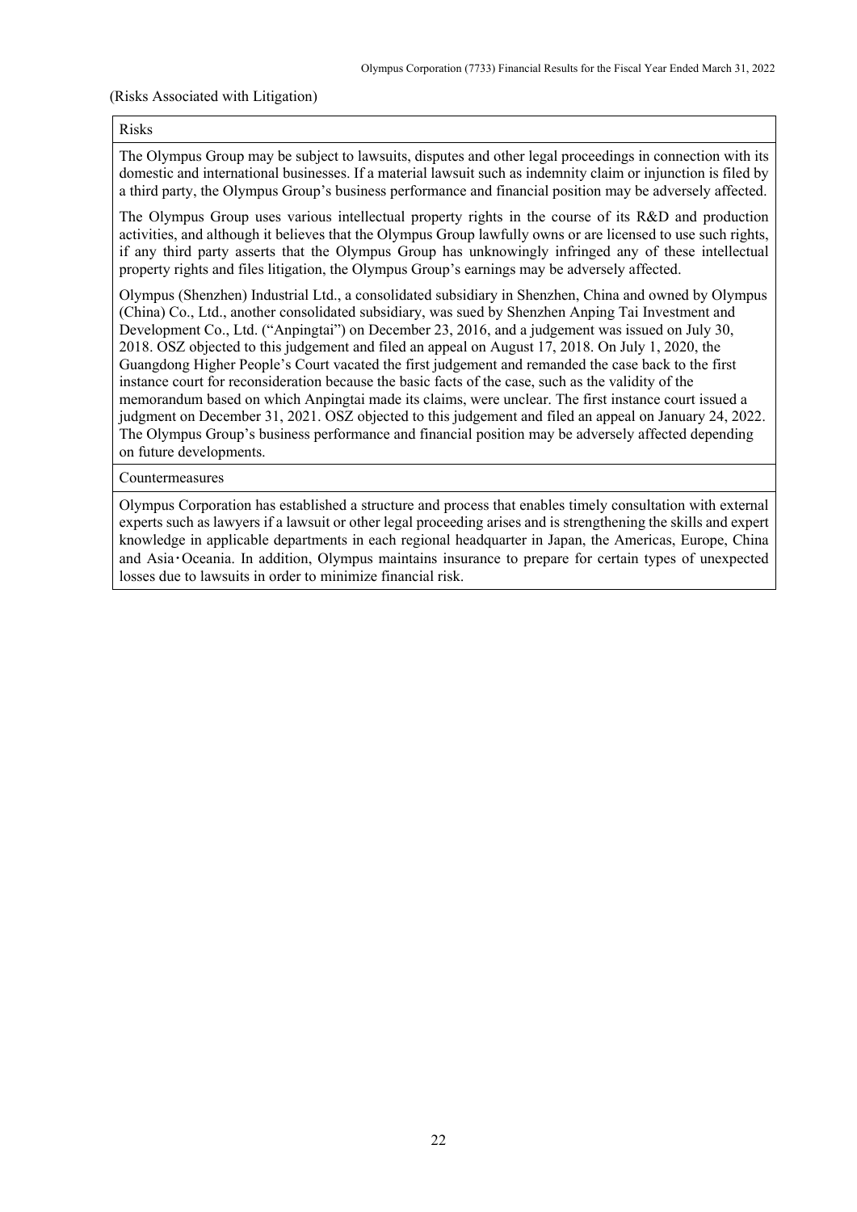(Risks Associated with Litigation)

| Risks |
| --- |
| The Olympus Group may be subject to lawsuits, disputes and other legal proceedings in connection with its domestic and international businesses. If a material lawsuit such as indemnity claim or injunction is filed by a third party, the Olympus Group's business performance and financial position may be adversely affected.<br><br>The Olympus Group uses various intellectual property rights in the course of its R&D and production activities, and although it believes that the Olympus Group lawfully owns or are licensed to use such rights, if any third party asserts that the Olympus Group has unknowingly infringed any of these intellectual property rights and files litigation, the Olympus Group's earnings may be adversely affected.<br><br>Olympus (Shenzhen) Industrial Ltd., a consolidated subsidiary in Shenzhen, China and owned by Olympus (China) Co., Ltd., another consolidated subsidiary, was sued by Shenzhen Anping Tai Investment and Development Co., Ltd. ("Anpingtai") on December 23, 2016, and a judgement was issued on July 30, 2018. OSZ objected to this judgement and filed an appeal on August 17, 2018. On July 1, 2020, the Guangdong Higher People's Court vacated the first judgement and remanded the case back to the first instance court for reconsideration because the basic facts of the case, such as the validity of the memorandum based on which Anpingtai made its claims, were unclear. The first instance court issued a judgment on December 31, 2021. OSZ objected to this judgement and filed an appeal on January 24, 2022. The Olympus Group's business performance and financial position may be adversely affected depending on future developments. |
| Countermeasures |
| Olympus Corporation has established a structure and process that enables timely consultation with external experts such as lawyers if a lawsuit or other legal proceeding arises and is strengthening the skills and expert knowledge in applicable departments in each regional headquarter in Japan, the Americas, Europe, China and Asia・Oceania. In addition, Olympus maintains insurance to prepare for certain types of unexpected losses due to lawsuits in order to minimize financial risk. |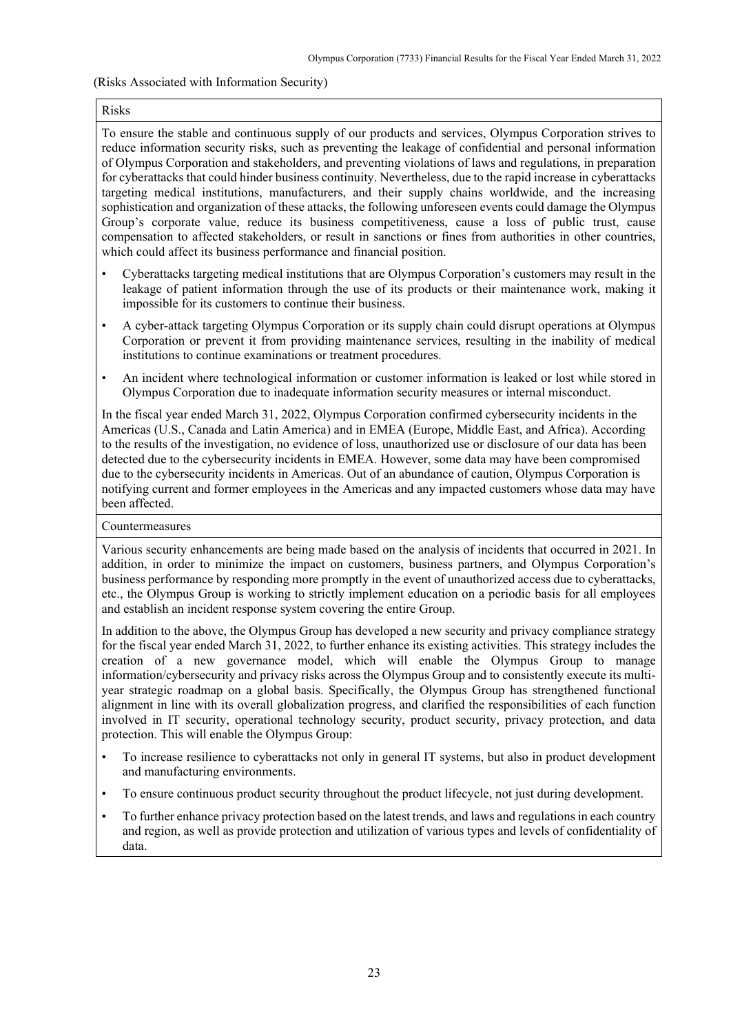(Risks Associated with Information Security)

| Risks |
|---|
| To ensure the stable and continuous supply of our products and services, Olympus Corporation strives to reduce information security risks, such as preventing the leakage of confidential and personal information of Olympus Corporation and stakeholders, and preventing violations of laws and regulations, in preparation for cyberattacks that could hinder business continuity. Nevertheless, due to the rapid increase in cyberattacks targeting medical institutions, manufacturers, and their supply chains worldwide, and the increasing sophistication and organization of these attacks, the following unforeseen events could damage the Olympus Group's corporate value, reduce its business competitiveness, cause a loss of public trust, cause compensation to affected stakeholders, or result in sanctions or fines from authorities in other countries, which could affect its business performance and financial position.<br>• Cyberattacks targeting medical institutions that are Olympus Corporation's customers may result in the leakage of patient information through the use of its products or their maintenance work, making it impossible for its customers to continue their business.<br>• A cyber-attack targeting Olympus Corporation or its supply chain could disrupt operations at Olympus Corporation or prevent it from providing maintenance services, resulting in the inability of medical institutions to continue examinations or treatment procedures.<br>• An incident where technological information or customer information is leaked or lost while stored in Olympus Corporation due to inadequate information security measures or internal misconduct.<br>In the fiscal year ended March 31, 2022, Olympus Corporation confirmed cybersecurity incidents in the Americas (U.S., Canada and Latin America) and in EMEA (Europe, Middle East, and Africa). According to the results of the investigation, no evidence of loss, unauthorized use or disclosure of our data has been detected due to the cybersecurity incidents in EMEA. However, some data may have been compromised due to the cybersecurity incidents in Americas. Out of an abundance of caution, Olympus Corporation is notifying current and former employees in the Americas and any impacted customers whose data may have been affected. |
| **Countermeasures** |
| Various security enhancements are being made based on the analysis of incidents that occurred in 2021. In addition, in order to minimize the impact on customers, business partners, and Olympus Corporation's business performance by responding more promptly in the event of unauthorized access due to cyberattacks, etc., the Olympus Group is working to strictly implement education on a periodic basis for all employees and establish an incident response system covering the entire Group.<br>In addition to the above, the Olympus Group has developed a new security and privacy compliance strategy for the fiscal year ended March 31, 2022, to further enhance its existing activities. This strategy includes the creation of a new governance model, which will enable the Olympus Group to manage information/cybersecurity and privacy risks across the Olympus Group and to consistently execute its multi-year strategic roadmap on a global basis. Specifically, the Olympus Group has strengthened functional alignment in line with its overall globalization progress, and clarified the responsibilities of each function involved in IT security, operational technology security, product security, privacy protection, and data protection. This will enable the Olympus Group:<br>• To increase resilience to cyberattacks not only in general IT systems, but also in product development and manufacturing environments.<br>• To ensure continuous product security throughout the product lifecycle, not just during development.<br>• To further enhance privacy protection based on the latest trends, and laws and regulations in each country and region, as well as provide protection and utilization of various types and levels of confidentiality of data. |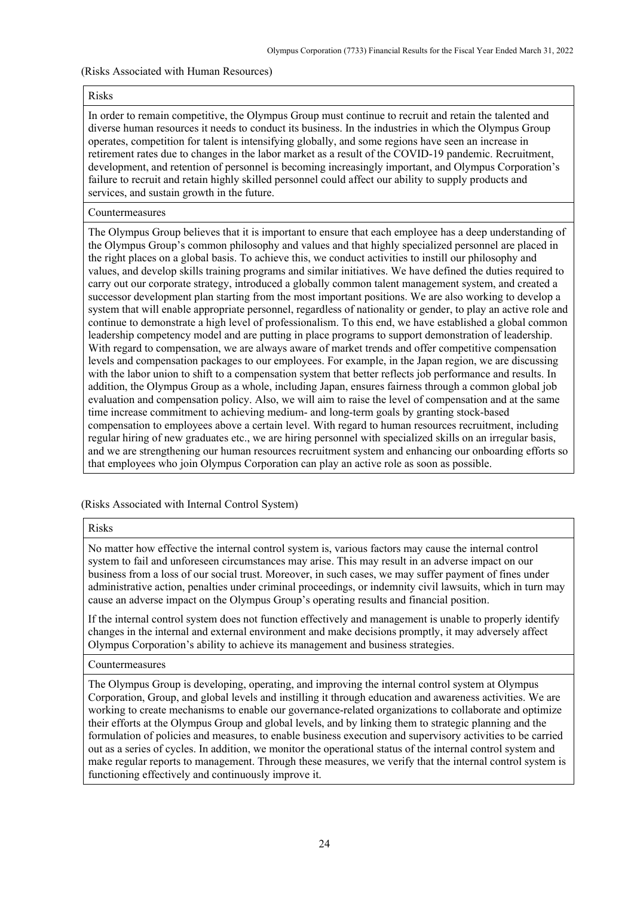(Risks Associated with Human Resources)

| Risks |
| --- |
| In order to remain competitive, the Olympus Group must continue to recruit and retain the talented and diverse human resources it needs to conduct its business. In the industries in which the Olympus Group operates, competition for talent is intensifying globally, and some regions have seen an increase in retirement rates due to changes in the labor market as a result of the COVID-19 pandemic. Recruitment, development, and retention of personnel is becoming increasingly important, and Olympus Corporation's failure to recruit and retain highly skilled personnel could affect our ability to supply products and services, and sustain growth in the future. |
| Countermeasures |
| The Olympus Group believes that it is important to ensure that each employee has a deep understanding of the Olympus Group's common philosophy and values and that highly specialized personnel are placed in the right places on a global basis. To achieve this, we conduct activities to instill our philosophy and values, and develop skills training programs and similar initiatives. We have defined the duties required to carry out our corporate strategy, introduced a globally common talent management system, and created a successor development plan starting from the most important positions. We are also working to develop a system that will enable appropriate personnel, regardless of nationality or gender, to play an active role and continue to demonstrate a high level of professionalism. To this end, we have established a global common leadership competency model and are putting in place programs to support demonstration of leadership. With regard to compensation, we are always aware of market trends and offer competitive compensation levels and compensation packages to our employees. For example, in the Japan region, we are discussing with the labor union to shift to a compensation system that better reflects job performance and results. In addition, the Olympus Group as a whole, including Japan, ensures fairness through a common global job evaluation and compensation policy. Also, we will aim to raise the level of compensation and at the same time increase commitment to achieving medium- and long-term goals by granting stock-based compensation to employees above a certain level. With regard to human resources recruitment, including regular hiring of new graduates etc., we are hiring personnel with specialized skills on an irregular basis, and we are strengthening our human resources recruitment system and enhancing our onboarding efforts so that employees who join Olympus Corporation can play an active role as soon as possible. |

(Risks Associated with Internal Control System)

| Risks |
| --- |
| No matter how effective the internal control system is, various factors may cause the internal control system to fail and unforeseen circumstances may arise. This may result in an adverse impact on our business from a loss of our social trust. Moreover, in such cases, we may suffer payment of fines under administrative action, penalties under criminal proceedings, or indemnity civil lawsuits, which in turn may cause an adverse impact on the Olympus Group's operating results and financial position.<br><br>If the internal control system does not function effectively and management is unable to properly identify changes in the internal and external environment and make decisions promptly, it may adversely affect Olympus Corporation's ability to achieve its management and business strategies. |
| Countermeasures |
| The Olympus Group is developing, operating, and improving the internal control system at Olympus Corporation, Group, and global levels and instilling it through education and awareness activities. We are working to create mechanisms to enable our governance-related organizations to collaborate and optimize their efforts at the Olympus Group and global levels, and by linking them to strategic planning and the formulation of policies and measures, to enable business execution and supervisory activities to be carried out as a series of cycles. In addition, we monitor the operational status of the internal control system and make regular reports to management. Through these measures, we verify that the internal control system is functioning effectively and continuously improve it. |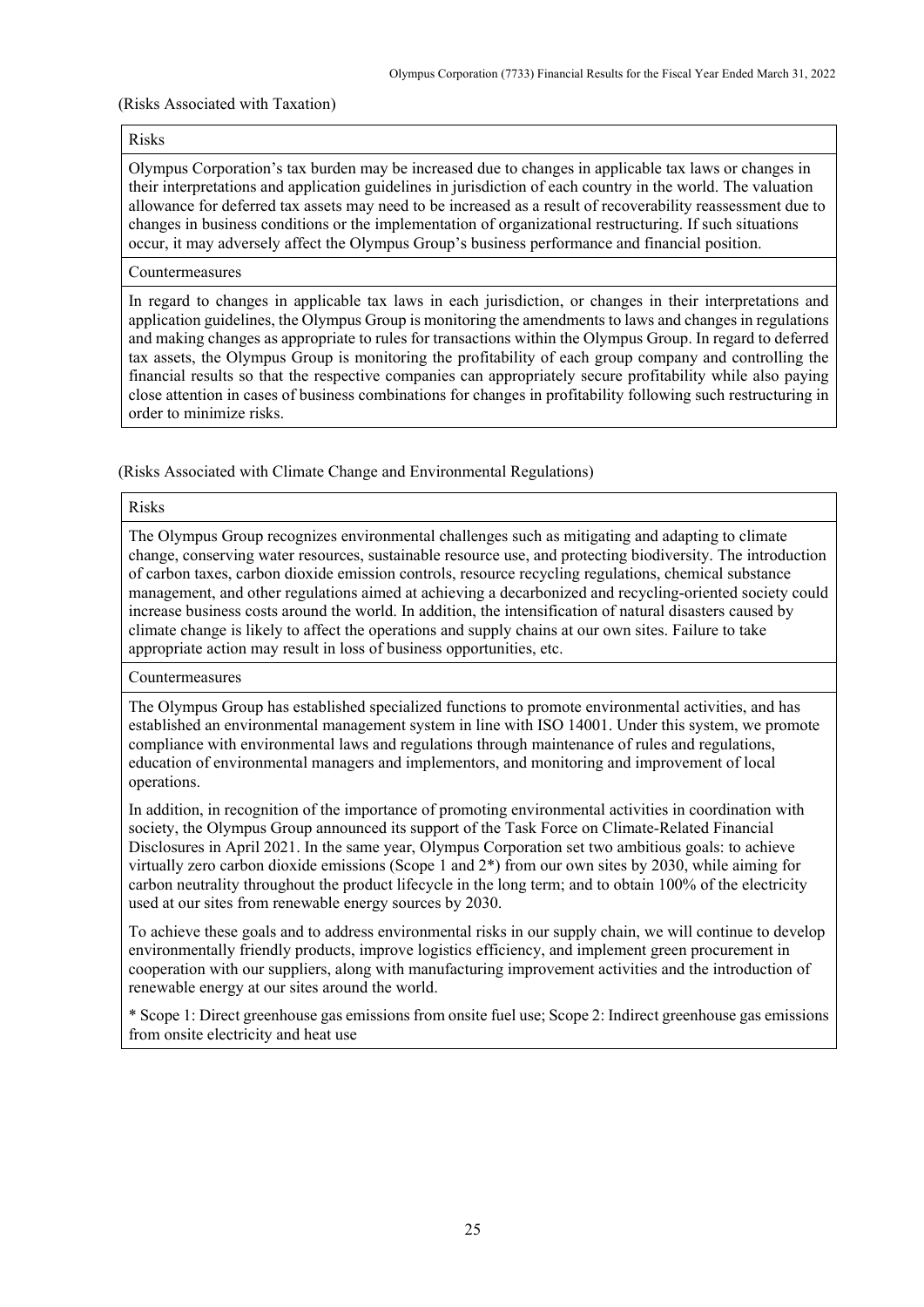(Risks Associated with Taxation)

| Risks |
| --- |
| Olympus Corporation's tax burden may be increased due to changes in applicable tax laws or changes in their interpretations and application guidelines in jurisdiction of each country in the world. The valuation allowance for deferred tax assets may need to be increased as a result of recoverability reassessment due to changes in business conditions or the implementation of organizational restructuring. If such situations occur, it may adversely affect the Olympus Group's business performance and financial position. |
| Countermeasures |
| In regard to changes in applicable tax laws in each jurisdiction, or changes in their interpretations and application guidelines, the Olympus Group is monitoring the amendments to laws and changes in regulations and making changes as appropriate to rules for transactions within the Olympus Group. In regard to deferred tax assets, the Olympus Group is monitoring the profitability of each group company and controlling the financial results so that the respective companies can appropriately secure profitability while also paying close attention in cases of business combinations for changes in profitability following such restructuring in order to minimize risks. |

(Risks Associated with Climate Change and Environmental Regulations)

| Risks |
| --- |
| The Olympus Group recognizes environmental challenges such as mitigating and adapting to climate change, conserving water resources, sustainable resource use, and protecting biodiversity. The introduction of carbon taxes, carbon dioxide emission controls, resource recycling regulations, chemical substance management, and other regulations aimed at achieving a decarbonized and recycling-oriented society could increase business costs around the world. In addition, the intensification of natural disasters caused by climate change is likely to affect the operations and supply chains at our own sites. Failure to take appropriate action may result in loss of business opportunities, etc. |
| Countermeasures |
| The Olympus Group has established specialized functions to promote environmental activities, and has established an environmental management system in line with ISO 14001. Under this system, we promote compliance with environmental laws and regulations through maintenance of rules and regulations, education of environmental managers and implementors, and monitoring and improvement of local operations.<br><br>In addition, in recognition of the importance of promoting environmental activities in coordination with society, the Olympus Group announced its support of the Task Force on Climate-Related Financial Disclosures in April 2021. In the same year, Olympus Corporation set two ambitious goals: to achieve virtually zero carbon dioxide emissions (Scope 1 and 2*) from our own sites by 2030, while aiming for carbon neutrality throughout the product lifecycle in the long term; and to obtain 100% of the electricity used at our sites from renewable energy sources by 2030.<br><br>To achieve these goals and to address environmental risks in our supply chain, we will continue to develop environmentally friendly products, improve logistics efficiency, and implement green procurement in cooperation with our suppliers, along with manufacturing improvement activities and the introduction of renewable energy at our sites around the world.<br><br>* Scope 1: Direct greenhouse gas emissions from onsite fuel use; Scope 2: Indirect greenhouse gas emissions from onsite electricity and heat use |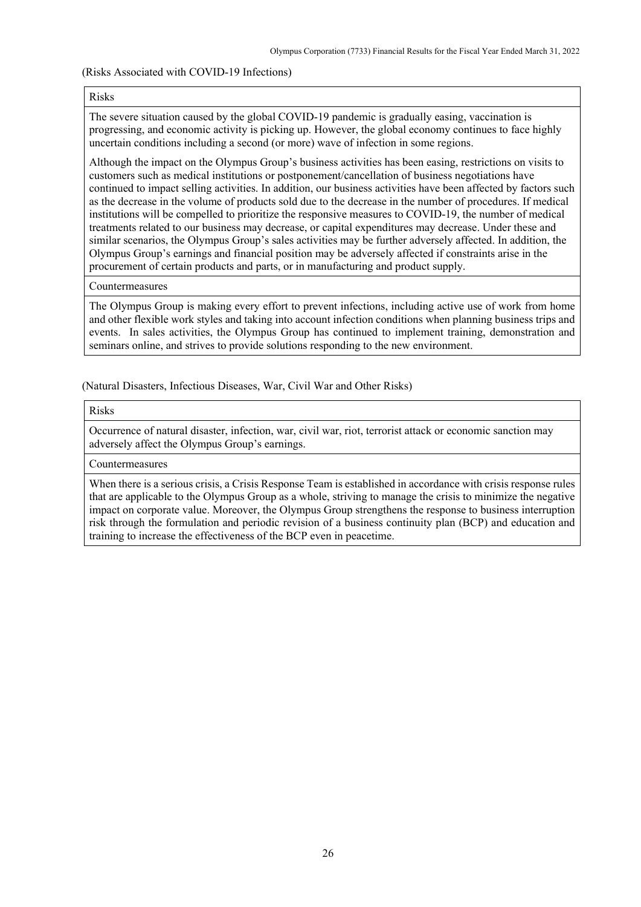(Risks Associated with COVID-19 Infections)

| Risks |
| --- |
| The severe situation caused by the global COVID-19 pandemic is gradually easing, vaccination is progressing, and economic activity is picking up. However, the global economy continues to face highly uncertain conditions including a second (or more) wave of infection in some regions.<br><br>Although the impact on the Olympus Group's business activities has been easing, restrictions on visits to customers such as medical institutions or postponement/cancellation of business negotiations have continued to impact selling activities. In addition, our business activities have been affected by factors such as the decrease in the volume of products sold due to the decrease in the number of procedures. If medical institutions will be compelled to prioritize the responsive measures to COVID-19, the number of medical treatments related to our business may decrease, or capital expenditures may decrease. Under these and similar scenarios, the Olympus Group's sales activities may be further adversely affected. In addition, the Olympus Group's earnings and financial position may be adversely affected if constraints arise in the procurement of certain products and parts, or in manufacturing and product supply. |
| Countermeasures |
| The Olympus Group is making every effort to prevent infections, including active use of work from home and other flexible work styles and taking into account infection conditions when planning business trips and events. In sales activities, the Olympus Group has continued to implement training, demonstration and seminars online, and strives to provide solutions responding to the new environment. |

(Natural Disasters, Infectious Diseases, War, Civil War and Other Risks)

| Risks |
| --- |
| Occurrence of natural disaster, infection, war, civil war, riot, terrorist attack or economic sanction may adversely affect the Olympus Group's earnings. |
| Countermeasures |
| When there is a serious crisis, a Crisis Response Team is established in accordance with crisis response rules that are applicable to the Olympus Group as a whole, striving to manage the crisis to minimize the negative impact on corporate value. Moreover, the Olympus Group strengthens the response to business interruption risk through the formulation and periodic revision of a business continuity plan (BCP) and education and training to increase the effectiveness of the BCP even in peacetime. |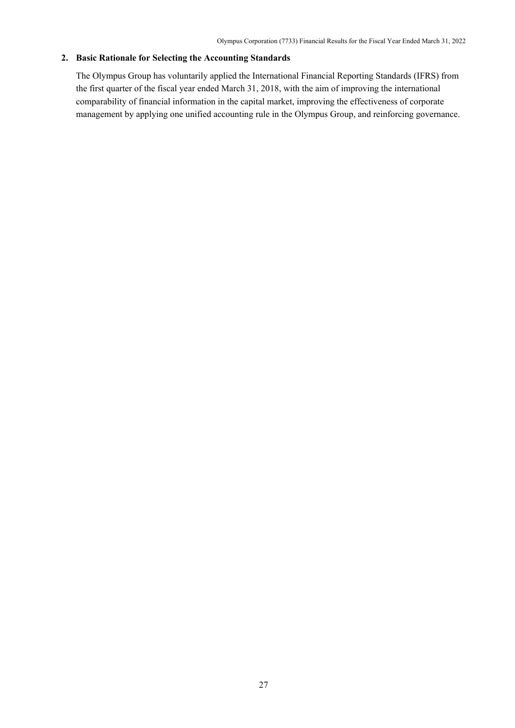## 2. Basic Rationale for Selecting the Accounting Standards

The Olympus Group has voluntarily applied the International Financial Reporting Standards (IFRS) from the first quarter of the fiscal year ended March 31, 2018, with the aim of improving the international comparability of financial information in the capital market, improving the effectiveness of corporate management by applying one unified accounting rule in the Olympus Group, and reinforcing governance.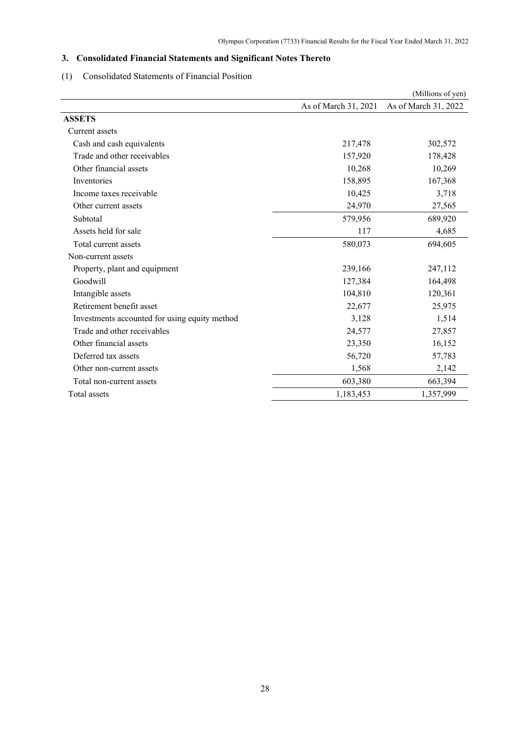## 3. Consolidated Financial Statements and Significant Notes Thereto

### (1) Consolidated Statements of Financial Position

(Millions of yen)

| | As of March 31, 2021 | As of March 31, 2022 |
|---|---|---|
| **ASSETS** | | |
| Current assets | | |
| Cash and cash equivalents | 217,478 | 302,572 |
| Trade and other receivables | 157,920 | 178,428 |
| Other financial assets | 10,268 | 10,269 |
| Inventories | 158,895 | 167,368 |
| Income taxes receivable | 10,425 | 3,718 |
| Other current assets | 24,970 | 27,565 |
| Subtotal | 579,956 | 689,920 |
| Assets held for sale | 117 | 4,685 |
| Total current assets | 580,073 | 694,605 |
| Non-current assets | | |
| Property, plant and equipment | 239,166 | 247,112 |
| Goodwill | 127,384 | 164,498 |
| Intangible assets | 104,810 | 120,361 |
| Retirement benefit asset | 22,677 | 25,975 |
| Investments accounted for using equity method | 3,128 | 1,514 |
| Trade and other receivables | 24,577 | 27,857 |
| Other financial assets | 23,350 | 16,152 |
| Deferred tax assets | 56,720 | 57,783 |
| Other non-current assets | 1,568 | 2,142 |
| Total non-current assets | 603,380 | 663,394 |
| Total assets | 1,183,453 | 1,357,999 |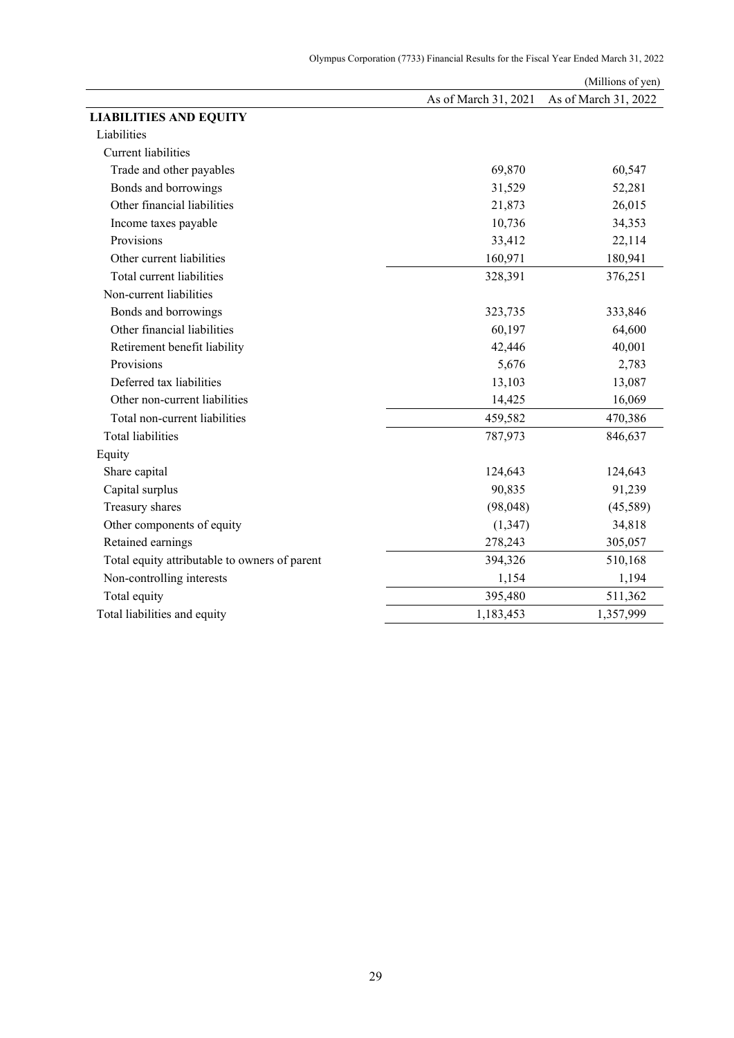(Millions of yen)

| | As of March 31, 2021 | As of March 31, 2022 |
|---|---|---|
| **LIABILITIES AND EQUITY** | | |
| Liabilities | | |
| Current liabilities | | |
| Trade and other payables | 69,870 | 60,547 |
| Bonds and borrowings | 31,529 | 52,281 |
| Other financial liabilities | 21,873 | 26,015 |
| Income taxes payable | 10,736 | 34,353 |
| Provisions | 33,412 | 22,114 |
| Other current liabilities | 160,971 | 180,941 |
| Total current liabilities | 328,391 | 376,251 |
| Non-current liabilities | | |
| Bonds and borrowings | 323,735 | 333,846 |
| Other financial liabilities | 60,197 | 64,600 |
| Retirement benefit liability | 42,446 | 40,001 |
| Provisions | 5,676 | 2,783 |
| Deferred tax liabilities | 13,103 | 13,087 |
| Other non-current liabilities | 14,425 | 16,069 |
| Total non-current liabilities | 459,582 | 470,386 |
| Total liabilities | 787,973 | 846,637 |
| Equity | | |
| Share capital | 124,643 | 124,643 |
| Capital surplus | 90,835 | 91,239 |
| Treasury shares | (98,048) | (45,589) |
| Other components of equity | (1,347) | 34,818 |
| Retained earnings | 278,243 | 305,057 |
| Total equity attributable to owners of parent | 394,326 | 510,168 |
| Non-controlling interests | 1,154 | 1,194 |
| Total equity | 395,480 | 511,362 |
| Total liabilities and equity | 1,183,453 | 1,357,999 |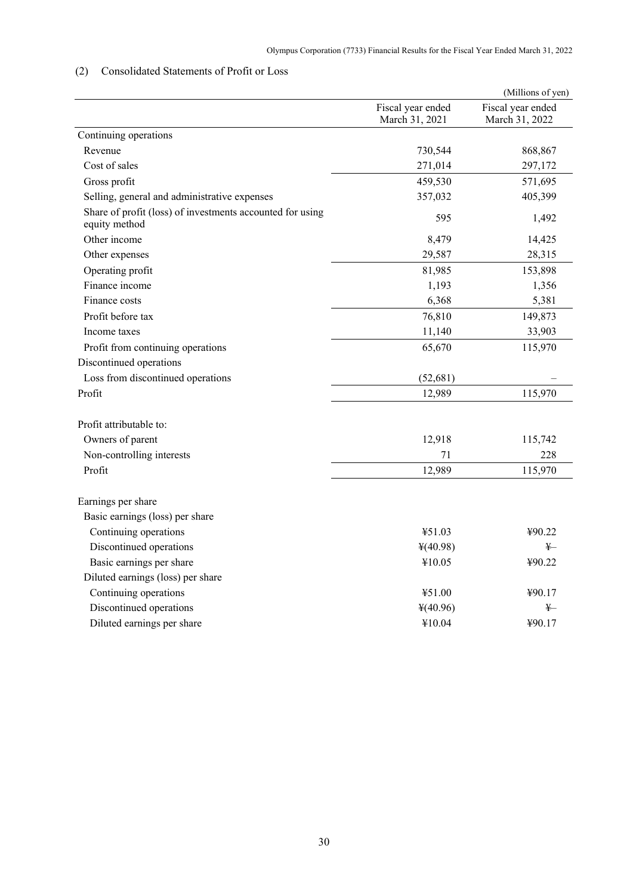## (2) Consolidated Statements of Profit or Loss

(Millions of yen)

| | Fiscal year ended March 31, 2021 | Fiscal year ended March 31, 2022 |
|---|---|---|
| Continuing operations | | |
| Revenue | 730,544 | 868,867 |
| Cost of sales | 271,014 | 297,172 |
| Gross profit | 459,530 | 571,695 |
| Selling, general and administrative expenses | 357,032 | 405,399 |
| Share of profit (loss) of investments accounted for using equity method | 595 | 1,492 |
| Other income | 8,479 | 14,425 |
| Other expenses | 29,587 | 28,315 |
| Operating profit | 81,985 | 153,898 |
| Finance income | 1,193 | 1,356 |
| Finance costs | 6,368 | 5,381 |
| Profit before tax | 76,810 | 149,873 |
| Income taxes | 11,140 | 33,903 |
| Profit from continuing operations | 65,670 | 115,970 |
| Discontinued operations | | |
| Loss from discontinued operations | (52,681) | – |
| Profit | 12,989 | 115,970 |
| | | |
| Profit attributable to: | | |
| Owners of parent | 12,918 | 115,742 |
| Non-controlling interests | 71 | 228 |
| Profit | 12,989 | 115,970 |
| | | |
| Earnings per share | | |
| Basic earnings (loss) per share | | |
| Continuing operations | ¥51.03 | ¥90.22 |
| Discontinued operations | ¥(40.98) | ¥– |
| Basic earnings per share | ¥10.05 | ¥90.22 |
| Diluted earnings (loss) per share | | |
| Continuing operations | ¥51.00 | ¥90.17 |
| Discontinued operations | ¥(40.96) | ¥– |
| Diluted earnings per share | ¥10.04 | ¥90.17 |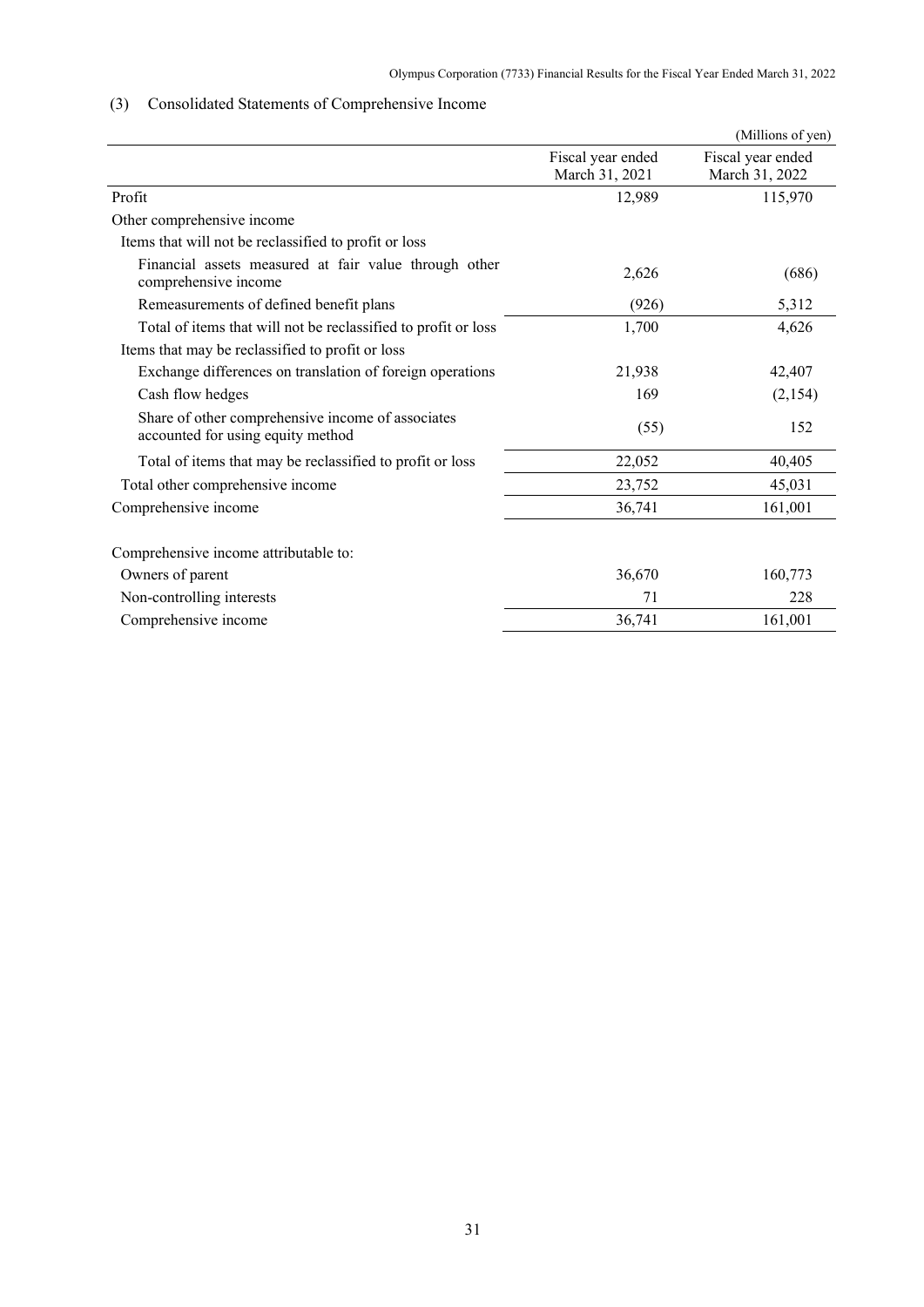## (3) Consolidated Statements of Comprehensive Income

(Millions of yen)

| | Fiscal year ended March 31, 2021 | Fiscal year ended March 31, 2022 |
|---|---|---|
| Profit | 12,989 | 115,970 |
| Other comprehensive income | | |
| Items that will not be reclassified to profit or loss | | |
| Financial assets measured at fair value through other comprehensive income | 2,626 | (686) |
| Remeasurements of defined benefit plans | (926) | 5,312 |
| Total of items that will not be reclassified to profit or loss | 1,700 | 4,626 |
| Items that may be reclassified to profit or loss | | |
| Exchange differences on translation of foreign operations | 21,938 | 42,407 |
| Cash flow hedges | 169 | (2,154) |
| Share of other comprehensive income of associates accounted for using equity method | (55) | 152 |
| Total of items that may be reclassified to profit or loss | 22,052 | 40,405 |
| Total other comprehensive income | 23,752 | 45,031 |
| Comprehensive income | 36,741 | 161,001 |
| | | |
| Comprehensive income attributable to: | | |
| Owners of parent | 36,670 | 160,773 |
| Non-controlling interests | 71 | 228 |
| Comprehensive income | 36,741 | 161,001 |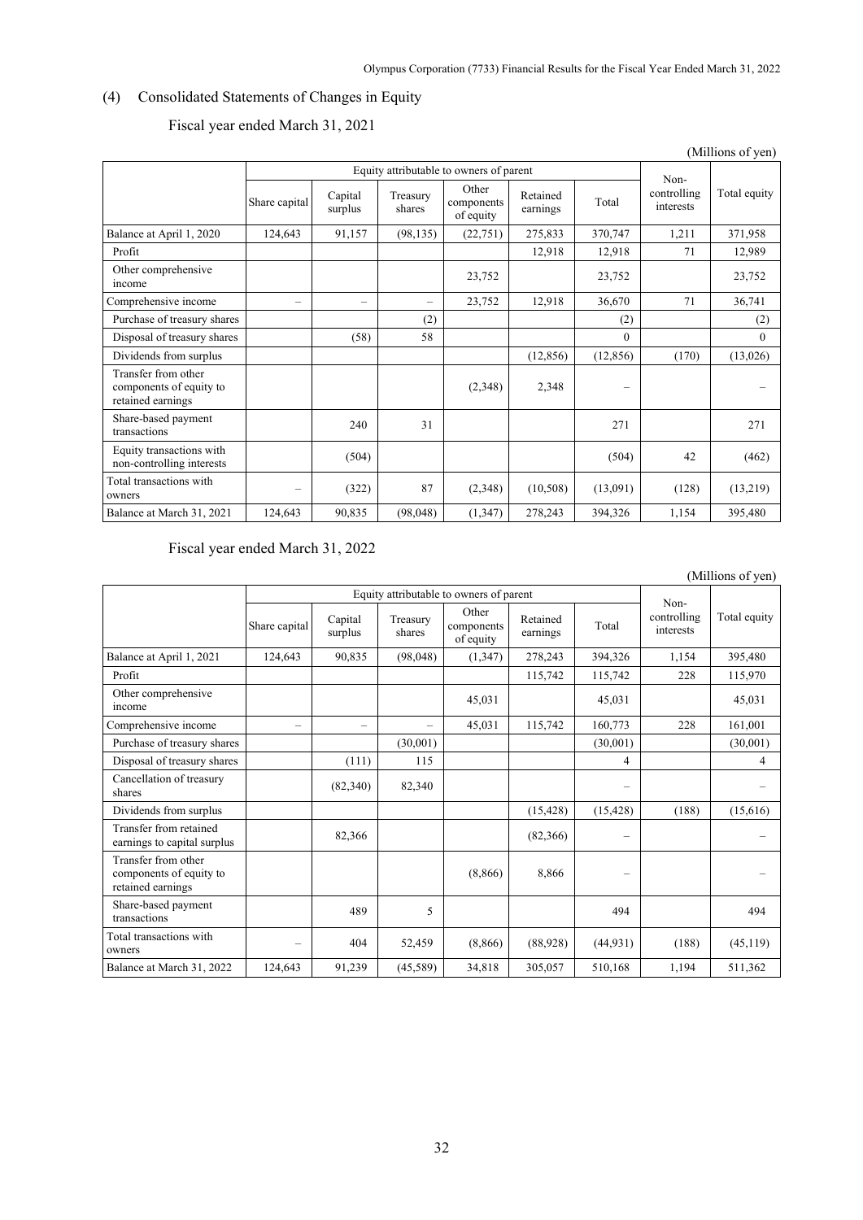## (4) Consolidated Statements of Changes in Equity

### Fiscal year ended March 31, 2021

(Millions of yen)

| | Equity attributable to owners of parent | | | | | | Non-controlling interests | Total equity |
|---|---|---|---|---|---|---|---|---|
| | Share capital | Capital surplus | Treasury shares | Other components of equity | Retained earnings | Total | | |
| Balance at April 1, 2020 | 124,643 | 91,157 | (98,135) | (22,751) | 275,833 | 370,747 | 1,211 | 371,958 |
| Profit | | | | | 12,918 | 12,918 | 71 | 12,989 |
| Other comprehensive income | | | | 23,752 | | 23,752 | | 23,752 |
| Comprehensive income | – | – | – | 23,752 | 12,918 | 36,670 | 71 | 36,741 |
| Purchase of treasury shares | | | (2) | | | (2) | | (2) |
| Disposal of treasury shares | | (58) | 58 | | | 0 | | 0 |
| Dividends from surplus | | | | | (12,856) | (12,856) | (170) | (13,026) |
| Transfer from other components of equity to retained earnings | | | | (2,348) | 2,348 | – | | – |
| Share-based payment transactions | | 240 | 31 | | | 271 | | 271 |
| Equity transactions with non-controlling interests | | (504) | | | | (504) | 42 | (462) |
| Total transactions with owners | – | (322) | 87 | (2,348) | (10,508) | (13,091) | (128) | (13,219) |
| Balance at March 31, 2021 | 124,643 | 90,835 | (98,048) | (1,347) | 278,243 | 394,326 | 1,154 | 395,480 |

### Fiscal year ended March 31, 2022

(Millions of yen)

| | Equity attributable to owners of parent | | | | | | Non-controlling interests | Total equity |
|---|---|---|---|---|---|---|---|---|
| | Share capital | Capital surplus | Treasury shares | Other components of equity | Retained earnings | Total | | |
| Balance at April 1, 2021 | 124,643 | 90,835 | (98,048) | (1,347) | 278,243 | 394,326 | 1,154 | 395,480 |
| Profit | | | | | 115,742 | 115,742 | 228 | 115,970 |
| Other comprehensive income | | | | 45,031 | | 45,031 | | 45,031 |
| Comprehensive income | – | – | – | 45,031 | 115,742 | 160,773 | 228 | 161,001 |
| Purchase of treasury shares | | | (30,001) | | | (30,001) | | (30,001) |
| Disposal of treasury shares | | (111) | 115 | | | 4 | | 4 |
| Cancellation of treasury shares | | (82,340) | 82,340 | | | – | | – |
| Dividends from surplus | | | | | (15,428) | (15,428) | (188) | (15,616) |
| Transfer from retained earnings to capital surplus | | 82,366 | | | (82,366) | – | | – |
| Transfer from other components of equity to retained earnings | | | | (8,866) | 8,866 | – | | – |
| Share-based payment transactions | | 489 | 5 | | | 494 | | 494 |
| Total transactions with owners | – | 404 | 52,459 | (8,866) | (88,928) | (44,931) | (188) | (45,119) |
| Balance at March 31, 2022 | 124,643 | 91,239 | (45,589) | 34,818 | 305,057 | 510,168 | 1,194 | 511,362 |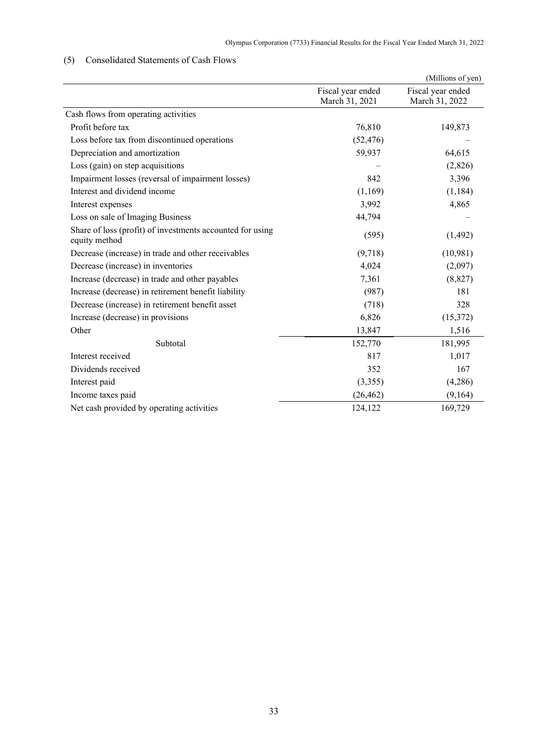## (5) Consolidated Statements of Cash Flows

(Millions of yen)

| | Fiscal year ended March 31, 2021 | Fiscal year ended March 31, 2022 |
|---|---|---|
| Cash flows from operating activities | | |
| Profit before tax | 76,810 | 149,873 |
| Loss before tax from discontinued operations | (52,476) | – |
| Depreciation and amortization | 59,937 | 64,615 |
| Loss (gain) on step acquisitions | – | (2,826) |
| Impairment losses (reversal of impairment losses) | 842 | 3,396 |
| Interest and dividend income | (1,169) | (1,184) |
| Interest expenses | 3,992 | 4,865 |
| Loss on sale of Imaging Business | 44,794 | – |
| Share of loss (profit) of investments accounted for using equity method | (595) | (1,492) |
| Decrease (increase) in trade and other receivables | (9,718) | (10,981) |
| Decrease (increase) in inventories | 4,024 | (2,097) |
| Increase (decrease) in trade and other payables | 7,361 | (8,827) |
| Increase (decrease) in retirement benefit liability | (987) | 181 |
| Decrease (increase) in retirement benefit asset | (718) | 328 |
| Increase (decrease) in provisions | 6,826 | (15,372) |
| Other | 13,847 | 1,516 |
| Subtotal | 152,770 | 181,995 |
| Interest received | 817 | 1,017 |
| Dividends received | 352 | 167 |
| Interest paid | (3,355) | (4,286) |
| Income taxes paid | (26,462) | (9,164) |
| Net cash provided by operating activities | 124,122 | 169,729 |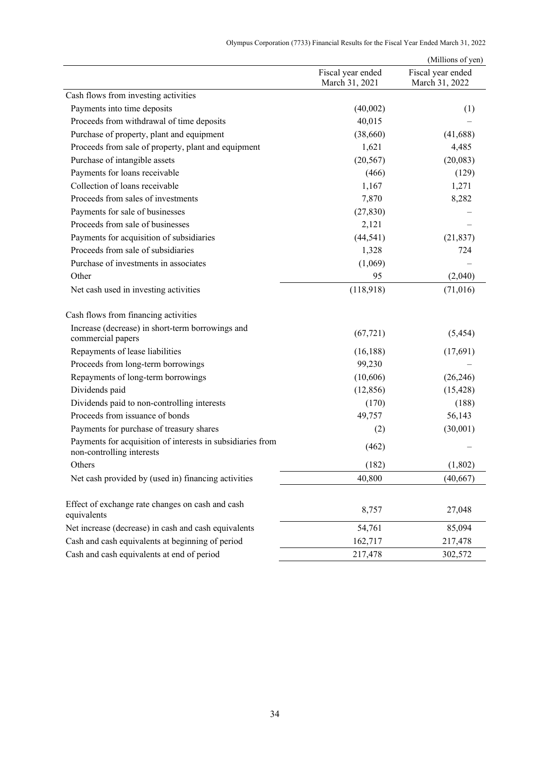(Millions of yen)

| | Fiscal year ended March 31, 2021 | Fiscal year ended March 31, 2022 |
|---|---|---|
| Cash flows from investing activities | | |
| Payments into time deposits | (40,002) | (1) |
| Proceeds from withdrawal of time deposits | 40,015 | – |
| Purchase of property, plant and equipment | (38,660) | (41,688) |
| Proceeds from sale of property, plant and equipment | 1,621 | 4,485 |
| Purchase of intangible assets | (20,567) | (20,083) |
| Payments for loans receivable | (466) | (129) |
| Collection of loans receivable | 1,167 | 1,271 |
| Proceeds from sales of investments | 7,870 | 8,282 |
| Payments for sale of businesses | (27,830) | – |
| Proceeds from sale of businesses | 2,121 | – |
| Payments for acquisition of subsidiaries | (44,541) | (21,837) |
| Proceeds from sale of subsidiaries | 1,328 | 724 |
| Purchase of investments in associates | (1,069) | – |
| Other | 95 | (2,040) |
| Net cash used in investing activities | (118,918) | (71,016) |
| Cash flows from financing activities | | |
| Increase (decrease) in short-term borrowings and commercial papers | (67,721) | (5,454) |
| Repayments of lease liabilities | (16,188) | (17,691) |
| Proceeds from long-term borrowings | 99,230 | – |
| Repayments of long-term borrowings | (10,606) | (26,246) |
| Dividends paid | (12,856) | (15,428) |
| Dividends paid to non-controlling interests | (170) | (188) |
| Proceeds from issuance of bonds | 49,757 | 56,143 |
| Payments for purchase of treasury shares | (2) | (30,001) |
| Payments for acquisition of interests in subsidiaries from non-controlling interests | (462) | – |
| Others | (182) | (1,802) |
| Net cash provided by (used in) financing activities | 40,800 | (40,667) |
| Effect of exchange rate changes on cash and cash equivalents | 8,757 | 27,048 |
| Net increase (decrease) in cash and cash equivalents | 54,761 | 85,094 |
| Cash and cash equivalents at beginning of period | 162,717 | 217,478 |
| Cash and cash equivalents at end of period | 217,478 | 302,572 |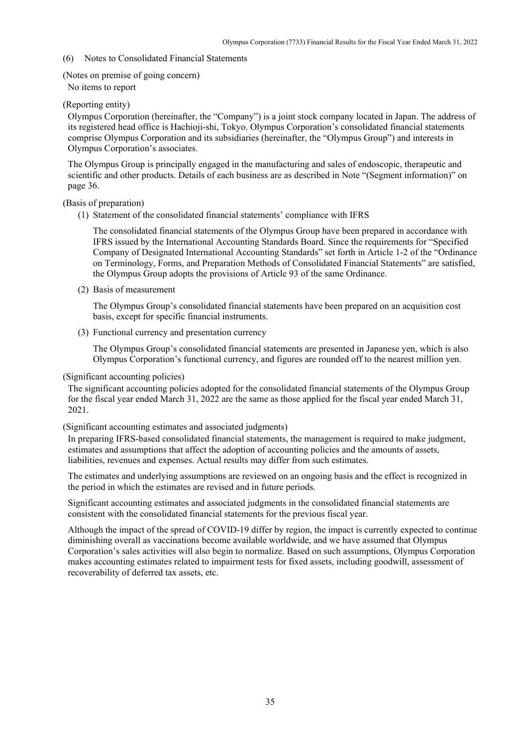## (6) Notes to Consolidated Financial Statements

(Notes on premise of going concern)

No items to report

(Reporting entity)

Olympus Corporation (hereinafter, the "Company") is a joint stock company located in Japan. The address of its registered head office is Hachioji-shi, Tokyo. Olympus Corporation's consolidated financial statements comprise Olympus Corporation and its subsidiaries (hereinafter, the "Olympus Group") and interests in Olympus Corporation's associates.

The Olympus Group is principally engaged in the manufacturing and sales of endoscopic, therapeutic and scientific and other products. Details of each business are as described in Note "(Segment information)" on page 36.

(Basis of preparation)

(1) Statement of the consolidated financial statements' compliance with IFRS

The consolidated financial statements of the Olympus Group have been prepared in accordance with IFRS issued by the International Accounting Standards Board. Since the requirements for "Specified Company of Designated International Accounting Standards" set forth in Article 1-2 of the "Ordinance on Terminology, Forms, and Preparation Methods of Consolidated Financial Statements" are satisfied, the Olympus Group adopts the provisions of Article 93 of the same Ordinance.

(2) Basis of measurement

The Olympus Group's consolidated financial statements have been prepared on an acquisition cost basis, except for specific financial instruments.

(3) Functional currency and presentation currency

The Olympus Group's consolidated financial statements are presented in Japanese yen, which is also Olympus Corporation's functional currency, and figures are rounded off to the nearest million yen.

(Significant accounting policies)

The significant accounting policies adopted for the consolidated financial statements of the Olympus Group for the fiscal year ended March 31, 2022 are the same as those applied for the fiscal year ended March 31, 2021.

(Significant accounting estimates and associated judgments)

In preparing IFRS-based consolidated financial statements, the management is required to make judgment, estimates and assumptions that affect the adoption of accounting policies and the amounts of assets, liabilities, revenues and expenses. Actual results may differ from such estimates.

The estimates and underlying assumptions are reviewed on an ongoing basis and the effect is recognized in the period in which the estimates are revised and in future periods.

Significant accounting estimates and associated judgments in the consolidated financial statements are consistent with the consolidated financial statements for the previous fiscal year.

Although the impact of the spread of COVID-19 differ by region, the impact is currently expected to continue diminishing overall as vaccinations become available worldwide, and we have assumed that Olympus Corporation's sales activities will also begin to normalize. Based on such assumptions, Olympus Corporation makes accounting estimates related to impairment tests for fixed assets, including goodwill, assessment of recoverability of deferred tax assets, etc.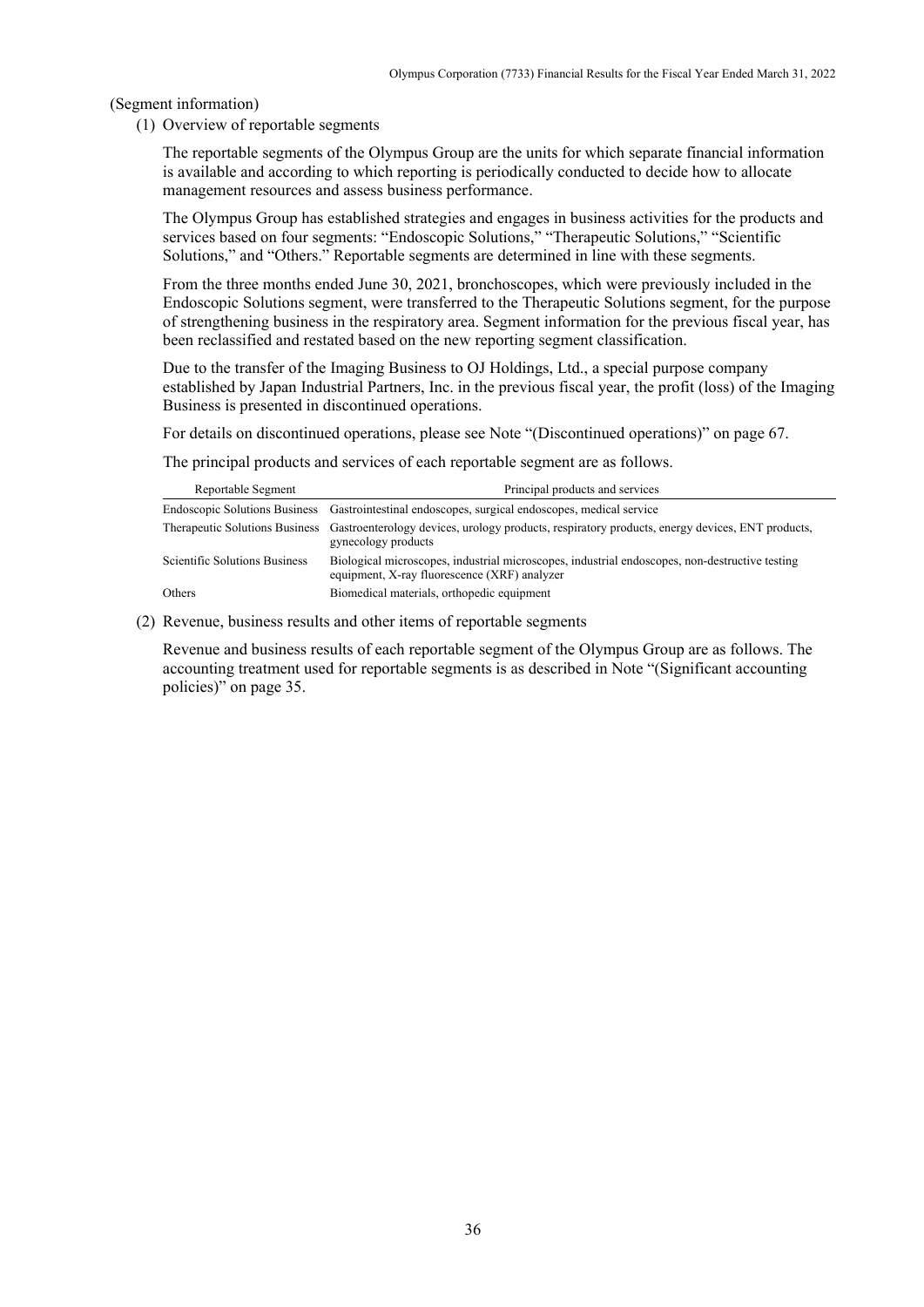(Segment information)

(1) Overview of reportable segments

The reportable segments of the Olympus Group are the units for which separate financial information is available and according to which reporting is periodically conducted to decide how to allocate management resources and assess business performance.

The Olympus Group has established strategies and engages in business activities for the products and services based on four segments: "Endoscopic Solutions," "Therapeutic Solutions," "Scientific Solutions," and "Others." Reportable segments are determined in line with these segments.

From the three months ended June 30, 2021, bronchoscopes, which were previously included in the Endoscopic Solutions segment, were transferred to the Therapeutic Solutions segment, for the purpose of strengthening business in the respiratory area. Segment information for the previous fiscal year, has been reclassified and restated based on the new reporting segment classification.

Due to the transfer of the Imaging Business to OJ Holdings, Ltd., a special purpose company established by Japan Industrial Partners, Inc. in the previous fiscal year, the profit (loss) of the Imaging Business is presented in discontinued operations.

For details on discontinued operations, please see Note "(Discontinued operations)" on page 67.

The principal products and services of each reportable segment are as follows.

| Reportable Segment | Principal products and services |
|---|---|
| Endoscopic Solutions Business | Gastrointestinal endoscopes, surgical endoscopes, medical service |
| Therapeutic Solutions Business | Gastroenterology devices, urology products, respiratory products, energy devices, ENT products, gynecology products |
| Scientific Solutions Business | Biological microscopes, industrial microscopes, industrial endoscopes, non-destructive testing equipment, X-ray fluorescence (XRF) analyzer |
| Others | Biomedical materials, orthopedic equipment |

(2) Revenue, business results and other items of reportable segments

Revenue and business results of each reportable segment of the Olympus Group are as follows. The accounting treatment used for reportable segments is as described in Note "(Significant accounting policies)" on page 35.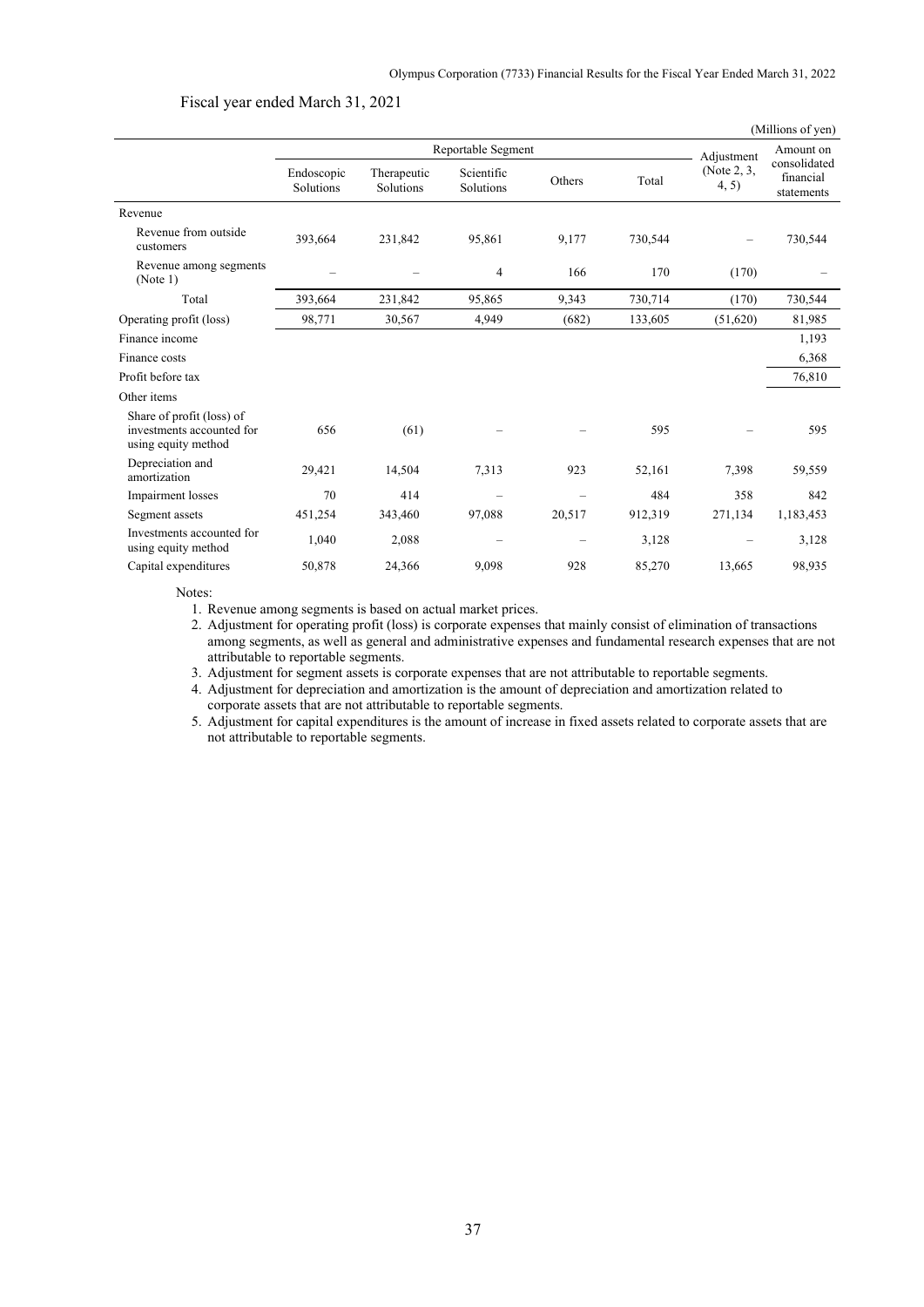Fiscal year ended March 31, 2021

(Millions of yen)

| | Reportable Segment | | | | | Adjustment (Note 2, 3, 4, 5) | Amount on consolidated financial statements |
|---|---|---|---|---|---|---|---|
| | Endoscopic Solutions | Therapeutic Solutions | Scientific Solutions | Others | Total | | |
| Revenue | | | | | | | |
| Revenue from outside customers | 393,664 | 231,842 | 95,861 | 9,177 | 730,544 | – | 730,544 |
| Revenue among segments (Note 1) | – | – | 4 | 166 | 170 | (170) | – |
| Total | 393,664 | 231,842 | 95,865 | 9,343 | 730,714 | (170) | 730,544 |
| Operating profit (loss) | 98,771 | 30,567 | 4,949 | (682) | 133,605 | (51,620) | 81,985 |
| Finance income | | | | | | | 1,193 |
| Finance costs | | | | | | | 6,368 |
| Profit before tax | | | | | | | 76,810 |
| Other items | | | | | | | |
| Share of profit (loss) of investments accounted for using equity method | 656 | (61) | – | – | 595 | – | 595 |
| Depreciation and amortization | 29,421 | 14,504 | 7,313 | 923 | 52,161 | 7,398 | 59,559 |
| Impairment losses | 70 | 414 | – | – | 484 | 358 | 842 |
| Segment assets | 451,254 | 343,460 | 97,088 | 20,517 | 912,319 | 271,134 | 1,183,453 |
| Investments accounted for using equity method | 1,040 | 2,088 | – | – | 3,128 | – | 3,128 |
| Capital expenditures | 50,878 | 24,366 | 9,098 | 928 | 85,270 | 13,665 | 98,935 |

Notes:

1. Revenue among segments is based on actual market prices.
2. Adjustment for operating profit (loss) is corporate expenses that mainly consist of elimination of transactions among segments, as well as general and administrative expenses and fundamental research expenses that are not attributable to reportable segments.
3. Adjustment for segment assets is corporate expenses that are not attributable to reportable segments.
4. Adjustment for depreciation and amortization is the amount of depreciation and amortization related to corporate assets that are not attributable to reportable segments.
5. Adjustment for capital expenditures is the amount of increase in fixed assets related to corporate assets that are not attributable to reportable segments.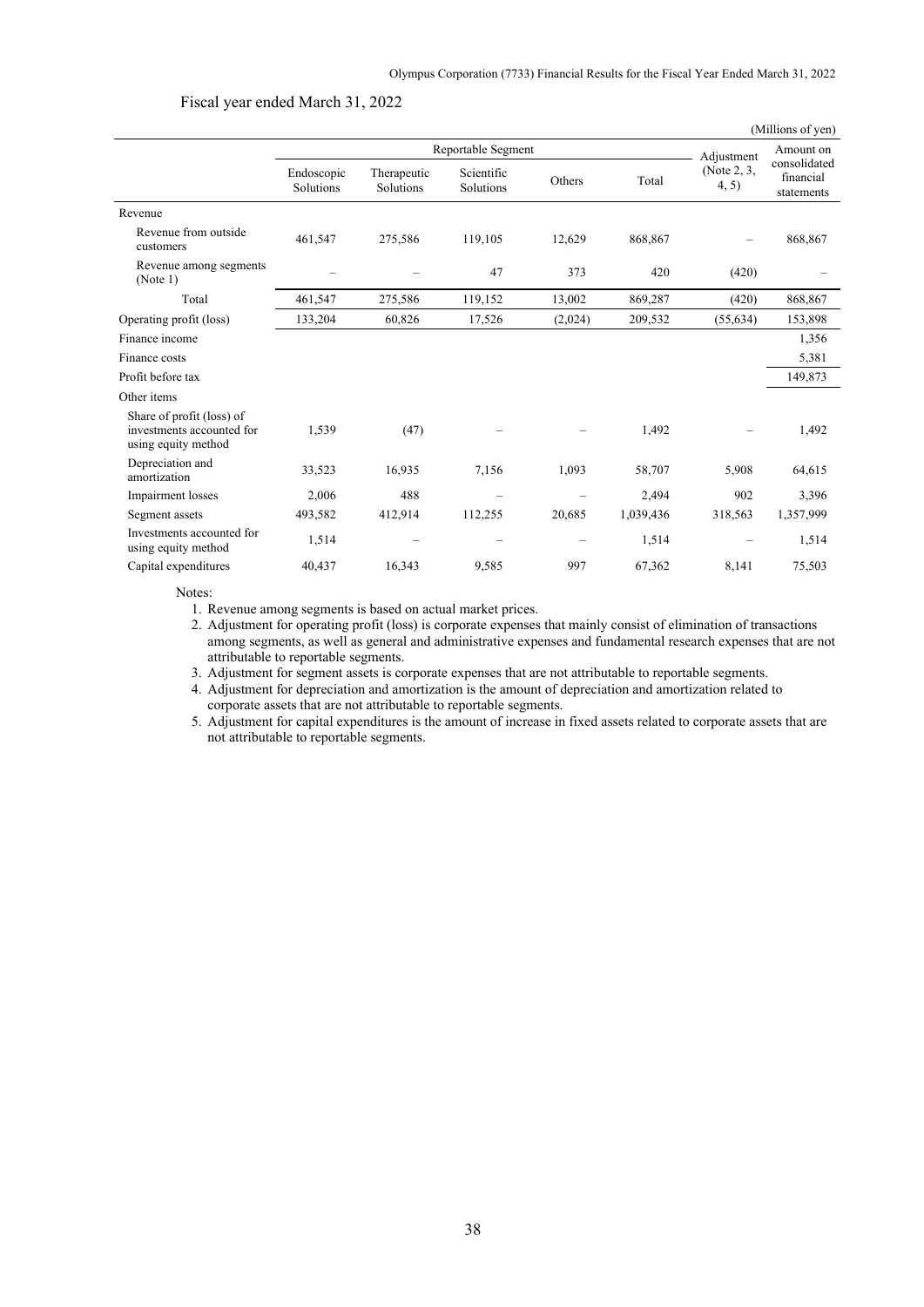Fiscal year ended March 31, 2022

(Millions of yen)

| | Reportable Segment | | | | | Adjustment (Note 2, 3, 4, 5) | Amount on consolidated financial statements |
|---|---|---|---|---|---|---|---|
| | Endoscopic Solutions | Therapeutic Solutions | Scientific Solutions | Others | Total | | |
| Revenue | | | | | | | |
| Revenue from outside customers | 461,547 | 275,586 | 119,105 | 12,629 | 868,867 | – | 868,867 |
| Revenue among segments (Note 1) | – | – | 47 | 373 | 420 | (420) | – |
| Total | 461,547 | 275,586 | 119,152 | 13,002 | 869,287 | (420) | 868,867 |
| Operating profit (loss) | 133,204 | 60,826 | 17,526 | (2,024) | 209,532 | (55,634) | 153,898 |
| Finance income | | | | | | | 1,356 |
| Finance costs | | | | | | | 5,381 |
| Profit before tax | | | | | | | 149,873 |
| Other items | | | | | | | |
| Share of profit (loss) of investments accounted for using equity method | 1,539 | (47) | – | – | 1,492 | – | 1,492 |
| Depreciation and amortization | 33,523 | 16,935 | 7,156 | 1,093 | 58,707 | 5,908 | 64,615 |
| Impairment losses | 2,006 | 488 | – | – | 2,494 | 902 | 3,396 |
| Segment assets | 493,582 | 412,914 | 112,255 | 20,685 | 1,039,436 | 318,563 | 1,357,999 |
| Investments accounted for using equity method | 1,514 | – | – | – | 1,514 | – | 1,514 |
| Capital expenditures | 40,437 | 16,343 | 9,585 | 997 | 67,362 | 8,141 | 75,503 |

Notes:

1. Revenue among segments is based on actual market prices.
2. Adjustment for operating profit (loss) is corporate expenses that mainly consist of elimination of transactions among segments, as well as general and administrative expenses and fundamental research expenses that are not attributable to reportable segments.
3. Adjustment for segment assets is corporate expenses that are not attributable to reportable segments.
4. Adjustment for depreciation and amortization is the amount of depreciation and amortization related to corporate assets that are not attributable to reportable segments.
5. Adjustment for capital expenditures is the amount of increase in fixed assets related to corporate assets that are not attributable to reportable segments.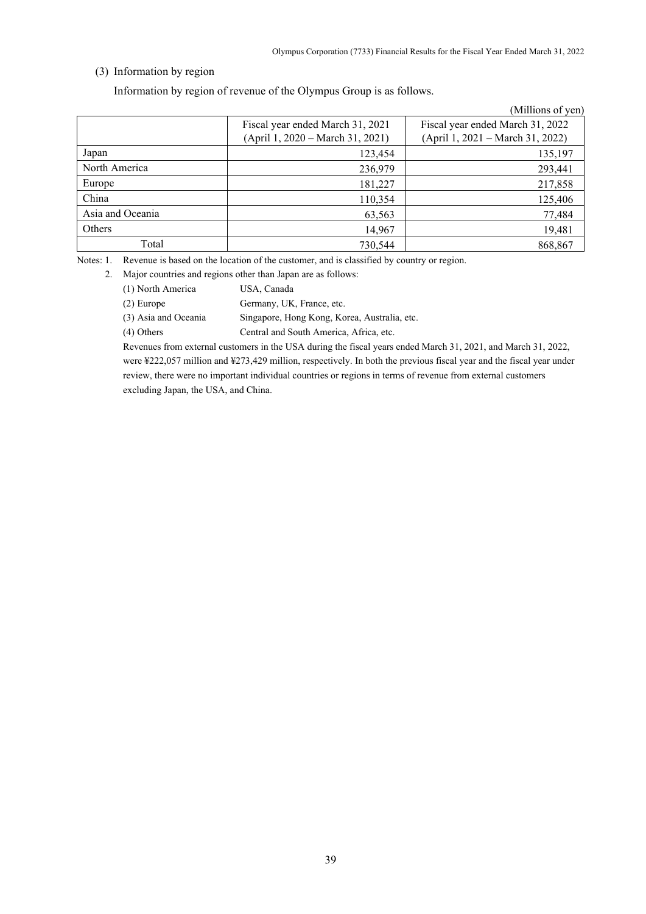### (3) Information by region

Information by region of revenue of the Olympus Group is as follows.

(Millions of yen)

| | Fiscal year ended March 31, 2021 (April 1, 2020 – March 31, 2021) | Fiscal year ended March 31, 2022 (April 1, 2021 – March 31, 2022) |
|---|---|---|
| Japan | 123,454 | 135,197 |
| North America | 236,979 | 293,441 |
| Europe | 181,227 | 217,858 |
| China | 110,354 | 125,406 |
| Asia and Oceania | 63,563 | 77,484 |
| Others | 14,967 | 19,481 |
| Total | 730,544 | 868,867 |

Notes: 1. Revenue is based on the location of the customer, and is classified by country or region.

2. Major countries and regions other than Japan are as follows:

(1) North America — USA, Canada

(2) Europe — Germany, UK, France, etc.

(3) Asia and Oceania — Singapore, Hong Kong, Korea, Australia, etc.

(4) Others — Central and South America, Africa, etc.

Revenues from external customers in the USA during the fiscal years ended March 31, 2021, and March 31, 2022, were ¥222,057 million and ¥273,429 million, respectively. In both the previous fiscal year and the fiscal year under review, there were no important individual countries or regions in terms of revenue from external customers excluding Japan, the USA, and China.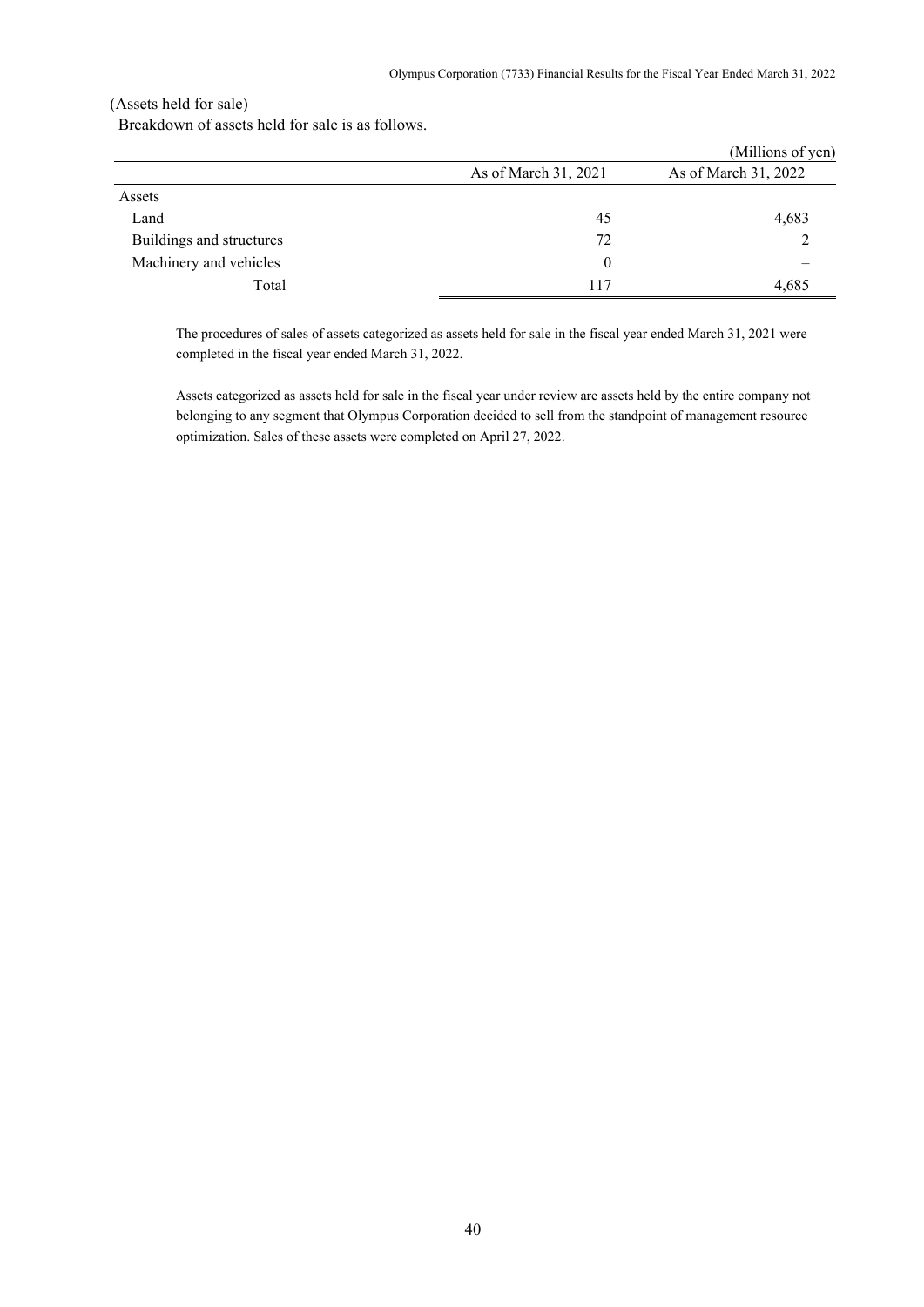(Assets held for sale)

Breakdown of assets held for sale is as follows.

(Millions of yen)

| | As of March 31, 2021 | As of March 31, 2022 |
|---|---|---|
| Assets | | |
| Land | 45 | 4,683 |
| Buildings and structures | 72 | 2 |
| Machinery and vehicles | 0 | – |
| Total | 117 | 4,685 |

The procedures of sales of assets categorized as assets held for sale in the fiscal year ended March 31, 2021 were completed in the fiscal year ended March 31, 2022.

Assets categorized as assets held for sale in the fiscal year under review are assets held by the entire company not belonging to any segment that Olympus Corporation decided to sell from the standpoint of management resource optimization. Sales of these assets were completed on April 27, 2022.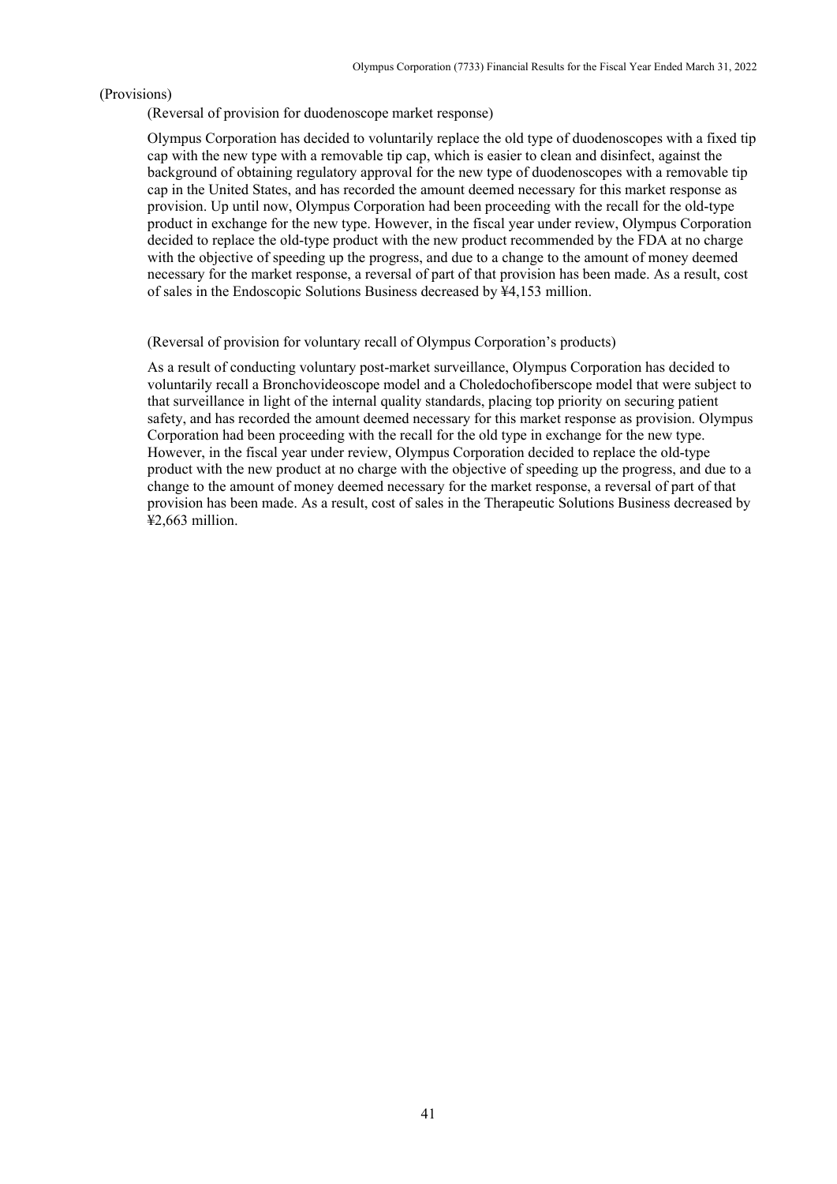(Provisions)

(Reversal of provision for duodenoscope market response)

Olympus Corporation has decided to voluntarily replace the old type of duodenoscopes with a fixed tip cap with the new type with a removable tip cap, which is easier to clean and disinfect, against the background of obtaining regulatory approval for the new type of duodenoscopes with a removable tip cap in the United States, and has recorded the amount deemed necessary for this market response as provision. Up until now, Olympus Corporation had been proceeding with the recall for the old-type product in exchange for the new type. However, in the fiscal year under review, Olympus Corporation decided to replace the old-type product with the new product recommended by the FDA at no charge with the objective of speeding up the progress, and due to a change to the amount of money deemed necessary for the market response, a reversal of part of that provision has been made. As a result, cost of sales in the Endoscopic Solutions Business decreased by ¥4,153 million.

(Reversal of provision for voluntary recall of Olympus Corporation's products)

As a result of conducting voluntary post-market surveillance, Olympus Corporation has decided to voluntarily recall a Bronchovideoscope model and a Choledochofiberscope model that were subject to that surveillance in light of the internal quality standards, placing top priority on securing patient safety, and has recorded the amount deemed necessary for this market response as provision. Olympus Corporation had been proceeding with the recall for the old type in exchange for the new type. However, in the fiscal year under review, Olympus Corporation decided to replace the old-type product with the new product at no charge with the objective of speeding up the progress, and due to a change to the amount of money deemed necessary for the market response, a reversal of part of that provision has been made. As a result, cost of sales in the Therapeutic Solutions Business decreased by ¥2,663 million.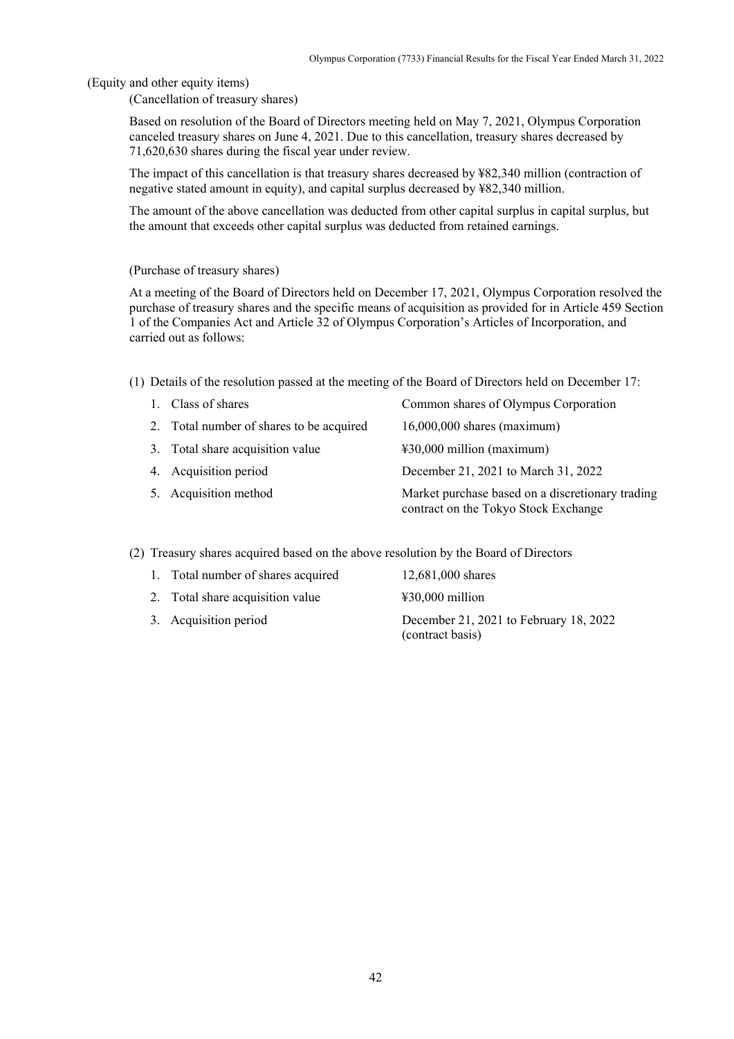(Equity and other equity items)

(Cancellation of treasury shares)

Based on resolution of the Board of Directors meeting held on May 7, 2021, Olympus Corporation canceled treasury shares on June 4, 2021. Due to this cancellation, treasury shares decreased by 71,620,630 shares during the fiscal year under review.

The impact of this cancellation is that treasury shares decreased by ¥82,340 million (contraction of negative stated amount in equity), and capital surplus decreased by ¥82,340 million.

The amount of the above cancellation was deducted from other capital surplus in capital surplus, but the amount that exceeds other capital surplus was deducted from retained earnings.

(Purchase of treasury shares)

At a meeting of the Board of Directors held on December 17, 2021, Olympus Corporation resolved the purchase of treasury shares and the specific means of acquisition as provided for in Article 459 Section 1 of the Companies Act and Article 32 of Olympus Corporation's Articles of Incorporation, and carried out as follows:

(1) Details of the resolution passed at the meeting of the Board of Directors held on December 17:

| | |
|---|---|
| 1. Class of shares | Common shares of Olympus Corporation |
| 2. Total number of shares to be acquired | 16,000,000 shares (maximum) |
| 3. Total share acquisition value | ¥30,000 million (maximum) |
| 4. Acquisition period | December 21, 2021 to March 31, 2022 |
| 5. Acquisition method | Market purchase based on a discretionary trading contract on the Tokyo Stock Exchange |

(2) Treasury shares acquired based on the above resolution by the Board of Directors

| | |
|---|---|
| 1. Total number of shares acquired | 12,681,000 shares |
| 2. Total share acquisition value | ¥30,000 million |
| 3. Acquisition period | December 21, 2021 to February 18, 2022 (contract basis) |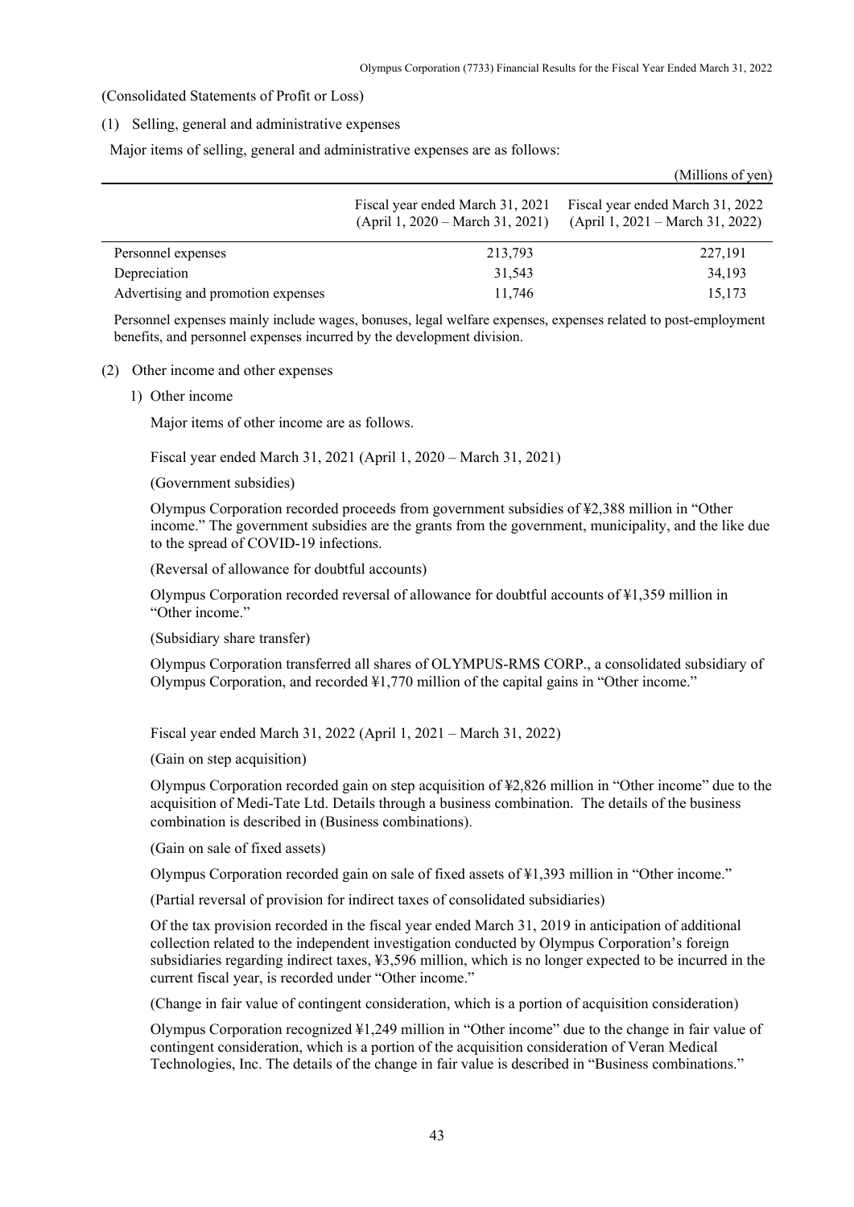(Consolidated Statements of Profit or Loss)

(1) Selling, general and administrative expenses

Major items of selling, general and administrative expenses are as follows:

(Millions of yen)

| | Fiscal year ended March 31, 2021 (April 1, 2020 – March 31, 2021) | Fiscal year ended March 31, 2022 (April 1, 2021 – March 31, 2022) |
|---|---|---|
| Personnel expenses | 213,793 | 227,191 |
| Depreciation | 31,543 | 34,193 |
| Advertising and promotion expenses | 11,746 | 15,173 |

Personnel expenses mainly include wages, bonuses, legal welfare expenses, expenses related to post-employment benefits, and personnel expenses incurred by the development division.

(2) Other income and other expenses

1) Other income

Major items of other income are as follows.

Fiscal year ended March 31, 2021 (April 1, 2020 – March 31, 2021)

(Government subsidies)

Olympus Corporation recorded proceeds from government subsidies of ¥2,388 million in "Other income." The government subsidies are the grants from the government, municipality, and the like due to the spread of COVID-19 infections.

(Reversal of allowance for doubtful accounts)

Olympus Corporation recorded reversal of allowance for doubtful accounts of ¥1,359 million in "Other income."

(Subsidiary share transfer)

Olympus Corporation transferred all shares of OLYMPUS-RMS CORP., a consolidated subsidiary of Olympus Corporation, and recorded ¥1,770 million of the capital gains in "Other income."

Fiscal year ended March 31, 2022 (April 1, 2021 – March 31, 2022)

(Gain on step acquisition)

Olympus Corporation recorded gain on step acquisition of ¥2,826 million in "Other income" due to the acquisition of Medi-Tate Ltd. Details through a business combination. The details of the business combination is described in (Business combinations).

(Gain on sale of fixed assets)

Olympus Corporation recorded gain on sale of fixed assets of ¥1,393 million in "Other income."

(Partial reversal of provision for indirect taxes of consolidated subsidiaries)

Of the tax provision recorded in the fiscal year ended March 31, 2019 in anticipation of additional collection related to the independent investigation conducted by Olympus Corporation's foreign subsidiaries regarding indirect taxes, ¥3,596 million, which is no longer expected to be incurred in the current fiscal year, is recorded under "Other income."

(Change in fair value of contingent consideration, which is a portion of acquisition consideration)

Olympus Corporation recognized ¥1,249 million in "Other income" due to the change in fair value of contingent consideration, which is a portion of the acquisition consideration of Veran Medical Technologies, Inc. The details of the change in fair value is described in "Business combinations."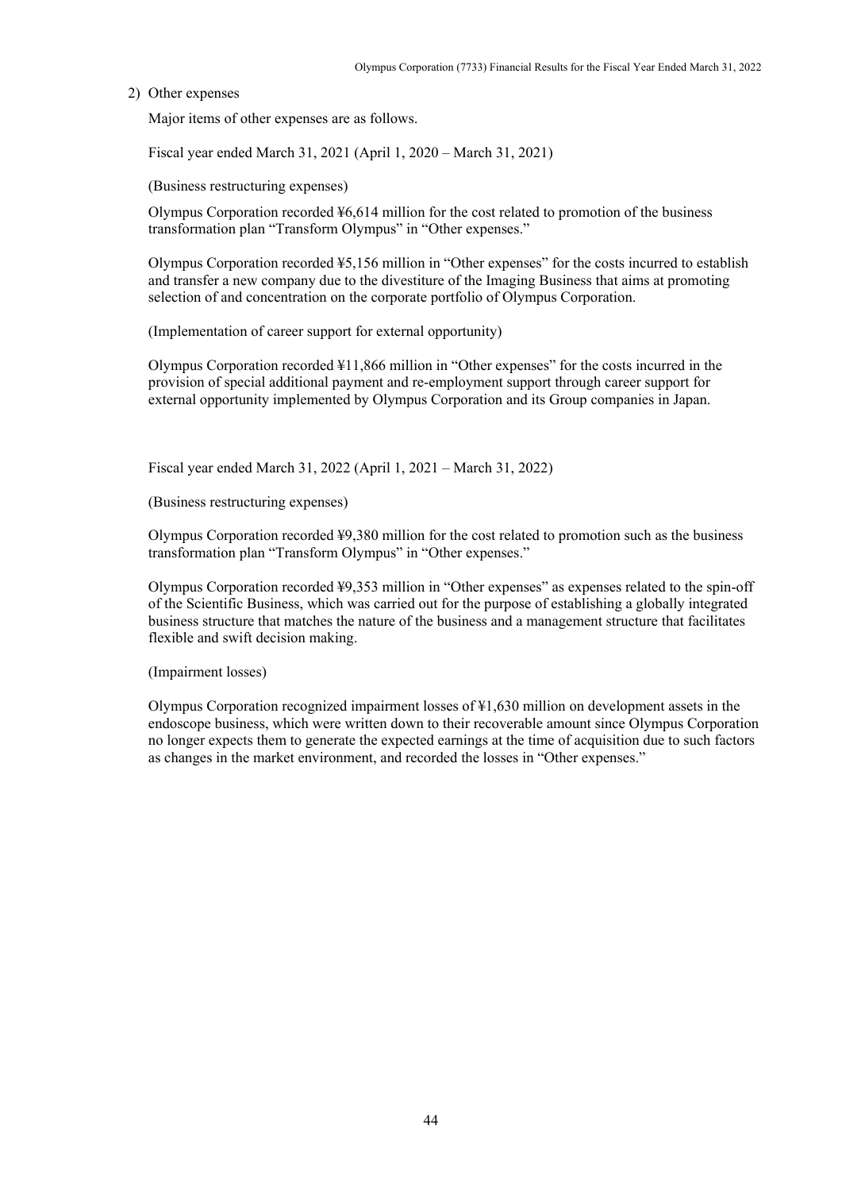2) Other expenses

Major items of other expenses are as follows.

Fiscal year ended March 31, 2021 (April 1, 2020 – March 31, 2021)

(Business restructuring expenses)

Olympus Corporation recorded ¥6,614 million for the cost related to promotion of the business transformation plan "Transform Olympus" in "Other expenses."

Olympus Corporation recorded ¥5,156 million in "Other expenses" for the costs incurred to establish and transfer a new company due to the divestiture of the Imaging Business that aims at promoting selection of and concentration on the corporate portfolio of Olympus Corporation.

(Implementation of career support for external opportunity)

Olympus Corporation recorded ¥11,866 million in "Other expenses" for the costs incurred in the provision of special additional payment and re-employment support through career support for external opportunity implemented by Olympus Corporation and its Group companies in Japan.

Fiscal year ended March 31, 2022 (April 1, 2021 – March 31, 2022)

(Business restructuring expenses)

Olympus Corporation recorded ¥9,380 million for the cost related to promotion such as the business transformation plan "Transform Olympus" in "Other expenses."

Olympus Corporation recorded ¥9,353 million in "Other expenses" as expenses related to the spin-off of the Scientific Business, which was carried out for the purpose of establishing a globally integrated business structure that matches the nature of the business and a management structure that facilitates flexible and swift decision making.

(Impairment losses)

Olympus Corporation recognized impairment losses of ¥1,630 million on development assets in the endoscope business, which were written down to their recoverable amount since Olympus Corporation no longer expects them to generate the expected earnings at the time of acquisition due to such factors as changes in the market environment, and recorded the losses in "Other expenses."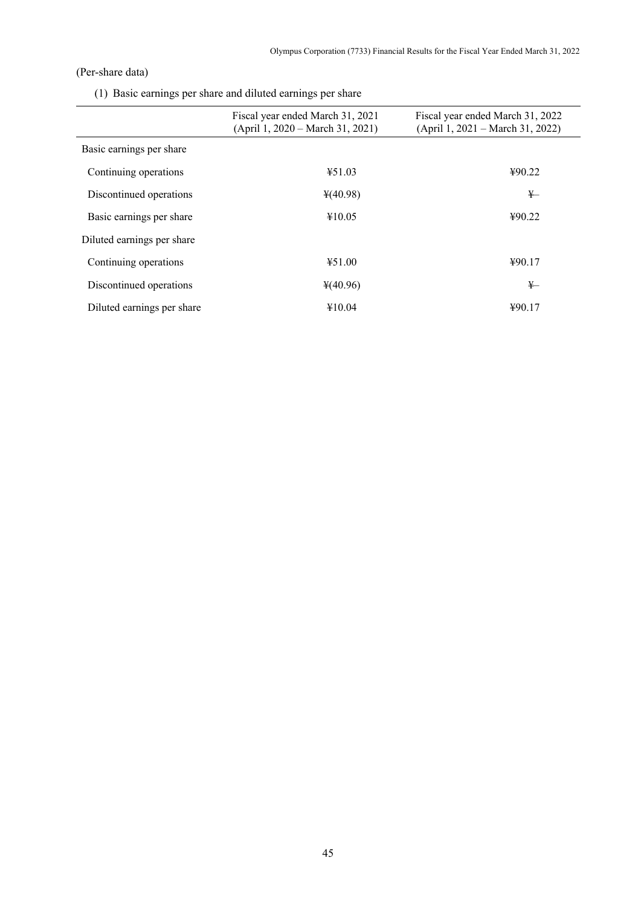(Per-share data)

(1) Basic earnings per share and diluted earnings per share

| | Fiscal year ended March 31, 2021 (April 1, 2020 – March 31, 2021) | Fiscal year ended March 31, 2022 (April 1, 2021 – March 31, 2022) |
|---|---|---|
| Basic earnings per share | | |
| Continuing operations | ¥51.03 | ¥90.22 |
| Discontinued operations | ¥(40.98) | ¥– |
| Basic earnings per share | ¥10.05 | ¥90.22 |
| Diluted earnings per share | | |
| Continuing operations | ¥51.00 | ¥90.17 |
| Discontinued operations | ¥(40.96) | ¥– |
| Diluted earnings per share | ¥10.04 | ¥90.17 |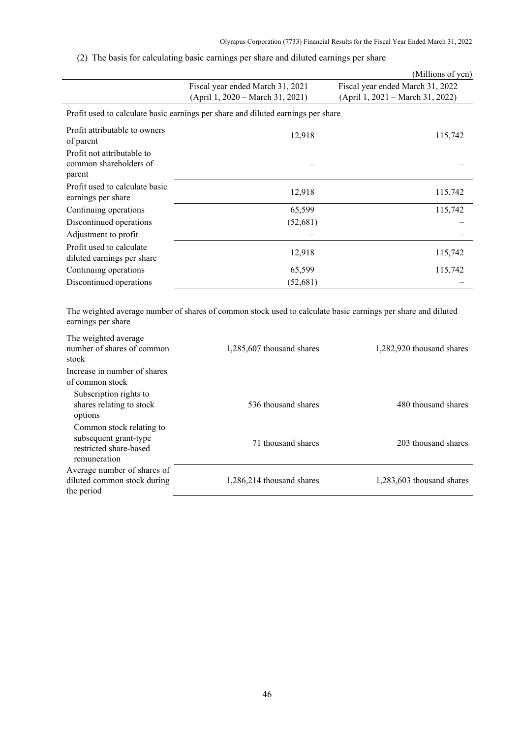(2) The basis for calculating basic earnings per share and diluted earnings per share

(Millions of yen)

| | Fiscal year ended March 31, 2021 (April 1, 2020 – March 31, 2021) | Fiscal year ended March 31, 2022 (April 1, 2021 – March 31, 2022) |
|---|---|---|
| Profit used to calculate basic earnings per share and diluted earnings per share | | |
| Profit attributable to owners of parent | 12,918 | 115,742 |
| Profit not attributable to common shareholders of parent | – | – |
| Profit used to calculate basic earnings per share | 12,918 | 115,742 |
| Continuing operations | 65,599 | 115,742 |
| Discontinued operations | (52,681) | – |
| Adjustment to profit | – | – |
| Profit used to calculate diluted earnings per share | 12,918 | 115,742 |
| Continuing operations | 65,599 | 115,742 |
| Discontinued operations | (52,681) | – |

The weighted average number of shares of common stock used to calculate basic earnings per share and diluted earnings per share

| | | |
|---|---|---|
| The weighted average number of shares of common stock | 1,285,607 thousand shares | 1,282,920 thousand shares |
| Increase in number of shares of common stock | | |
| Subscription rights to shares relating to stock options | 536 thousand shares | 480 thousand shares |
| Common stock relating to subsequent grant-type restricted share-based remuneration | 71 thousand shares | 203 thousand shares |
| Average number of shares of diluted common stock during the period | 1,286,214 thousand shares | 1,283,603 thousand shares |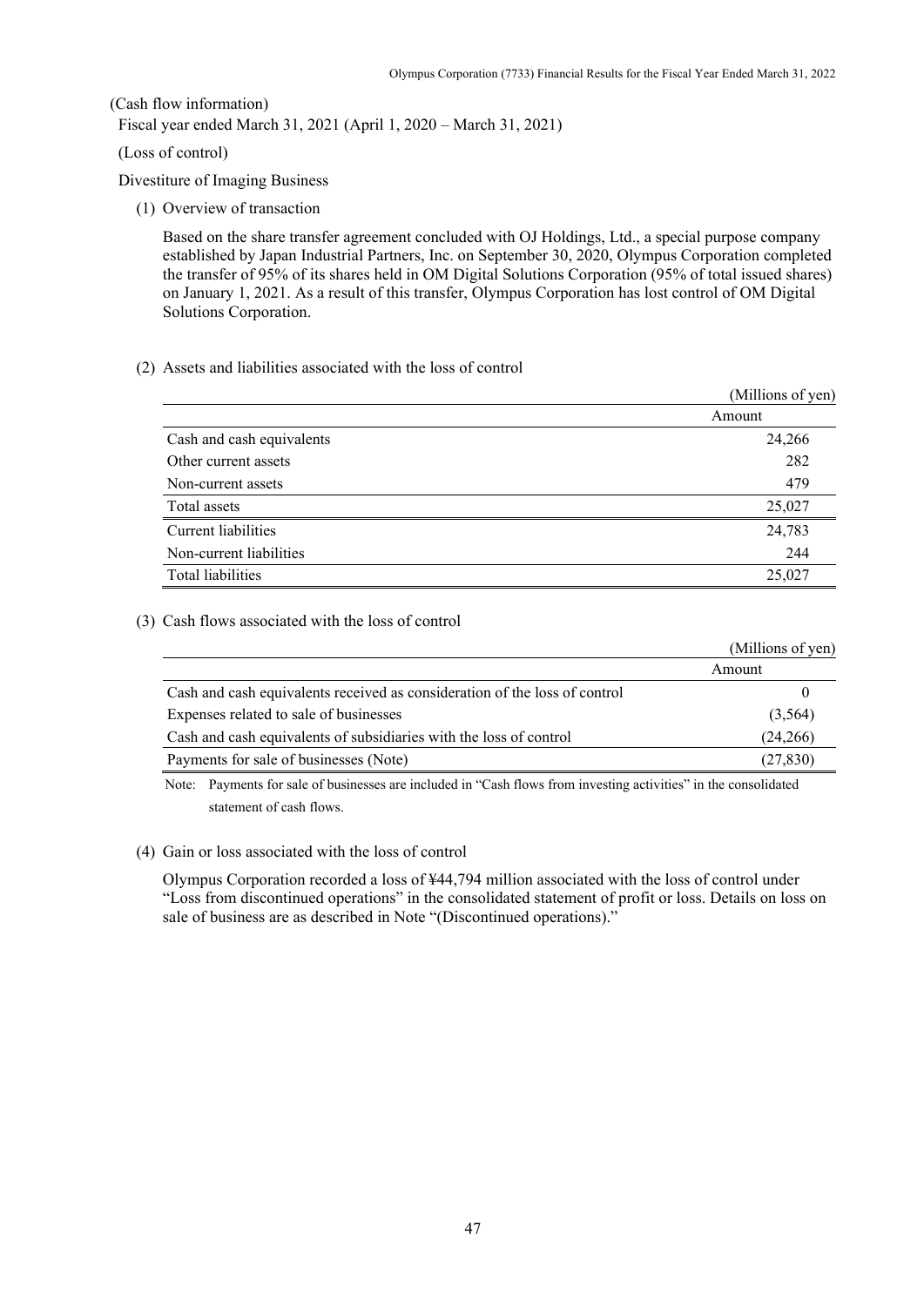(Cash flow information)

Fiscal year ended March 31, 2021 (April 1, 2020 – March 31, 2021)

(Loss of control)

Divestiture of Imaging Business

(1) Overview of transaction

Based on the share transfer agreement concluded with OJ Holdings, Ltd., a special purpose company established by Japan Industrial Partners, Inc. on September 30, 2020, Olympus Corporation completed the transfer of 95% of its shares held in OM Digital Solutions Corporation (95% of total issued shares) on January 1, 2021. As a result of this transfer, Olympus Corporation has lost control of OM Digital Solutions Corporation.

(2) Assets and liabilities associated with the loss of control

(Millions of yen)

| | Amount |
|---|---|
| Cash and cash equivalents | 24,266 |
| Other current assets | 282 |
| Non-current assets | 479 |
| Total assets | 25,027 |
| Current liabilities | 24,783 |
| Non-current liabilities | 244 |
| Total liabilities | 25,027 |

(3) Cash flows associated with the loss of control

(Millions of yen)

| | Amount |
|---|---|
| Cash and cash equivalents received as consideration of the loss of control | 0 |
| Expenses related to sale of businesses | (3,564) |
| Cash and cash equivalents of subsidiaries with the loss of control | (24,266) |
| Payments for sale of businesses (Note) | (27,830) |

Note: Payments for sale of businesses are included in "Cash flows from investing activities" in the consolidated statement of cash flows.

(4) Gain or loss associated with the loss of control

Olympus Corporation recorded a loss of ¥44,794 million associated with the loss of control under "Loss from discontinued operations" in the consolidated statement of profit or loss. Details on loss on sale of business are as described in Note "(Discontinued operations)."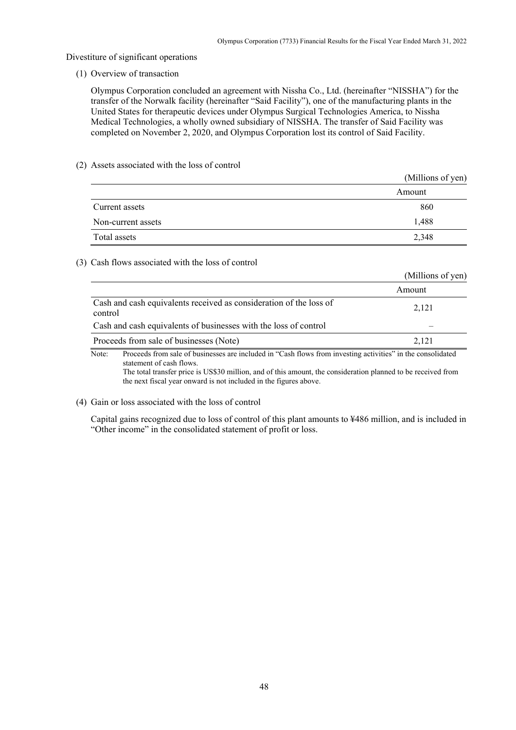Divestiture of significant operations

(1) Overview of transaction

Olympus Corporation concluded an agreement with Nissha Co., Ltd. (hereinafter "NISSHA") for the transfer of the Norwalk facility (hereinafter "Said Facility"), one of the manufacturing plants in the United States for therapeutic devices under Olympus Surgical Technologies America, to Nissha Medical Technologies, a wholly owned subsidiary of NISSHA. The transfer of Said Facility was completed on November 2, 2020, and Olympus Corporation lost its control of Said Facility.

(2) Assets associated with the loss of control

(Millions of yen)

| | Amount |
|---|---|
| Current assets | 860 |
| Non-current assets | 1,488 |
| Total assets | 2,348 |

(3) Cash flows associated with the loss of control

(Millions of yen)

| | Amount |
|---|---|
| Cash and cash equivalents received as consideration of the loss of control | 2,121 |
| Cash and cash equivalents of businesses with the loss of control | – |
| Proceeds from sale of businesses (Note) | 2,121 |

Note: Proceeds from sale of businesses are included in "Cash flows from investing activities" in the consolidated statement of cash flows.
The total transfer price is US$30 million, and of this amount, the consideration planned to be received from the next fiscal year onward is not included in the figures above.

(4) Gain or loss associated with the loss of control

Capital gains recognized due to loss of control of this plant amounts to ¥486 million, and is included in "Other income" in the consolidated statement of profit or loss.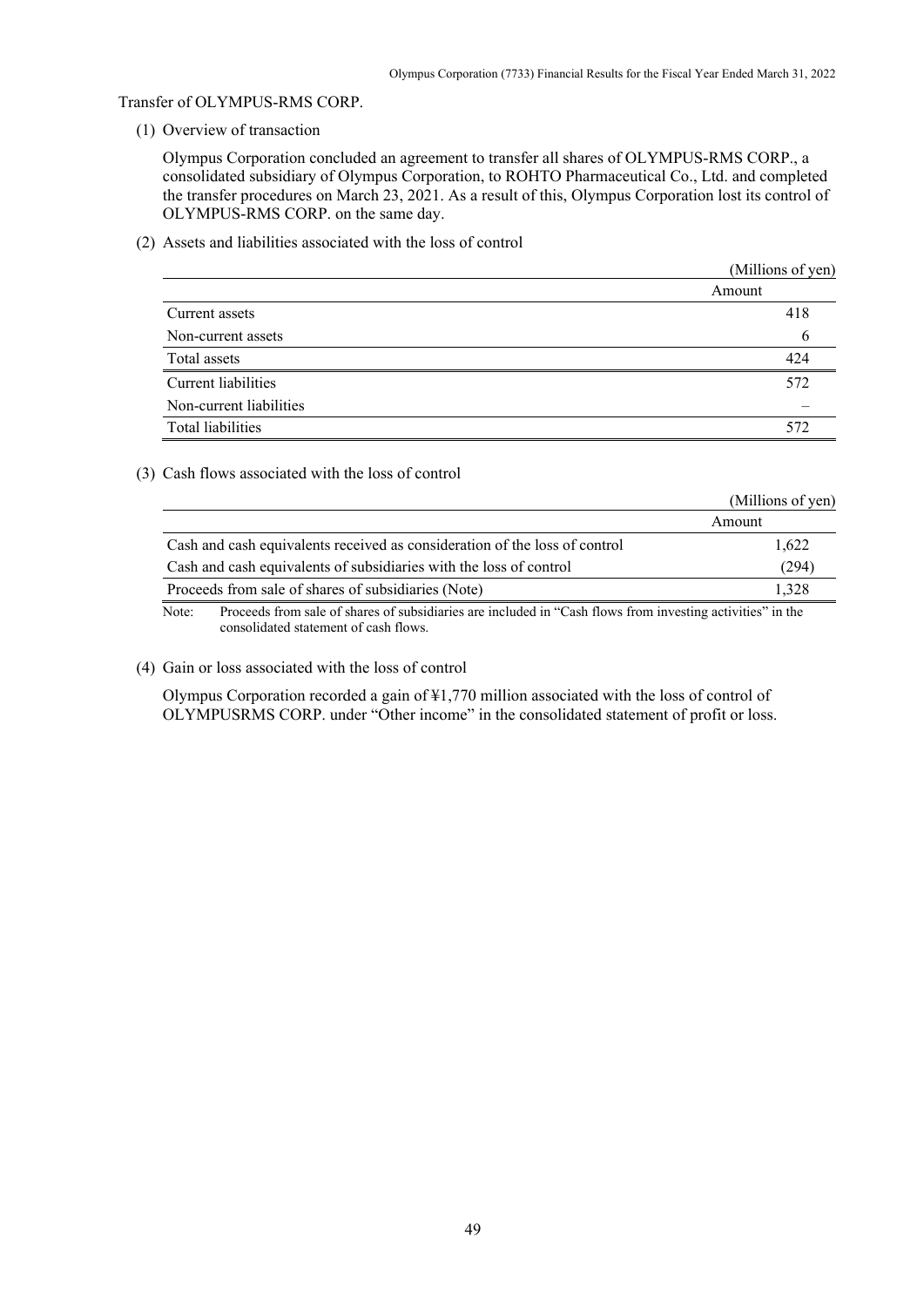Transfer of OLYMPUS-RMS CORP.

(1) Overview of transaction

Olympus Corporation concluded an agreement to transfer all shares of OLYMPUS-RMS CORP., a consolidated subsidiary of Olympus Corporation, to ROHTO Pharmaceutical Co., Ltd. and completed the transfer procedures on March 23, 2021. As a result of this, Olympus Corporation lost its control of OLYMPUS-RMS CORP. on the same day.

(2) Assets and liabilities associated with the loss of control

(Millions of yen)

| | Amount |
|---|---|
| Current assets | 418 |
| Non-current assets | 6 |
| Total assets | 424 |
| Current liabilities | 572 |
| Non-current liabilities | – |
| Total liabilities | 572 |

(3) Cash flows associated with the loss of control

(Millions of yen)

| | Amount |
|---|---|
| Cash and cash equivalents received as consideration of the loss of control | 1,622 |
| Cash and cash equivalents of subsidiaries with the loss of control | (294) |
| Proceeds from sale of shares of subsidiaries (Note) | 1,328 |

Note: Proceeds from sale of shares of subsidiaries are included in "Cash flows from investing activities" in the consolidated statement of cash flows.

(4) Gain or loss associated with the loss of control

Olympus Corporation recorded a gain of ¥1,770 million associated with the loss of control of OLYMPUSRMS CORP. under "Other income" in the consolidated statement of profit or loss.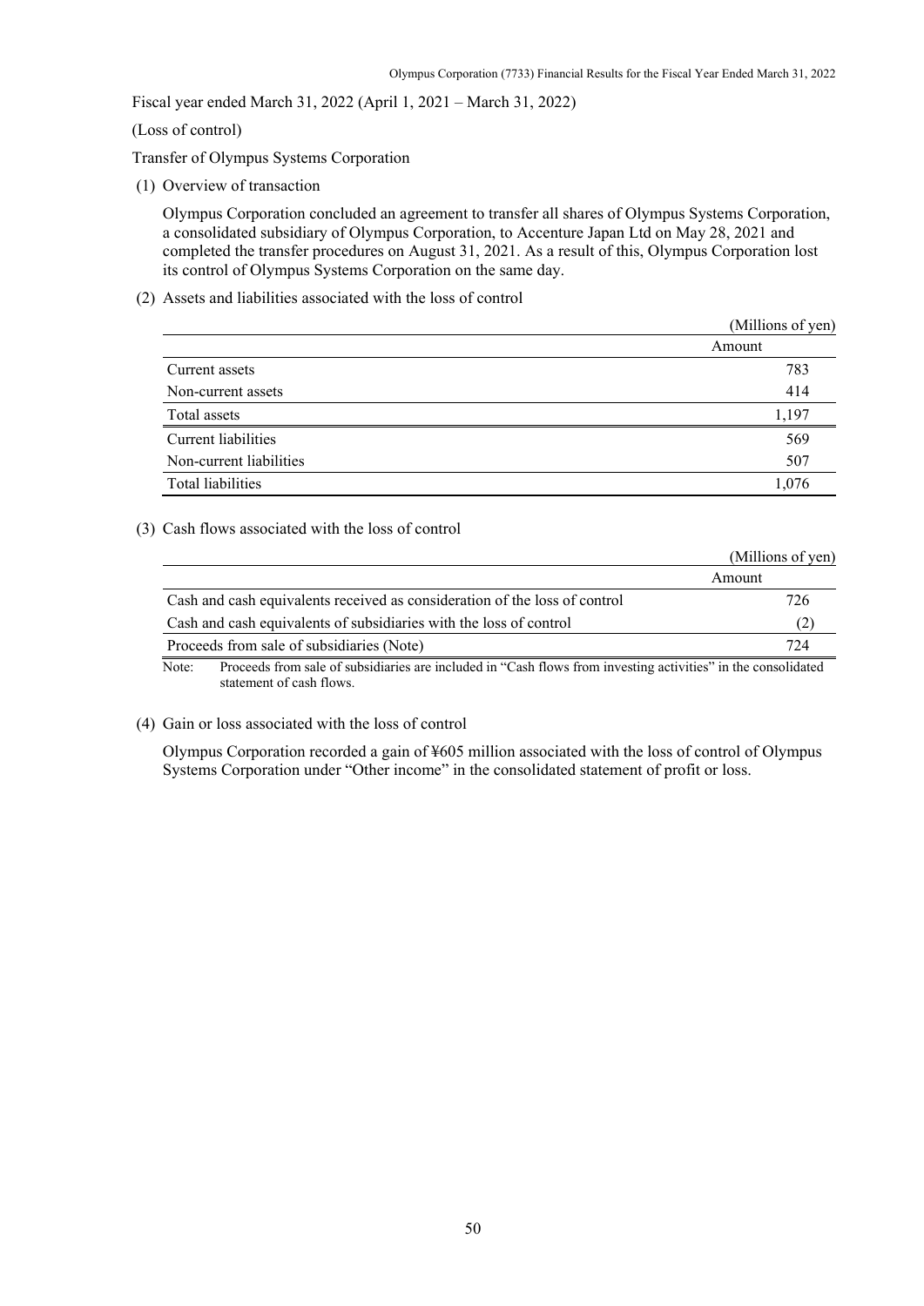Fiscal year ended March 31, 2022 (April 1, 2021 – March 31, 2022)

(Loss of control)

Transfer of Olympus Systems Corporation

(1) Overview of transaction

Olympus Corporation concluded an agreement to transfer all shares of Olympus Systems Corporation, a consolidated subsidiary of Olympus Corporation, to Accenture Japan Ltd on May 28, 2021 and completed the transfer procedures on August 31, 2021. As a result of this, Olympus Corporation lost its control of Olympus Systems Corporation on the same day.

(2) Assets and liabilities associated with the loss of control

(Millions of yen)

| | Amount |
|---|---|
| Current assets | 783 |
| Non-current assets | 414 |
| Total assets | 1,197 |
| Current liabilities | 569 |
| Non-current liabilities | 507 |
| Total liabilities | 1,076 |

(3) Cash flows associated with the loss of control

(Millions of yen)

| | Amount |
|---|---|
| Cash and cash equivalents received as consideration of the loss of control | 726 |
| Cash and cash equivalents of subsidiaries with the loss of control | (2) |
| Proceeds from sale of subsidiaries (Note) | 724 |

Note: Proceeds from sale of subsidiaries are included in "Cash flows from investing activities" in the consolidated statement of cash flows.

(4) Gain or loss associated with the loss of control

Olympus Corporation recorded a gain of ¥605 million associated with the loss of control of Olympus Systems Corporation under "Other income" in the consolidated statement of profit or loss.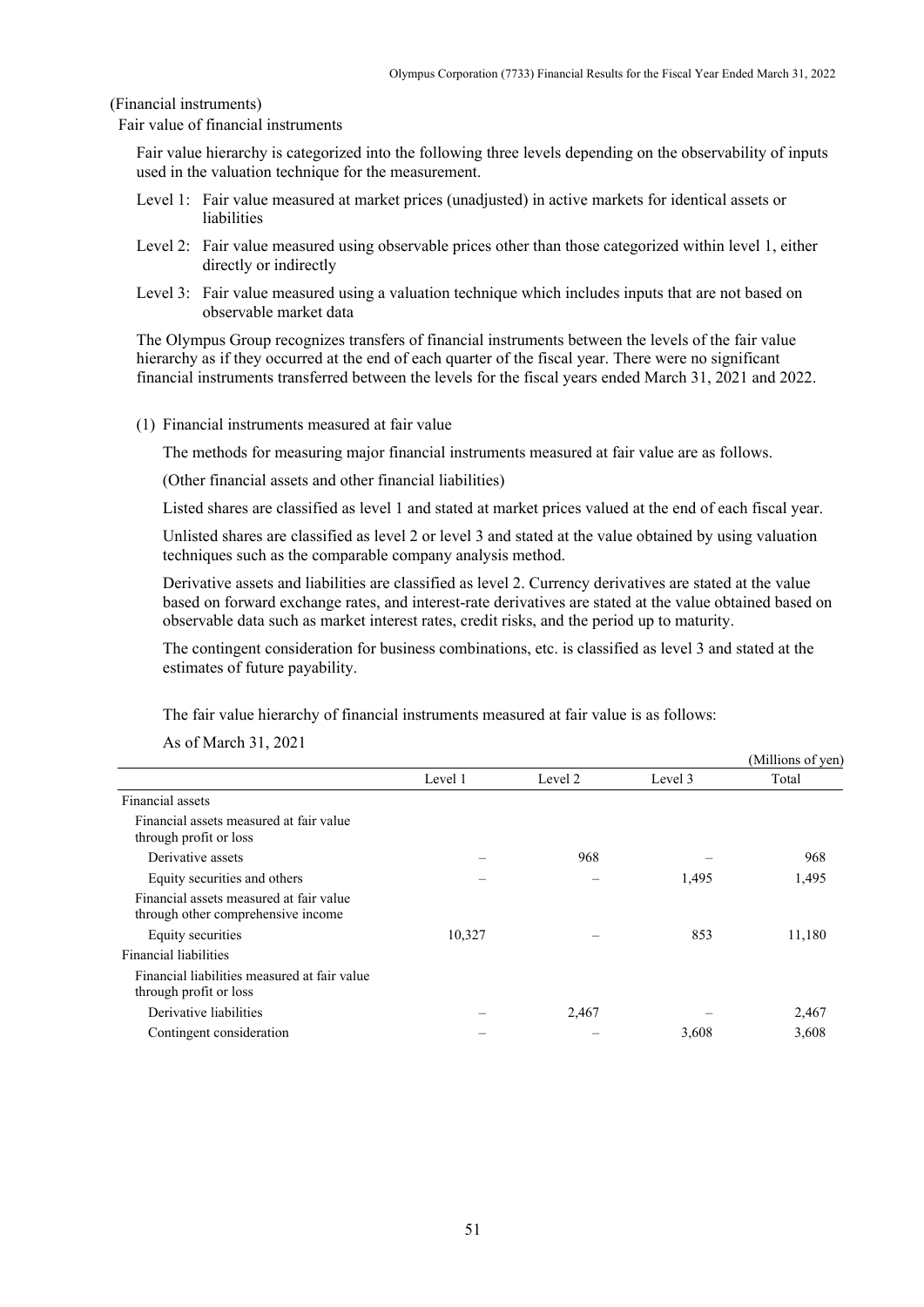(Financial instruments)

Fair value of financial instruments

Fair value hierarchy is categorized into the following three levels depending on the observability of inputs used in the valuation technique for the measurement.

Level 1: Fair value measured at market prices (unadjusted) in active markets for identical assets or liabilities

Level 2: Fair value measured using observable prices other than those categorized within level 1, either directly or indirectly

Level 3: Fair value measured using a valuation technique which includes inputs that are not based on observable market data

The Olympus Group recognizes transfers of financial instruments between the levels of the fair value hierarchy as if they occurred at the end of each quarter of the fiscal year. There were no significant financial instruments transferred between the levels for the fiscal years ended March 31, 2021 and 2022.

(1) Financial instruments measured at fair value

The methods for measuring major financial instruments measured at fair value are as follows.

(Other financial assets and other financial liabilities)

Listed shares are classified as level 1 and stated at market prices valued at the end of each fiscal year.

Unlisted shares are classified as level 2 or level 3 and stated at the value obtained by using valuation techniques such as the comparable company analysis method.

Derivative assets and liabilities are classified as level 2. Currency derivatives are stated at the value based on forward exchange rates, and interest-rate derivatives are stated at the value obtained based on observable data such as market interest rates, credit risks, and the period up to maturity.

The contingent consideration for business combinations, etc. is classified as level 3 and stated at the estimates of future payability.

The fair value hierarchy of financial instruments measured at fair value is as follows:

As of March 31, 2021

(Millions of yen)

| | Level 1 | Level 2 | Level 3 | Total |
|---|---|---|---|---|
| Financial assets | | | | |
| Financial assets measured at fair value through profit or loss | | | | |
| Derivative assets | – | 968 | – | 968 |
| Equity securities and others | – | – | 1,495 | 1,495 |
| Financial assets measured at fair value through other comprehensive income | | | | |
| Equity securities | 10,327 | – | 853 | 11,180 |
| Financial liabilities | | | | |
| Financial liabilities measured at fair value through profit or loss | | | | |
| Derivative liabilities | – | 2,467 | – | 2,467 |
| Contingent consideration | – | – | 3,608 | 3,608 |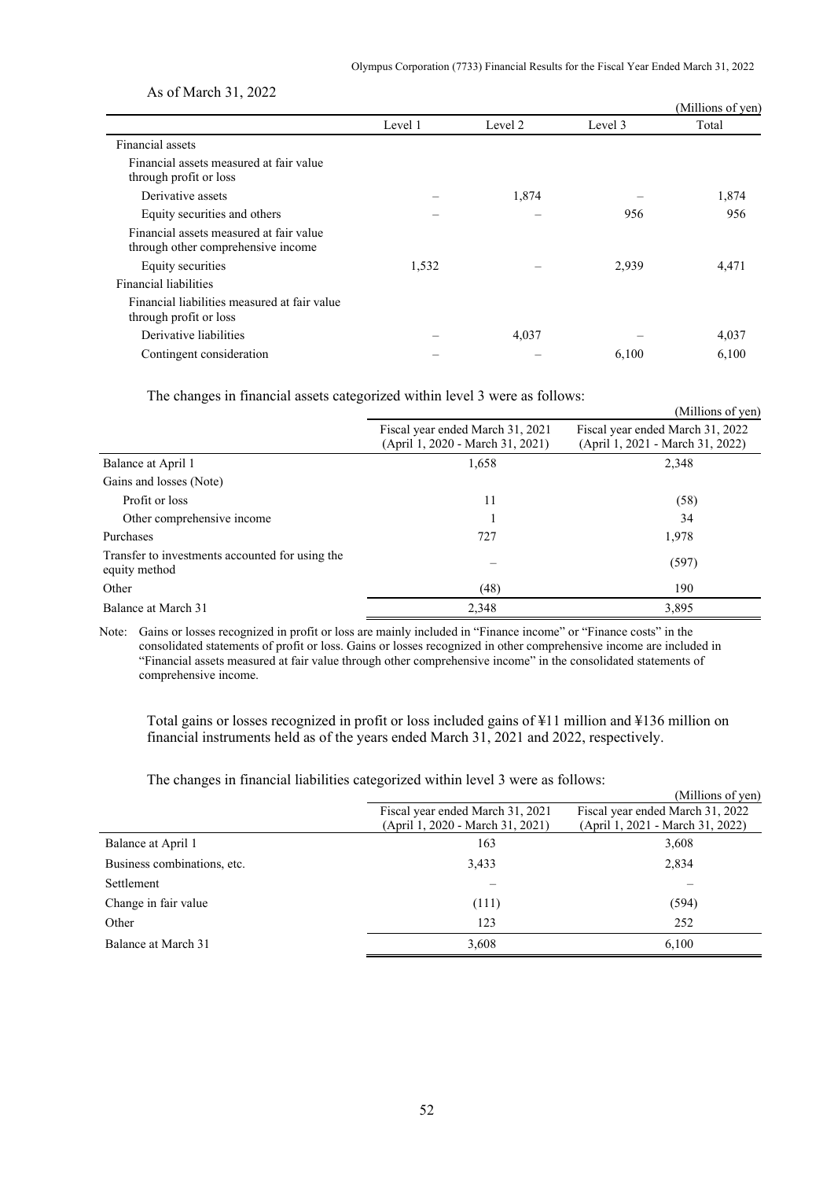As of March 31, 2022

(Millions of yen)

| | Level 1 | Level 2 | Level 3 | Total |
|---|---|---|---|---|
| Financial assets | | | | |
| Financial assets measured at fair value through profit or loss | | | | |
| Derivative assets | – | 1,874 | – | 1,874 |
| Equity securities and others | – | – | 956 | 956 |
| Financial assets measured at fair value through other comprehensive income | | | | |
| Equity securities | 1,532 | – | 2,939 | 4,471 |
| Financial liabilities | | | | |
| Financial liabilities measured at fair value through profit or loss | | | | |
| Derivative liabilities | – | 4,037 | – | 4,037 |
| Contingent consideration | – | – | 6,100 | 6,100 |

The changes in financial assets categorized within level 3 were as follows:

(Millions of yen)

| | Fiscal year ended March 31, 2021 (April 1, 2020 - March 31, 2021) | Fiscal year ended March 31, 2022 (April 1, 2021 - March 31, 2022) |
|---|---|---|
| Balance at April 1 | 1,658 | 2,348 |
| Gains and losses (Note) | | |
| Profit or loss | 11 | (58) |
| Other comprehensive income | 1 | 34 |
| Purchases | 727 | 1,978 |
| Transfer to investments accounted for using the equity method | – | (597) |
| Other | (48) | 190 |
| Balance at March 31 | 2,348 | 3,895 |

Note: Gains or losses recognized in profit or loss are mainly included in "Finance income" or "Finance costs" in the consolidated statements of profit or loss. Gains or losses recognized in other comprehensive income are included in "Financial assets measured at fair value through other comprehensive income" in the consolidated statements of comprehensive income.

Total gains or losses recognized in profit or loss included gains of ¥11 million and ¥136 million on financial instruments held as of the years ended March 31, 2021 and 2022, respectively.

The changes in financial liabilities categorized within level 3 were as follows:

(Millions of yen)

| | Fiscal year ended March 31, 2021 (April 1, 2020 - March 31, 2021) | Fiscal year ended March 31, 2022 (April 1, 2021 - March 31, 2022) |
|---|---|---|
| Balance at April 1 | 163 | 3,608 |
| Business combinations, etc. | 3,433 | 2,834 |
| Settlement | – | – |
| Change in fair value | (111) | (594) |
| Other | 123 | 252 |
| Balance at March 31 | 3,608 | 6,100 |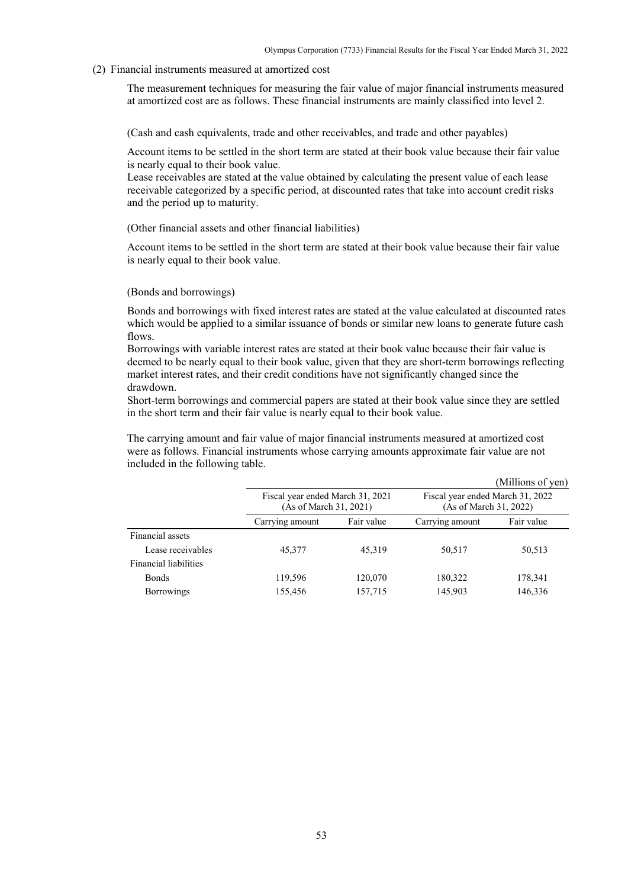(2) Financial instruments measured at amortized cost

The measurement techniques for measuring the fair value of major financial instruments measured at amortized cost are as follows. These financial instruments are mainly classified into level 2.

(Cash and cash equivalents, trade and other receivables, and trade and other payables)

Account items to be settled in the short term are stated at their book value because their fair value is nearly equal to their book value.
Lease receivables are stated at the value obtained by calculating the present value of each lease receivable categorized by a specific period, at discounted rates that take into account credit risks and the period up to maturity.

(Other financial assets and other financial liabilities)

Account items to be settled in the short term are stated at their book value because their fair value is nearly equal to their book value.

(Bonds and borrowings)

Bonds and borrowings with fixed interest rates are stated at the value calculated at discounted rates which would be applied to a similar issuance of bonds or similar new loans to generate future cash flows.
Borrowings with variable interest rates are stated at their book value because their fair value is deemed to be nearly equal to their book value, given that they are short-term borrowings reflecting market interest rates, and their credit conditions have not significantly changed since the drawdown.
Short-term borrowings and commercial papers are stated at their book value since they are settled in the short term and their fair value is nearly equal to their book value.

The carrying amount and fair value of major financial instruments measured at amortized cost were as follows. Financial instruments whose carrying amounts approximate fair value are not included in the following table.

(Millions of yen)

| | Fiscal year ended March 31, 2021 (As of March 31, 2021) | | Fiscal year ended March 31, 2022 (As of March 31, 2022) | |
|---|---|---|---|---|
| | Carrying amount | Fair value | Carrying amount | Fair value |
| Financial assets | | | | |
| Lease receivables | 45,377 | 45,319 | 50,517 | 50,513 |
| Financial liabilities | | | | |
| Bonds | 119,596 | 120,070 | 180,322 | 178,341 |
| Borrowings | 155,456 | 157,715 | 145,903 | 146,336 |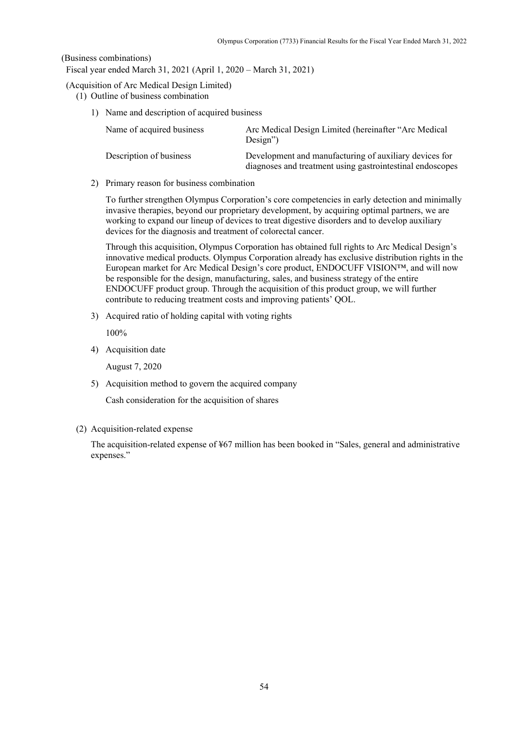(Business combinations)

Fiscal year ended March 31, 2021 (April 1, 2020 – March 31, 2021)

(Acquisition of Arc Medical Design Limited)

(1) Outline of business combination

1) Name and description of acquired business

| Name of acquired business | Arc Medical Design Limited (hereinafter "Arc Medical Design") |
|---|---|
| Description of business | Development and manufacturing of auxiliary devices for diagnoses and treatment using gastrointestinal endoscopes |

2) Primary reason for business combination

To further strengthen Olympus Corporation's core competencies in early detection and minimally invasive therapies, beyond our proprietary development, by acquiring optimal partners, we are working to expand our lineup of devices to treat digestive disorders and to develop auxiliary devices for the diagnosis and treatment of colorectal cancer.

Through this acquisition, Olympus Corporation has obtained full rights to Arc Medical Design's innovative medical products. Olympus Corporation already has exclusive distribution rights in the European market for Arc Medical Design's core product, ENDOCUFF VISION™, and will now be responsible for the design, manufacturing, sales, and business strategy of the entire ENDOCUFF product group. Through the acquisition of this product group, we will further contribute to reducing treatment costs and improving patients' QOL.

3) Acquired ratio of holding capital with voting rights

100%

4) Acquisition date

August 7, 2020

5) Acquisition method to govern the acquired company

Cash consideration for the acquisition of shares

(2) Acquisition-related expense

The acquisition-related expense of ¥67 million has been booked in "Sales, general and administrative expenses."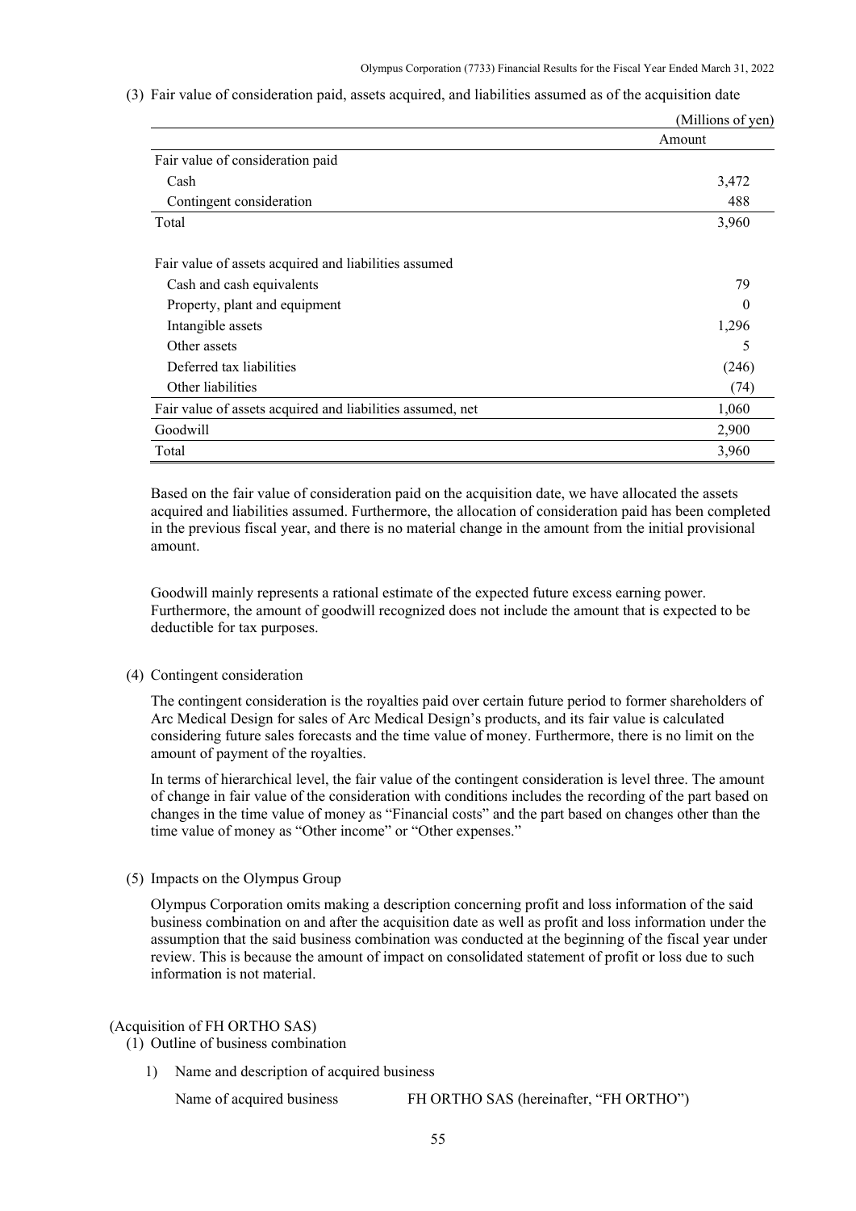(3) Fair value of consideration paid, assets acquired, and liabilities assumed as of the acquisition date

(Millions of yen)

| | Amount |
|---|---|
| Fair value of consideration paid | |
| Cash | 3,472 |
| Contingent consideration | 488 |
| Total | 3,960 |
| | |
| Fair value of assets acquired and liabilities assumed | |
| Cash and cash equivalents | 79 |
| Property, plant and equipment | 0 |
| Intangible assets | 1,296 |
| Other assets | 5 |
| Deferred tax liabilities | (246) |
| Other liabilities | (74) |
| Fair value of assets acquired and liabilities assumed, net | 1,060 |
| Goodwill | 2,900 |
| Total | 3,960 |

Based on the fair value of consideration paid on the acquisition date, we have allocated the assets acquired and liabilities assumed. Furthermore, the allocation of consideration paid has been completed in the previous fiscal year, and there is no material change in the amount from the initial provisional amount.

Goodwill mainly represents a rational estimate of the expected future excess earning power. Furthermore, the amount of goodwill recognized does not include the amount that is expected to be deductible for tax purposes.

(4) Contingent consideration

The contingent consideration is the royalties paid over certain future period to former shareholders of Arc Medical Design for sales of Arc Medical Design's products, and its fair value is calculated considering future sales forecasts and the time value of money. Furthermore, there is no limit on the amount of payment of the royalties.

In terms of hierarchical level, the fair value of the contingent consideration is level three. The amount of change in fair value of the consideration with conditions includes the recording of the part based on changes in the time value of money as "Financial costs" and the part based on changes other than the time value of money as "Other income" or "Other expenses."

(5) Impacts on the Olympus Group

Olympus Corporation omits making a description concerning profit and loss information of the said business combination on and after the acquisition date as well as profit and loss information under the assumption that the said business combination was conducted at the beginning of the fiscal year under review. This is because the amount of impact on consolidated statement of profit or loss due to such information is not material.

(Acquisition of FH ORTHO SAS)

(1) Outline of business combination

1) Name and description of acquired business

Name of acquired business FH ORTHO SAS (hereinafter, "FH ORTHO")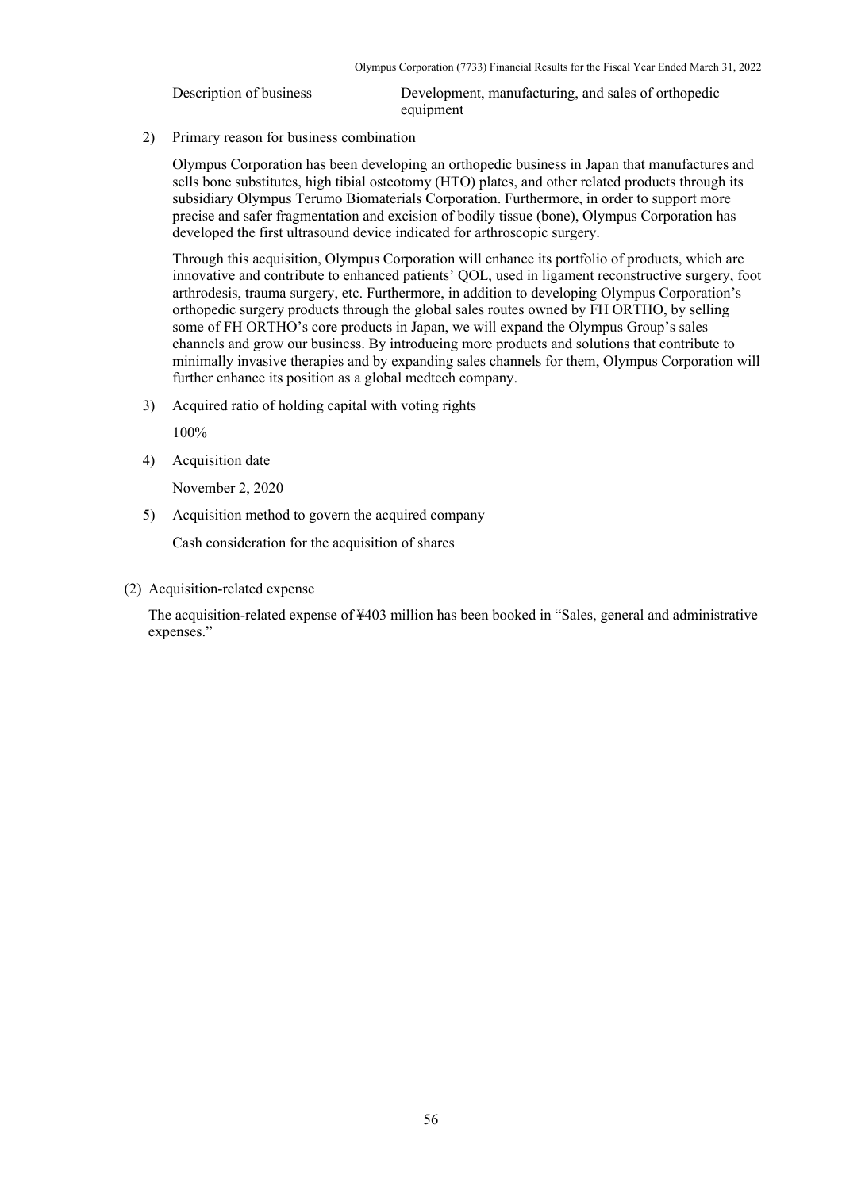| | |
|---|---|
| Description of business | Development, manufacturing, and sales of orthopedic equipment |

2) Primary reason for business combination

Olympus Corporation has been developing an orthopedic business in Japan that manufactures and sells bone substitutes, high tibial osteotomy (HTO) plates, and other related products through its subsidiary Olympus Terumo Biomaterials Corporation. Furthermore, in order to support more precise and safer fragmentation and excision of bodily tissue (bone), Olympus Corporation has developed the first ultrasound device indicated for arthroscopic surgery.

Through this acquisition, Olympus Corporation will enhance its portfolio of products, which are innovative and contribute to enhanced patients' QOL, used in ligament reconstructive surgery, foot arthrodesis, trauma surgery, etc. Furthermore, in addition to developing Olympus Corporation's orthopedic surgery products through the global sales routes owned by FH ORTHO, by selling some of FH ORTHO's core products in Japan, we will expand the Olympus Group's sales channels and grow our business. By introducing more products and solutions that contribute to minimally invasive therapies and by expanding sales channels for them, Olympus Corporation will further enhance its position as a global medtech company.

3) Acquired ratio of holding capital with voting rights

100%

4) Acquisition date

November 2, 2020

5) Acquisition method to govern the acquired company

Cash consideration for the acquisition of shares

(2) Acquisition-related expense

The acquisition-related expense of ¥403 million has been booked in "Sales, general and administrative expenses."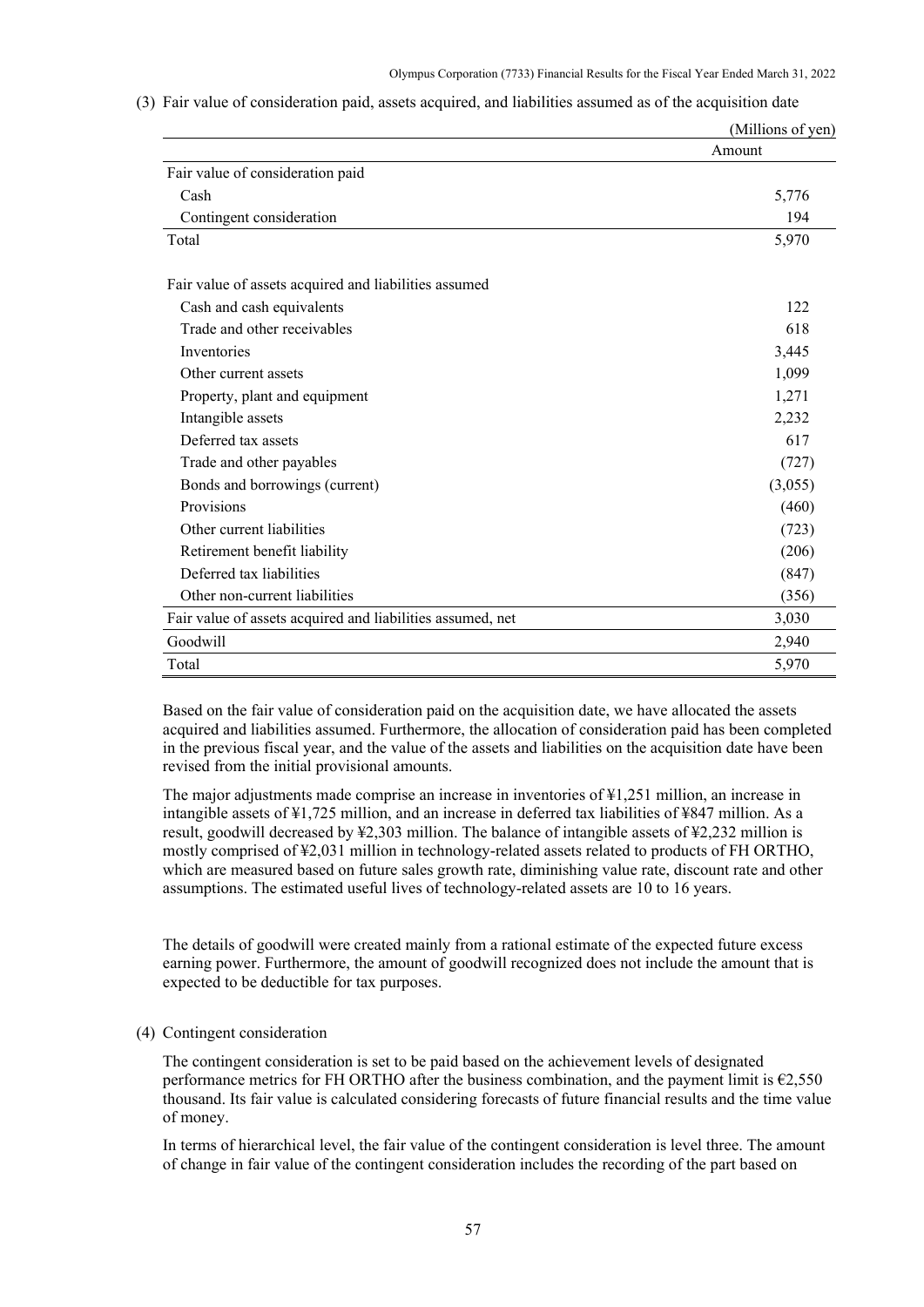(3) Fair value of consideration paid, assets acquired, and liabilities assumed as of the acquisition date

(Millions of yen)

| | Amount |
|---|---|
| Fair value of consideration paid | |
| Cash | 5,776 |
| Contingent consideration | 194 |
| Total | 5,970 |
| | |
| Fair value of assets acquired and liabilities assumed | |
| Cash and cash equivalents | 122 |
| Trade and other receivables | 618 |
| Inventories | 3,445 |
| Other current assets | 1,099 |
| Property, plant and equipment | 1,271 |
| Intangible assets | 2,232 |
| Deferred tax assets | 617 |
| Trade and other payables | (727) |
| Bonds and borrowings (current) | (3,055) |
| Provisions | (460) |
| Other current liabilities | (723) |
| Retirement benefit liability | (206) |
| Deferred tax liabilities | (847) |
| Other non-current liabilities | (356) |
| Fair value of assets acquired and liabilities assumed, net | 3,030 |
| Goodwill | 2,940 |
| Total | 5,970 |

Based on the fair value of consideration paid on the acquisition date, we have allocated the assets acquired and liabilities assumed. Furthermore, the allocation of consideration paid has been completed in the previous fiscal year, and the value of the assets and liabilities on the acquisition date have been revised from the initial provisional amounts.

The major adjustments made comprise an increase in inventories of ¥1,251 million, an increase in intangible assets of ¥1,725 million, and an increase in deferred tax liabilities of ¥847 million. As a result, goodwill decreased by ¥2,303 million. The balance of intangible assets of ¥2,232 million is mostly comprised of ¥2,031 million in technology-related assets related to products of FH ORTHO, which are measured based on future sales growth rate, diminishing value rate, discount rate and other assumptions. The estimated useful lives of technology-related assets are 10 to 16 years.

The details of goodwill were created mainly from a rational estimate of the expected future excess earning power. Furthermore, the amount of goodwill recognized does not include the amount that is expected to be deductible for tax purposes.

(4) Contingent consideration

The contingent consideration is set to be paid based on the achievement levels of designated performance metrics for FH ORTHO after the business combination, and the payment limit is €2,550 thousand. Its fair value is calculated considering forecasts of future financial results and the time value of money.

In terms of hierarchical level, the fair value of the contingent consideration is level three. The amount of change in fair value of the contingent consideration includes the recording of the part based on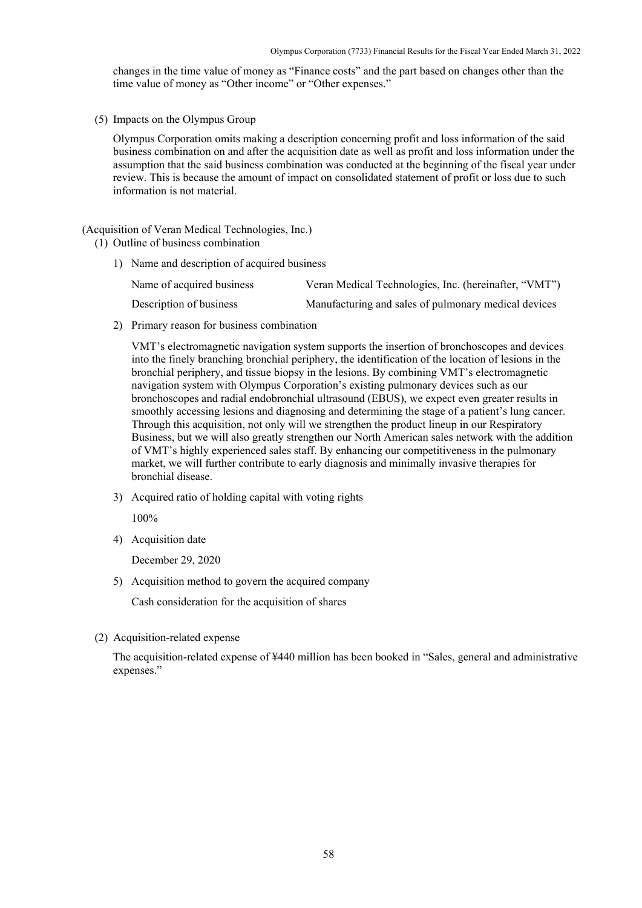changes in the time value of money as "Finance costs" and the part based on changes other than the time value of money as "Other income" or "Other expenses."

(5) Impacts on the Olympus Group

Olympus Corporation omits making a description concerning profit and loss information of the said business combination on and after the acquisition date as well as profit and loss information under the assumption that the said business combination was conducted at the beginning of the fiscal year under review. This is because the amount of impact on consolidated statement of profit or loss due to such information is not material.

(Acquisition of Veran Medical Technologies, Inc.)

(1) Outline of business combination

1) Name and description of acquired business

| | |
|---|---|
| Name of acquired business | Veran Medical Technologies, Inc. (hereinafter, "VMT") |
| Description of business | Manufacturing and sales of pulmonary medical devices |

2) Primary reason for business combination

VMT's electromagnetic navigation system supports the insertion of bronchoscopes and devices into the finely branching bronchial periphery, the identification of the location of lesions in the bronchial periphery, and tissue biopsy in the lesions. By combining VMT's electromagnetic navigation system with Olympus Corporation's existing pulmonary devices such as our bronchoscopes and radial endobronchial ultrasound (EBUS), we expect even greater results in smoothly accessing lesions and diagnosing and determining the stage of a patient's lung cancer. Through this acquisition, not only will we strengthen the product lineup in our Respiratory Business, but we will also greatly strengthen our North American sales network with the addition of VMT's highly experienced sales staff. By enhancing our competitiveness in the pulmonary market, we will further contribute to early diagnosis and minimally invasive therapies for bronchial disease.

3) Acquired ratio of holding capital with voting rights

100%

4) Acquisition date

December 29, 2020

5) Acquisition method to govern the acquired company

Cash consideration for the acquisition of shares

(2) Acquisition-related expense

The acquisition-related expense of ¥440 million has been booked in "Sales, general and administrative expenses."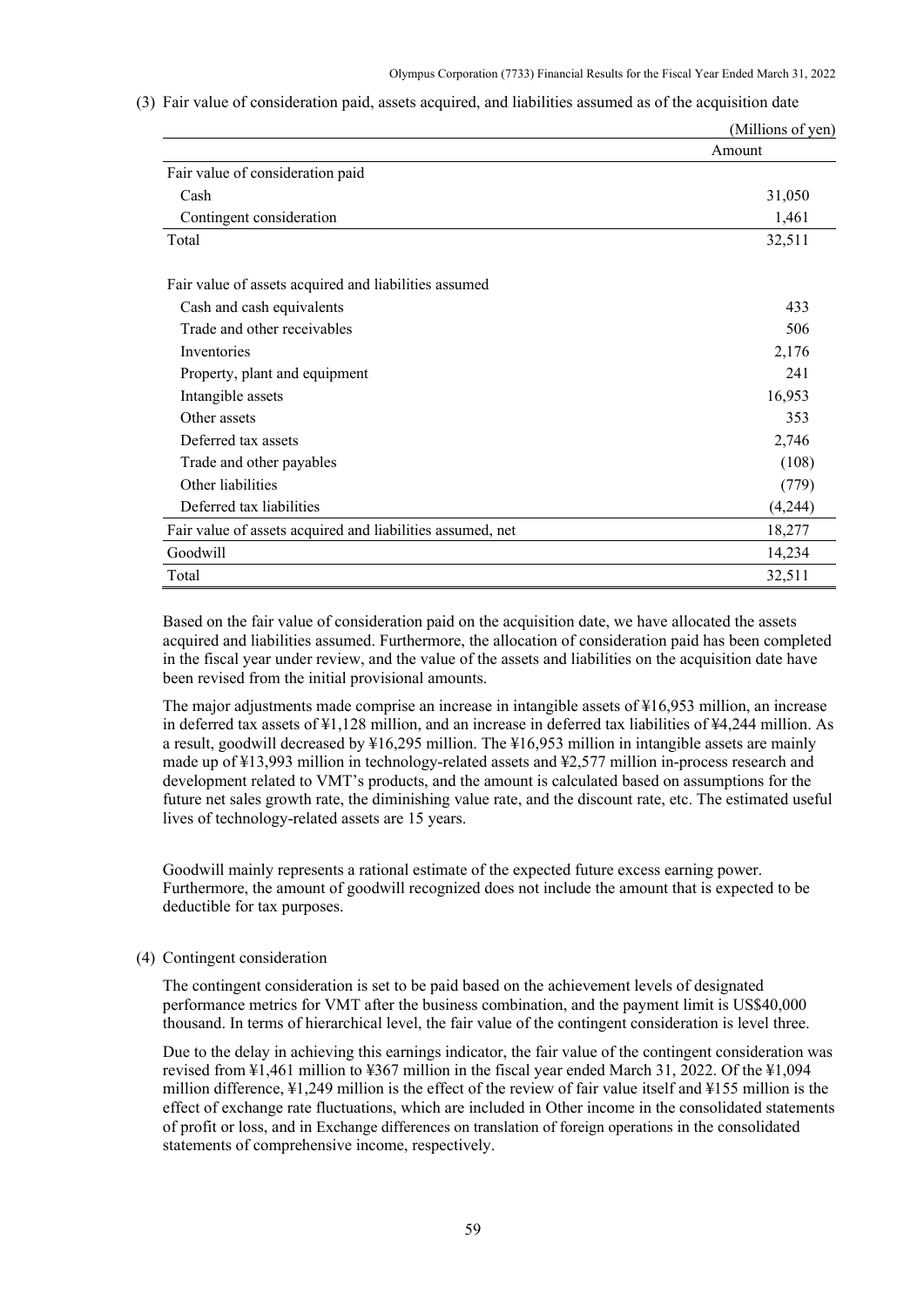(3) Fair value of consideration paid, assets acquired, and liabilities assumed as of the acquisition date

(Millions of yen)

| | Amount |
|---|---|
| Fair value of consideration paid | |
| Cash | 31,050 |
| Contingent consideration | 1,461 |
| Total | 32,511 |
| | |
| Fair value of assets acquired and liabilities assumed | |
| Cash and cash equivalents | 433 |
| Trade and other receivables | 506 |
| Inventories | 2,176 |
| Property, plant and equipment | 241 |
| Intangible assets | 16,953 |
| Other assets | 353 |
| Deferred tax assets | 2,746 |
| Trade and other payables | (108) |
| Other liabilities | (779) |
| Deferred tax liabilities | (4,244) |
| Fair value of assets acquired and liabilities assumed, net | 18,277 |
| Goodwill | 14,234 |
| Total | 32,511 |

Based on the fair value of consideration paid on the acquisition date, we have allocated the assets acquired and liabilities assumed. Furthermore, the allocation of consideration paid has been completed in the fiscal year under review, and the value of the assets and liabilities on the acquisition date have been revised from the initial provisional amounts.

The major adjustments made comprise an increase in intangible assets of ¥16,953 million, an increase in deferred tax assets of ¥1,128 million, and an increase in deferred tax liabilities of ¥4,244 million. As a result, goodwill decreased by ¥16,295 million. The ¥16,953 million in intangible assets are mainly made up of ¥13,993 million in technology-related assets and ¥2,577 million in-process research and development related to VMT's products, and the amount is calculated based on assumptions for the future net sales growth rate, the diminishing value rate, and the discount rate, etc. The estimated useful lives of technology-related assets are 15 years.

Goodwill mainly represents a rational estimate of the expected future excess earning power. Furthermore, the amount of goodwill recognized does not include the amount that is expected to be deductible for tax purposes.

(4) Contingent consideration

The contingent consideration is set to be paid based on the achievement levels of designated performance metrics for VMT after the business combination, and the payment limit is US$40,000 thousand. In terms of hierarchical level, the fair value of the contingent consideration is level three.

Due to the delay in achieving this earnings indicator, the fair value of the contingent consideration was revised from ¥1,461 million to ¥367 million in the fiscal year ended March 31, 2022. Of the ¥1,094 million difference, ¥1,249 million is the effect of the review of fair value itself and ¥155 million is the effect of exchange rate fluctuations, which are included in Other income in the consolidated statements of profit or loss, and in Exchange differences on translation of foreign operations in the consolidated statements of comprehensive income, respectively.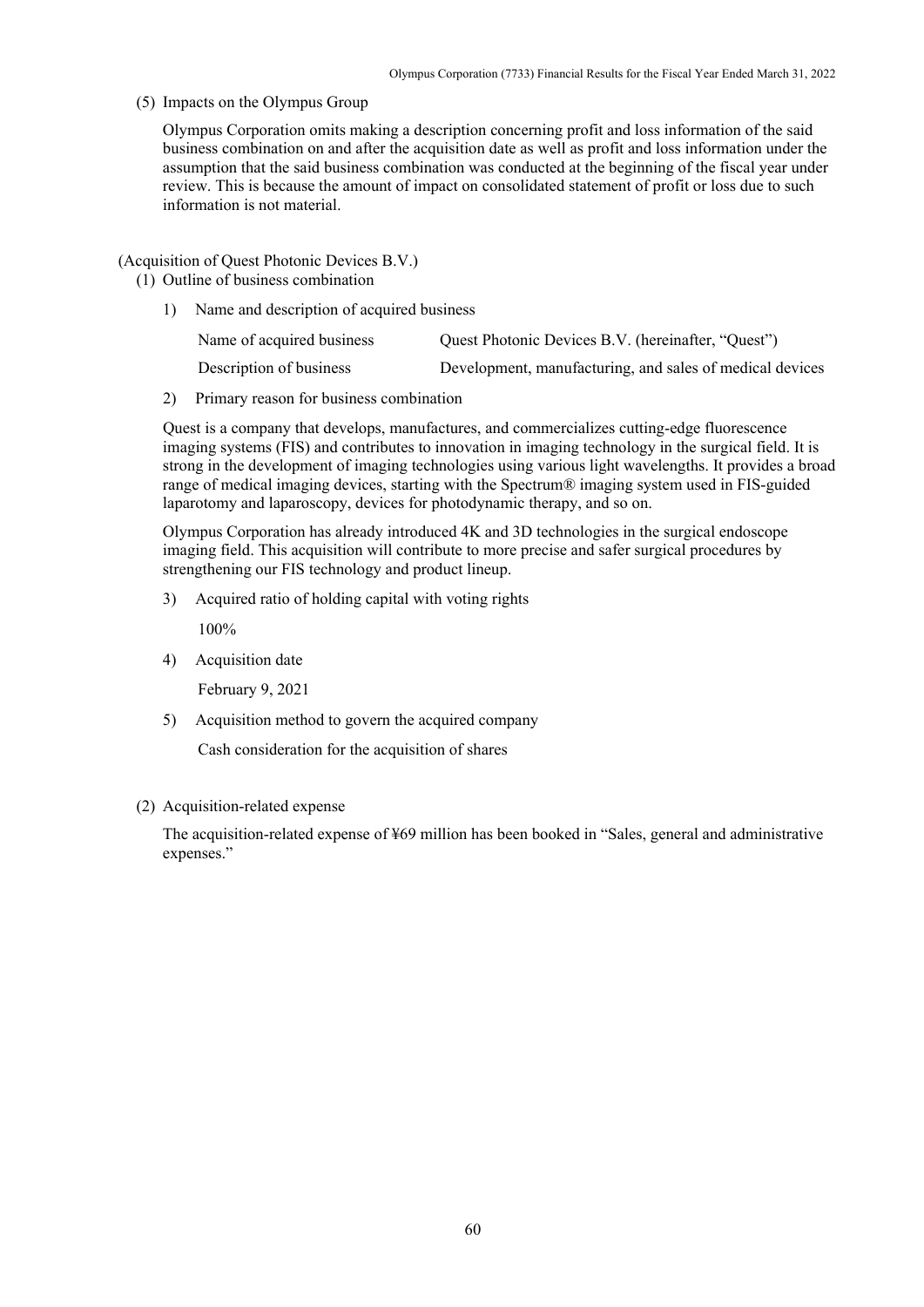(5) Impacts on the Olympus Group

Olympus Corporation omits making a description concerning profit and loss information of the said business combination on and after the acquisition date as well as profit and loss information under the assumption that the said business combination was conducted at the beginning of the fiscal year under review. This is because the amount of impact on consolidated statement of profit or loss due to such information is not material.

(Acquisition of Quest Photonic Devices B.V.)

(1) Outline of business combination

1) Name and description of acquired business

| | |
|---|---|
| Name of acquired business | Quest Photonic Devices B.V. (hereinafter, "Quest") |
| Description of business | Development, manufacturing, and sales of medical devices |

2) Primary reason for business combination

Quest is a company that develops, manufactures, and commercializes cutting-edge fluorescence imaging systems (FIS) and contributes to innovation in imaging technology in the surgical field. It is strong in the development of imaging technologies using various light wavelengths. It provides a broad range of medical imaging devices, starting with the Spectrum® imaging system used in FIS-guided laparotomy and laparoscopy, devices for photodynamic therapy, and so on.

Olympus Corporation has already introduced 4K and 3D technologies in the surgical endoscope imaging field. This acquisition will contribute to more precise and safer surgical procedures by strengthening our FIS technology and product lineup.

3) Acquired ratio of holding capital with voting rights

100%

4) Acquisition date

February 9, 2021

5) Acquisition method to govern the acquired company

Cash consideration for the acquisition of shares

(2) Acquisition-related expense

The acquisition-related expense of ¥69 million has been booked in "Sales, general and administrative expenses."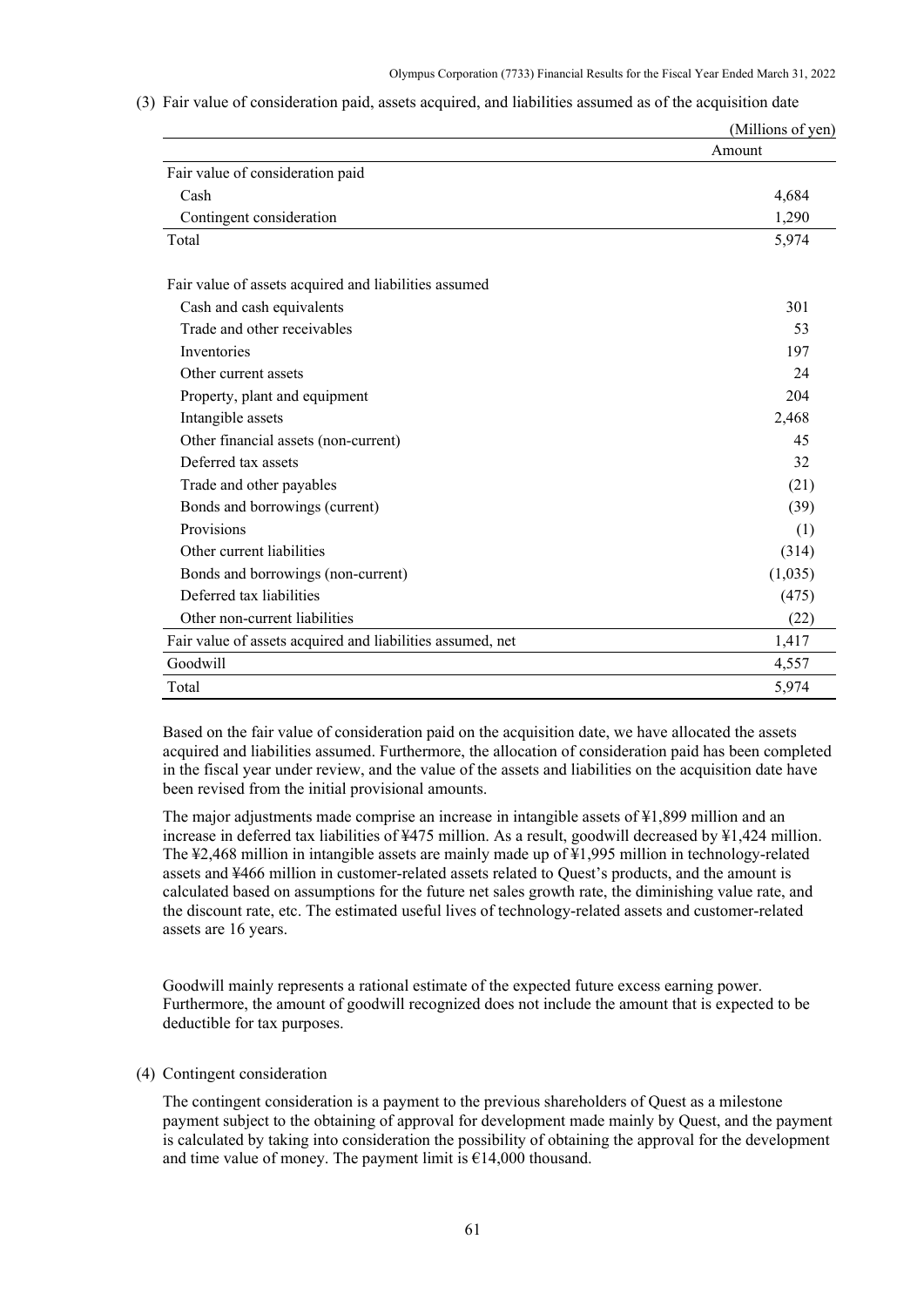(3) Fair value of consideration paid, assets acquired, and liabilities assumed as of the acquisition date

(Millions of yen)

| | Amount |
|---|---|
| Fair value of consideration paid | |
| Cash | 4,684 |
| Contingent consideration | 1,290 |
| Total | 5,974 |
| | |
| Fair value of assets acquired and liabilities assumed | |
| Cash and cash equivalents | 301 |
| Trade and other receivables | 53 |
| Inventories | 197 |
| Other current assets | 24 |
| Property, plant and equipment | 204 |
| Intangible assets | 2,468 |
| Other financial assets (non-current) | 45 |
| Deferred tax assets | 32 |
| Trade and other payables | (21) |
| Bonds and borrowings (current) | (39) |
| Provisions | (1) |
| Other current liabilities | (314) |
| Bonds and borrowings (non-current) | (1,035) |
| Deferred tax liabilities | (475) |
| Other non-current liabilities | (22) |
| Fair value of assets acquired and liabilities assumed, net | 1,417 |
| Goodwill | 4,557 |
| Total | 5,974 |

Based on the fair value of consideration paid on the acquisition date, we have allocated the assets acquired and liabilities assumed. Furthermore, the allocation of consideration paid has been completed in the fiscal year under review, and the value of the assets and liabilities on the acquisition date have been revised from the initial provisional amounts.

The major adjustments made comprise an increase in intangible assets of ¥1,899 million and an increase in deferred tax liabilities of ¥475 million. As a result, goodwill decreased by ¥1,424 million. The ¥2,468 million in intangible assets are mainly made up of ¥1,995 million in technology-related assets and ¥466 million in customer-related assets related to Quest's products, and the amount is calculated based on assumptions for the future net sales growth rate, the diminishing value rate, and the discount rate, etc. The estimated useful lives of technology-related assets and customer-related assets are 16 years.

Goodwill mainly represents a rational estimate of the expected future excess earning power. Furthermore, the amount of goodwill recognized does not include the amount that is expected to be deductible for tax purposes.

(4) Contingent consideration

The contingent consideration is a payment to the previous shareholders of Quest as a milestone payment subject to the obtaining of approval for development made mainly by Quest, and the payment is calculated by taking into consideration the possibility of obtaining the approval for the development and time value of money. The payment limit is €14,000 thousand.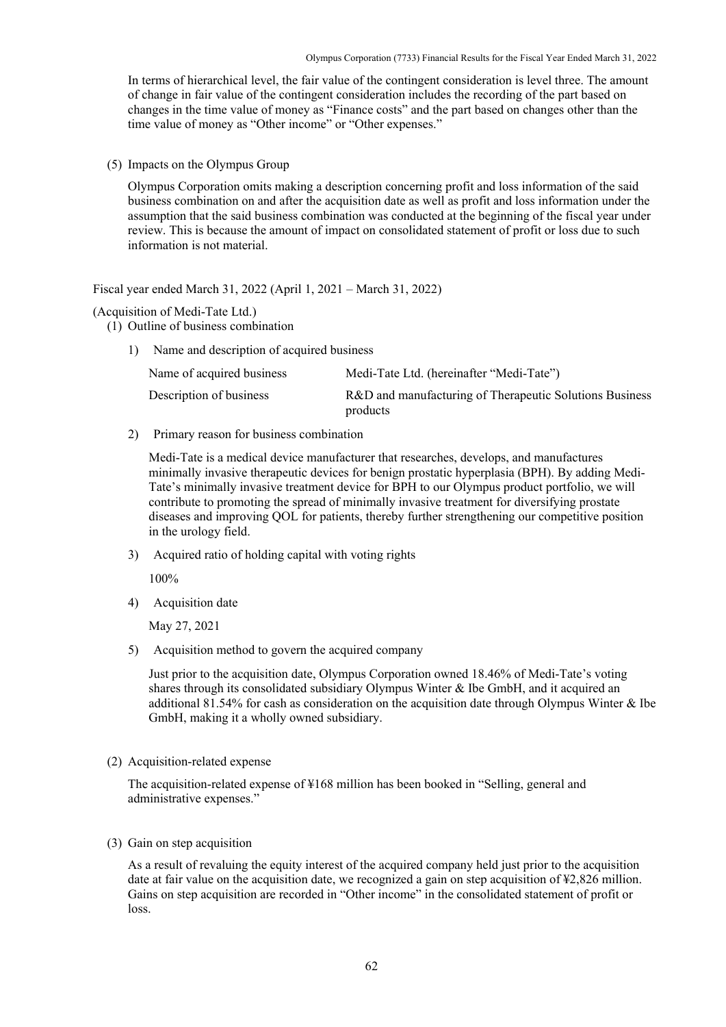In terms of hierarchical level, the fair value of the contingent consideration is level three. The amount of change in fair value of the contingent consideration includes the recording of the part based on changes in the time value of money as "Finance costs" and the part based on changes other than the time value of money as "Other income" or "Other expenses."

(5) Impacts on the Olympus Group

Olympus Corporation omits making a description concerning profit and loss information of the said business combination on and after the acquisition date as well as profit and loss information under the assumption that the said business combination was conducted at the beginning of the fiscal year under review. This is because the amount of impact on consolidated statement of profit or loss due to such information is not material.

Fiscal year ended March 31, 2022 (April 1, 2021 – March 31, 2022)

(Acquisition of Medi-Tate Ltd.)

(1) Outline of business combination

1) Name and description of acquired business

| Name of acquired business | Medi-Tate Ltd. (hereinafter "Medi-Tate") |
|---|---|
| Description of business | R&D and manufacturing of Therapeutic Solutions Business products |

2) Primary reason for business combination

Medi-Tate is a medical device manufacturer that researches, develops, and manufactures minimally invasive therapeutic devices for benign prostatic hyperplasia (BPH). By adding Medi-Tate's minimally invasive treatment device for BPH to our Olympus product portfolio, we will contribute to promoting the spread of minimally invasive treatment for diversifying prostate diseases and improving QOL for patients, thereby further strengthening our competitive position in the urology field.

3) Acquired ratio of holding capital with voting rights

100%

4) Acquisition date

May 27, 2021

5) Acquisition method to govern the acquired company

Just prior to the acquisition date, Olympus Corporation owned 18.46% of Medi-Tate's voting shares through its consolidated subsidiary Olympus Winter & Ibe GmbH, and it acquired an additional 81.54% for cash as consideration on the acquisition date through Olympus Winter & Ibe GmbH, making it a wholly owned subsidiary.

(2) Acquisition-related expense

The acquisition-related expense of ¥168 million has been booked in "Selling, general and administrative expenses."

(3) Gain on step acquisition

As a result of revaluing the equity interest of the acquired company held just prior to the acquisition date at fair value on the acquisition date, we recognized a gain on step acquisition of ¥2,826 million. Gains on step acquisition are recorded in "Other income" in the consolidated statement of profit or loss.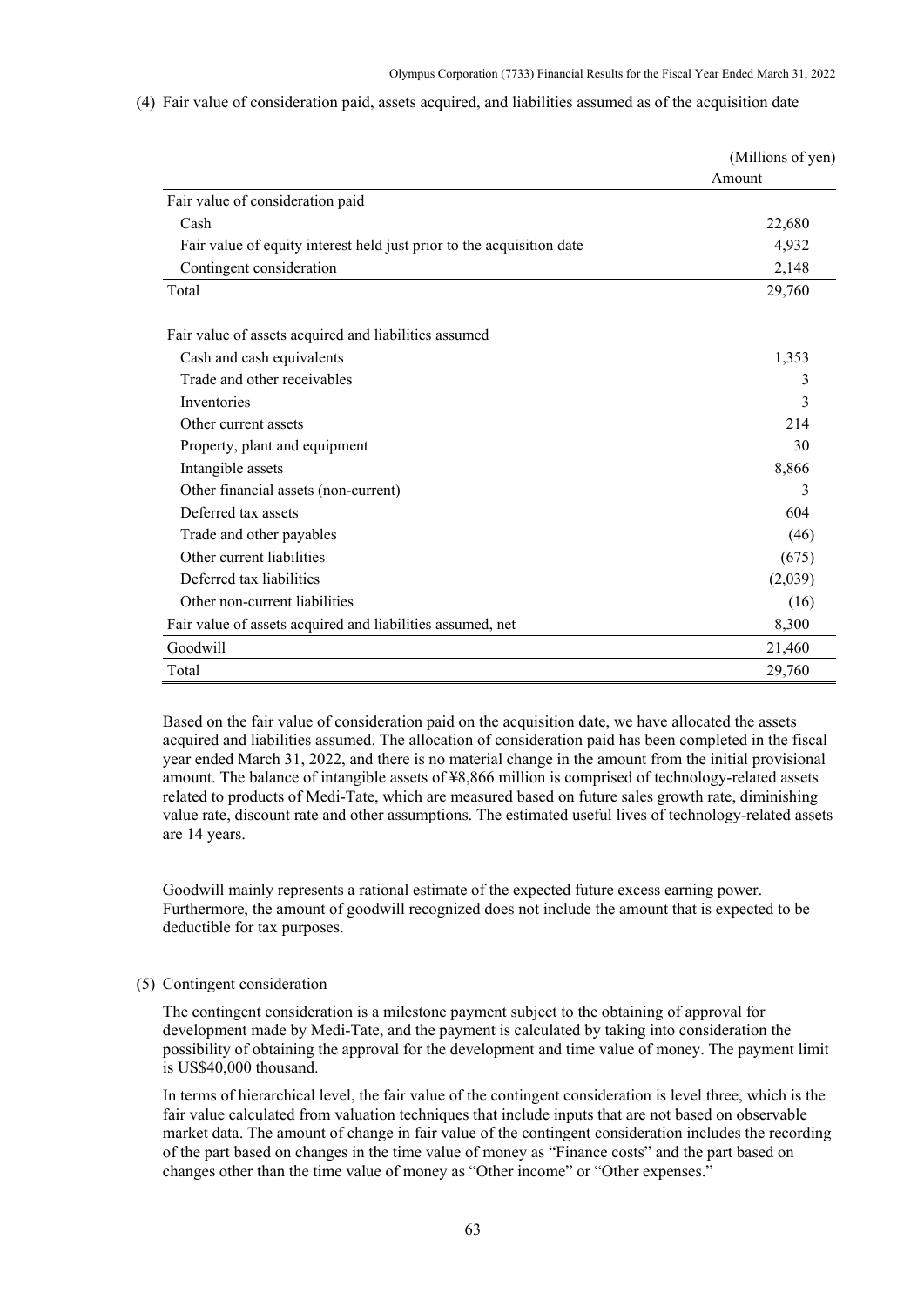(4) Fair value of consideration paid, assets acquired, and liabilities assumed as of the acquisition date

(Millions of yen)

| | Amount |
|---|---|
| Fair value of consideration paid | |
| Cash | 22,680 |
| Fair value of equity interest held just prior to the acquisition date | 4,932 |
| Contingent consideration | 2,148 |
| Total | 29,760 |
| | |
| Fair value of assets acquired and liabilities assumed | |
| Cash and cash equivalents | 1,353 |
| Trade and other receivables | 3 |
| Inventories | 3 |
| Other current assets | 214 |
| Property, plant and equipment | 30 |
| Intangible assets | 8,866 |
| Other financial assets (non-current) | 3 |
| Deferred tax assets | 604 |
| Trade and other payables | (46) |
| Other current liabilities | (675) |
| Deferred tax liabilities | (2,039) |
| Other non-current liabilities | (16) |
| Fair value of assets acquired and liabilities assumed, net | 8,300 |
| Goodwill | 21,460 |
| Total | 29,760 |

Based on the fair value of consideration paid on the acquisition date, we have allocated the assets acquired and liabilities assumed. The allocation of consideration paid has been completed in the fiscal year ended March 31, 2022, and there is no material change in the amount from the initial provisional amount. The balance of intangible assets of ¥8,866 million is comprised of technology-related assets related to products of Medi-Tate, which are measured based on future sales growth rate, diminishing value rate, discount rate and other assumptions. The estimated useful lives of technology-related assets are 14 years.

Goodwill mainly represents a rational estimate of the expected future excess earning power. Furthermore, the amount of goodwill recognized does not include the amount that is expected to be deductible for tax purposes.

(5) Contingent consideration

The contingent consideration is a milestone payment subject to the obtaining of approval for development made by Medi-Tate, and the payment is calculated by taking into consideration the possibility of obtaining the approval for the development and time value of money. The payment limit is US$40,000 thousand.

In terms of hierarchical level, the fair value of the contingent consideration is level three, which is the fair value calculated from valuation techniques that include inputs that are not based on observable market data. The amount of change in fair value of the contingent consideration includes the recording of the part based on changes in the time value of money as "Finance costs" and the part based on changes other than the time value of money as "Other income" or "Other expenses."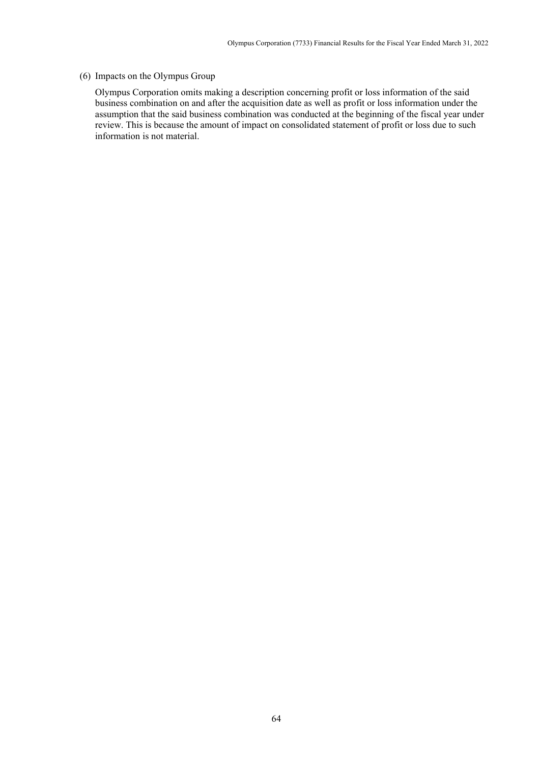(6) Impacts on the Olympus Group

Olympus Corporation omits making a description concerning profit or loss information of the said business combination on and after the acquisition date as well as profit or loss information under the assumption that the said business combination was conducted at the beginning of the fiscal year under review. This is because the amount of impact on consolidated statement of profit or loss due to such information is not material.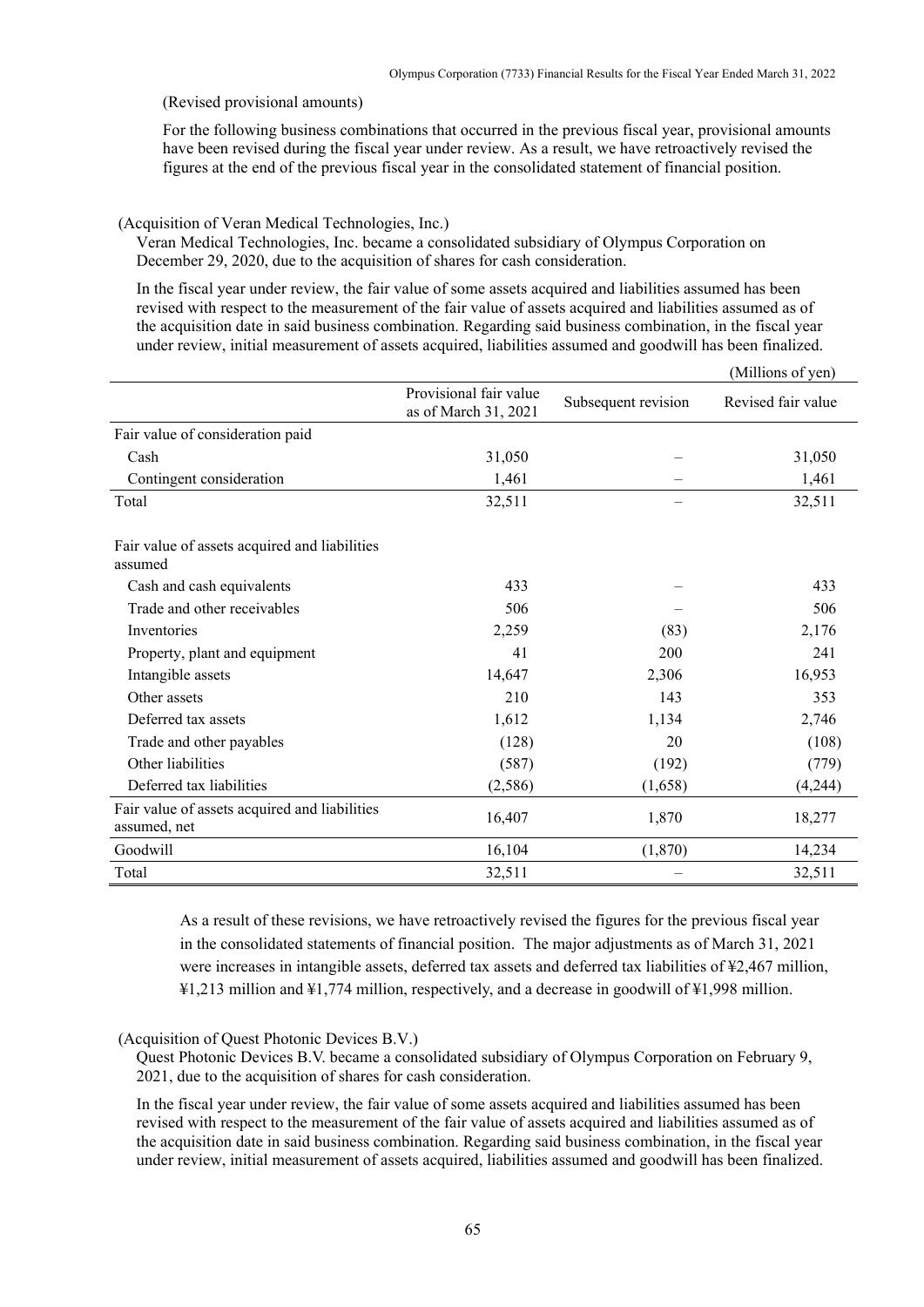(Revised provisional amounts)

For the following business combinations that occurred in the previous fiscal year, provisional amounts have been revised during the fiscal year under review. As a result, we have retroactively revised the figures at the end of the previous fiscal year in the consolidated statement of financial position.

(Acquisition of Veran Medical Technologies, Inc.)

Veran Medical Technologies, Inc. became a consolidated subsidiary of Olympus Corporation on December 29, 2020, due to the acquisition of shares for cash consideration.

In the fiscal year under review, the fair value of some assets acquired and liabilities assumed has been revised with respect to the measurement of the fair value of assets acquired and liabilities assumed as of the acquisition date in said business combination. Regarding said business combination, in the fiscal year under review, initial measurement of assets acquired, liabilities assumed and goodwill has been finalized.

(Millions of yen)

| | Provisional fair value as of March 31, 2021 | Subsequent revision | Revised fair value |
|---|---|---|---|
| Fair value of consideration paid | | | |
| Cash | 31,050 | – | 31,050 |
| Contingent consideration | 1,461 | – | 1,461 |
| Total | 32,511 | – | 32,511 |
| Fair value of assets acquired and liabilities assumed | | | |
| Cash and cash equivalents | 433 | – | 433 |
| Trade and other receivables | 506 | – | 506 |
| Inventories | 2,259 | (83) | 2,176 |
| Property, plant and equipment | 41 | 200 | 241 |
| Intangible assets | 14,647 | 2,306 | 16,953 |
| Other assets | 210 | 143 | 353 |
| Deferred tax assets | 1,612 | 1,134 | 2,746 |
| Trade and other payables | (128) | 20 | (108) |
| Other liabilities | (587) | (192) | (779) |
| Deferred tax liabilities | (2,586) | (1,658) | (4,244) |
| Fair value of assets acquired and liabilities assumed, net | 16,407 | 1,870 | 18,277 |
| Goodwill | 16,104 | (1,870) | 14,234 |
| Total | 32,511 | – | 32,511 |

As a result of these revisions, we have retroactively revised the figures for the previous fiscal year in the consolidated statements of financial position. The major adjustments as of March 31, 2021 were increases in intangible assets, deferred tax assets and deferred tax liabilities of ¥2,467 million, ¥1,213 million and ¥1,774 million, respectively, and a decrease in goodwill of ¥1,998 million.

(Acquisition of Quest Photonic Devices B.V.)

Quest Photonic Devices B.V. became a consolidated subsidiary of Olympus Corporation on February 9, 2021, due to the acquisition of shares for cash consideration.

In the fiscal year under review, the fair value of some assets acquired and liabilities assumed has been revised with respect to the measurement of the fair value of assets acquired and liabilities assumed as of the acquisition date in said business combination. Regarding said business combination, in the fiscal year under review, initial measurement of assets acquired, liabilities assumed and goodwill has been finalized.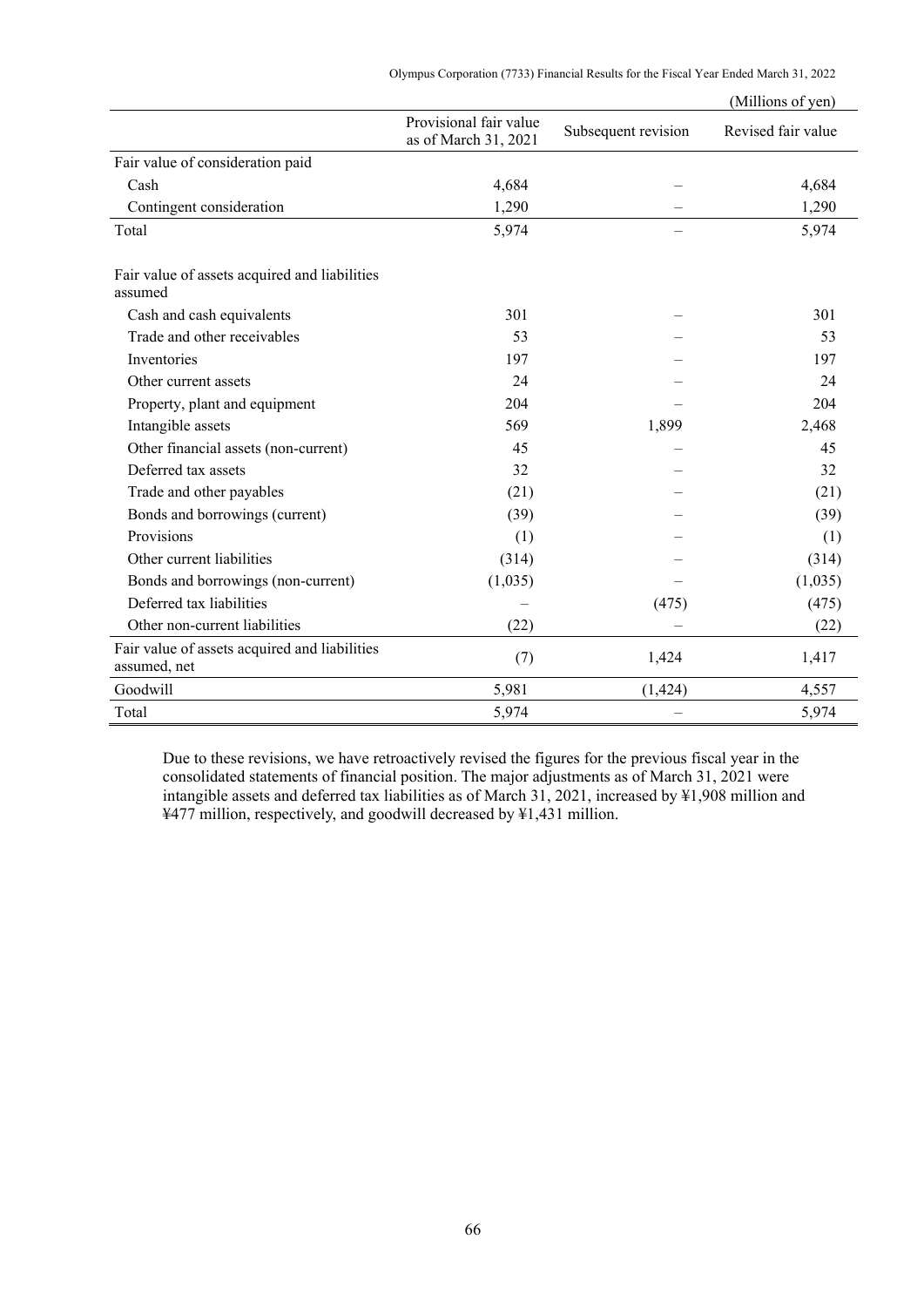(Millions of yen)

| | Provisional fair value as of March 31, 2021 | Subsequent revision | Revised fair value |
|---|---|---|---|
| Fair value of consideration paid | | | |
| Cash | 4,684 | – | 4,684 |
| Contingent consideration | 1,290 | – | 1,290 |
| Total | 5,974 | – | 5,974 |
| | | | |
| Fair value of assets acquired and liabilities assumed | | | |
| Cash and cash equivalents | 301 | – | 301 |
| Trade and other receivables | 53 | – | 53 |
| Inventories | 197 | – | 197 |
| Other current assets | 24 | – | 24 |
| Property, plant and equipment | 204 | – | 204 |
| Intangible assets | 569 | 1,899 | 2,468 |
| Other financial assets (non-current) | 45 | – | 45 |
| Deferred tax assets | 32 | – | 32 |
| Trade and other payables | (21) | – | (21) |
| Bonds and borrowings (current) | (39) | – | (39) |
| Provisions | (1) | – | (1) |
| Other current liabilities | (314) | – | (314) |
| Bonds and borrowings (non-current) | (1,035) | – | (1,035) |
| Deferred tax liabilities | – | (475) | (475) |
| Other non-current liabilities | (22) | – | (22) |
| Fair value of assets acquired and liabilities assumed, net | (7) | 1,424 | 1,417 |
| Goodwill | 5,981 | (1,424) | 4,557 |
| Total | 5,974 | – | 5,974 |

Due to these revisions, we have retroactively revised the figures for the previous fiscal year in the consolidated statements of financial position. The major adjustments as of March 31, 2021 were intangible assets and deferred tax liabilities as of March 31, 2021, increased by ¥1,908 million and ¥477 million, respectively, and goodwill decreased by ¥1,431 million.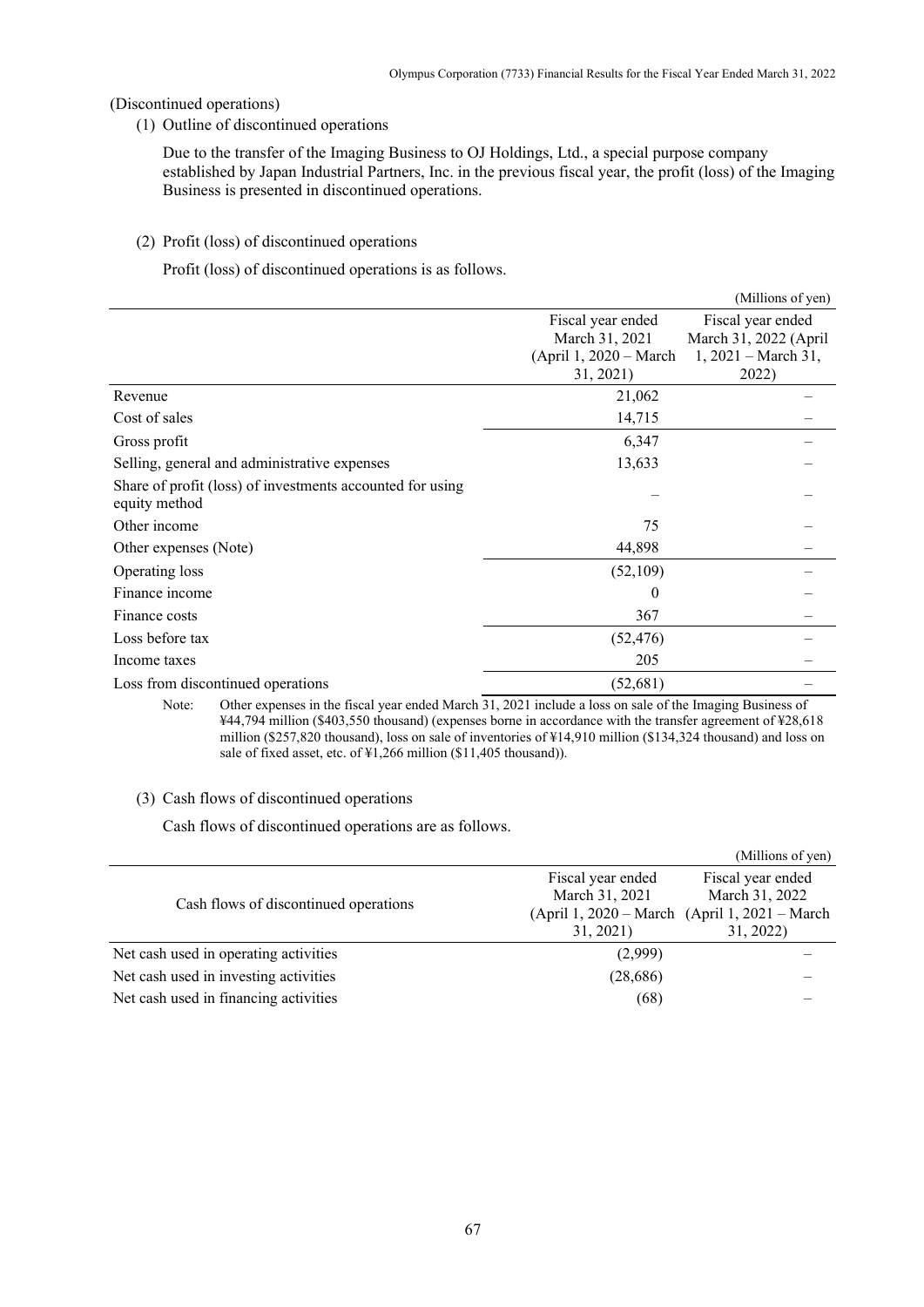(Discontinued operations)

(1) Outline of discontinued operations

Due to the transfer of the Imaging Business to OJ Holdings, Ltd., a special purpose company established by Japan Industrial Partners, Inc. in the previous fiscal year, the profit (loss) of the Imaging Business is presented in discontinued operations.

(2) Profit (loss) of discontinued operations

Profit (loss) of discontinued operations is as follows.

(Millions of yen)

| | Fiscal year ended March 31, 2021 (April 1, 2020 – March 31, 2021) | Fiscal year ended March 31, 2022 (April 1, 2021 – March 31, 2022) |
|---|---|---|
| Revenue | 21,062 | – |
| Cost of sales | 14,715 | – |
| Gross profit | 6,347 | – |
| Selling, general and administrative expenses | 13,633 | – |
| Share of profit (loss) of investments accounted for using equity method | – | – |
| Other income | 75 | – |
| Other expenses (Note) | 44,898 | – |
| Operating loss | (52,109) | – |
| Finance income | 0 | – |
| Finance costs | 367 | – |
| Loss before tax | (52,476) | – |
| Income taxes | 205 | – |
| Loss from discontinued operations | (52,681) | – |

Note: Other expenses in the fiscal year ended March 31, 2021 include a loss on sale of the Imaging Business of ¥44,794 million ($403,550 thousand) (expenses borne in accordance with the transfer agreement of ¥28,618 million ($257,820 thousand), loss on sale of inventories of ¥14,910 million ($134,324 thousand) and loss on sale of fixed asset, etc. of ¥1,266 million ($11,405 thousand)).

(3) Cash flows of discontinued operations

Cash flows of discontinued operations are as follows.

(Millions of yen)

| Cash flows of discontinued operations | Fiscal year ended March 31, 2021 (April 1, 2020 – March 31, 2021) | Fiscal year ended March 31, 2022 (April 1, 2021 – March 31, 2022) |
|---|---|---|
| Net cash used in operating activities | (2,999) | – |
| Net cash used in investing activities | (28,686) | – |
| Net cash used in financing activities | (68) | – |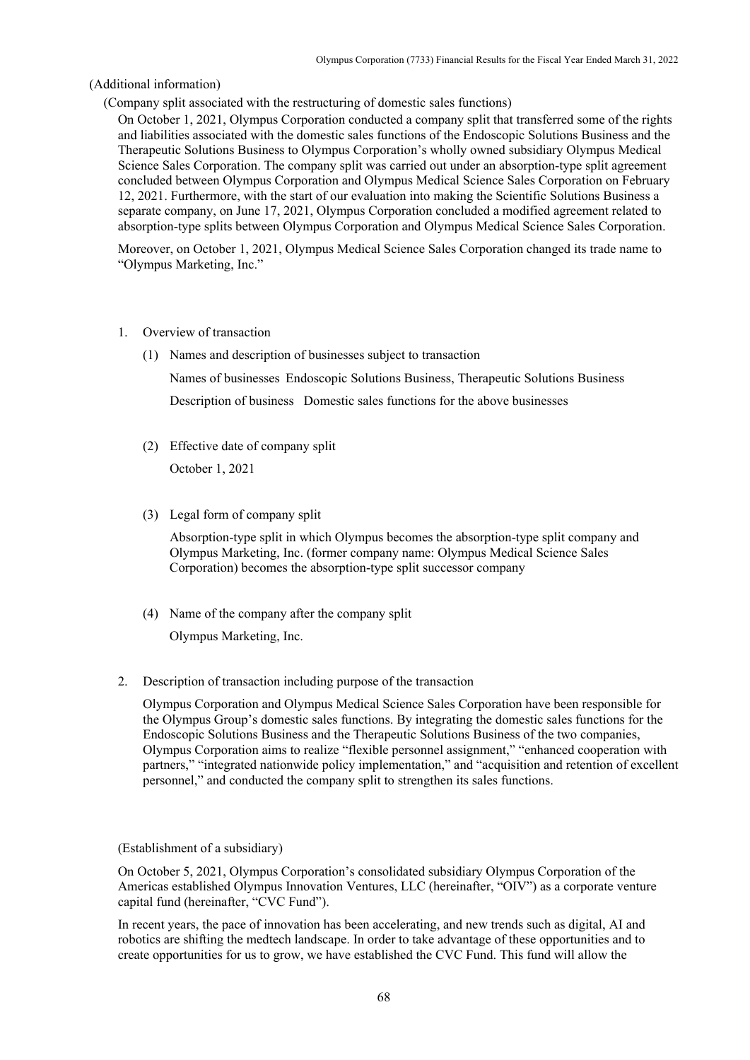(Additional information)

(Company split associated with the restructuring of domestic sales functions)

On October 1, 2021, Olympus Corporation conducted a company split that transferred some of the rights and liabilities associated with the domestic sales functions of the Endoscopic Solutions Business and the Therapeutic Solutions Business to Olympus Corporation's wholly owned subsidiary Olympus Medical Science Sales Corporation. The company split was carried out under an absorption-type split agreement concluded between Olympus Corporation and Olympus Medical Science Sales Corporation on February 12, 2021. Furthermore, with the start of our evaluation into making the Scientific Solutions Business a separate company, on June 17, 2021, Olympus Corporation concluded a modified agreement related to absorption-type splits between Olympus Corporation and Olympus Medical Science Sales Corporation.

Moreover, on October 1, 2021, Olympus Medical Science Sales Corporation changed its trade name to "Olympus Marketing, Inc."

1. Overview of transaction

   (1) Names and description of businesses subject to transaction

   Names of businesses Endoscopic Solutions Business, Therapeutic Solutions Business

   Description of business Domestic sales functions for the above businesses

   (2) Effective date of company split

   October 1, 2021

   (3) Legal form of company split

   Absorption-type split in which Olympus becomes the absorption-type split company and Olympus Marketing, Inc. (former company name: Olympus Medical Science Sales Corporation) becomes the absorption-type split successor company

   (4) Name of the company after the company split

   Olympus Marketing, Inc.

2. Description of transaction including purpose of the transaction

   Olympus Corporation and Olympus Medical Science Sales Corporation have been responsible for the Olympus Group's domestic sales functions. By integrating the domestic sales functions for the Endoscopic Solutions Business and the Therapeutic Solutions Business of the two companies, Olympus Corporation aims to realize "flexible personnel assignment," "enhanced cooperation with partners," "integrated nationwide policy implementation," and "acquisition and retention of excellent personnel," and conducted the company split to strengthen its sales functions.

(Establishment of a subsidiary)

On October 5, 2021, Olympus Corporation's consolidated subsidiary Olympus Corporation of the Americas established Olympus Innovation Ventures, LLC (hereinafter, "OIV") as a corporate venture capital fund (hereinafter, "CVC Fund").

In recent years, the pace of innovation has been accelerating, and new trends such as digital, AI and robotics are shifting the medtech landscape. In order to take advantage of these opportunities and to create opportunities for us to grow, we have established the CVC Fund. This fund will allow the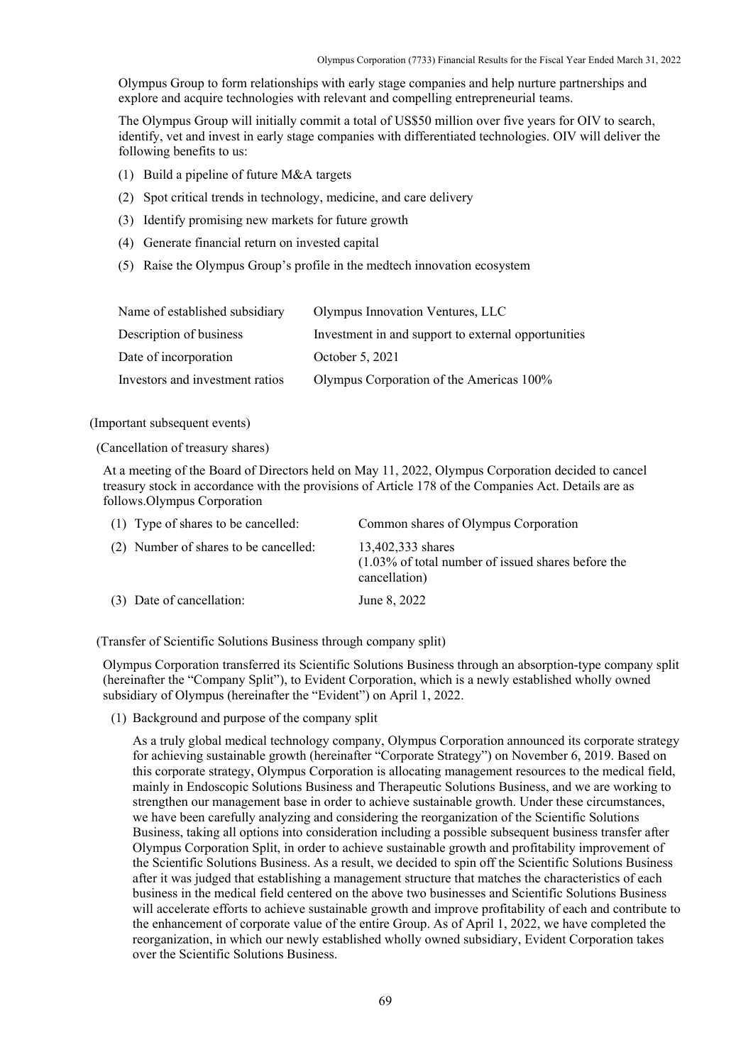Olympus Group to form relationships with early stage companies and help nurture partnerships and explore and acquire technologies with relevant and compelling entrepreneurial teams.

The Olympus Group will initially commit a total of US$50 million over five years for OIV to search, identify, vet and invest in early stage companies with differentiated technologies. OIV will deliver the following benefits to us:

(1) Build a pipeline of future M&A targets

(2) Spot critical trends in technology, medicine, and care delivery

(3) Identify promising new markets for future growth

(4) Generate financial return on invested capital

(5) Raise the Olympus Group's profile in the medtech innovation ecosystem

| | |
|---|---|
| Name of established subsidiary | Olympus Innovation Ventures, LLC |
| Description of business | Investment in and support to external opportunities |
| Date of incorporation | October 5, 2021 |
| Investors and investment ratios | Olympus Corporation of the Americas 100% |

(Important subsequent events)

(Cancellation of treasury shares)

At a meeting of the Board of Directors held on May 11, 2022, Olympus Corporation decided to cancel treasury stock in accordance with the provisions of Article 178 of the Companies Act. Details are as follows.Olympus Corporation

| | |
|---|---|
| (1) Type of shares to be cancelled: | Common shares of Olympus Corporation |
| (2) Number of shares to be cancelled: | 13,402,333 shares (1.03% of total number of issued shares before the cancellation) |
| (3) Date of cancellation: | June 8, 2022 |

(Transfer of Scientific Solutions Business through company split)

Olympus Corporation transferred its Scientific Solutions Business through an absorption-type company split (hereinafter the "Company Split"), to Evident Corporation, which is a newly established wholly owned subsidiary of Olympus (hereinafter the "Evident") on April 1, 2022.

(1) Background and purpose of the company split

As a truly global medical technology company, Olympus Corporation announced its corporate strategy for achieving sustainable growth (hereinafter "Corporate Strategy") on November 6, 2019. Based on this corporate strategy, Olympus Corporation is allocating management resources to the medical field, mainly in Endoscopic Solutions Business and Therapeutic Solutions Business, and we are working to strengthen our management base in order to achieve sustainable growth. Under these circumstances, we have been carefully analyzing and considering the reorganization of the Scientific Solutions Business, taking all options into consideration including a possible subsequent business transfer after Olympus Corporation Split, in order to achieve sustainable growth and profitability improvement of the Scientific Solutions Business. As a result, we decided to spin off the Scientific Solutions Business after it was judged that establishing a management structure that matches the characteristics of each business in the medical field centered on the above two businesses and Scientific Solutions Business will accelerate efforts to achieve sustainable growth and improve profitability of each and contribute to the enhancement of corporate value of the entire Group. As of April 1, 2022, we have completed the reorganization, in which our newly established wholly owned subsidiary, Evident Corporation takes over the Scientific Solutions Business.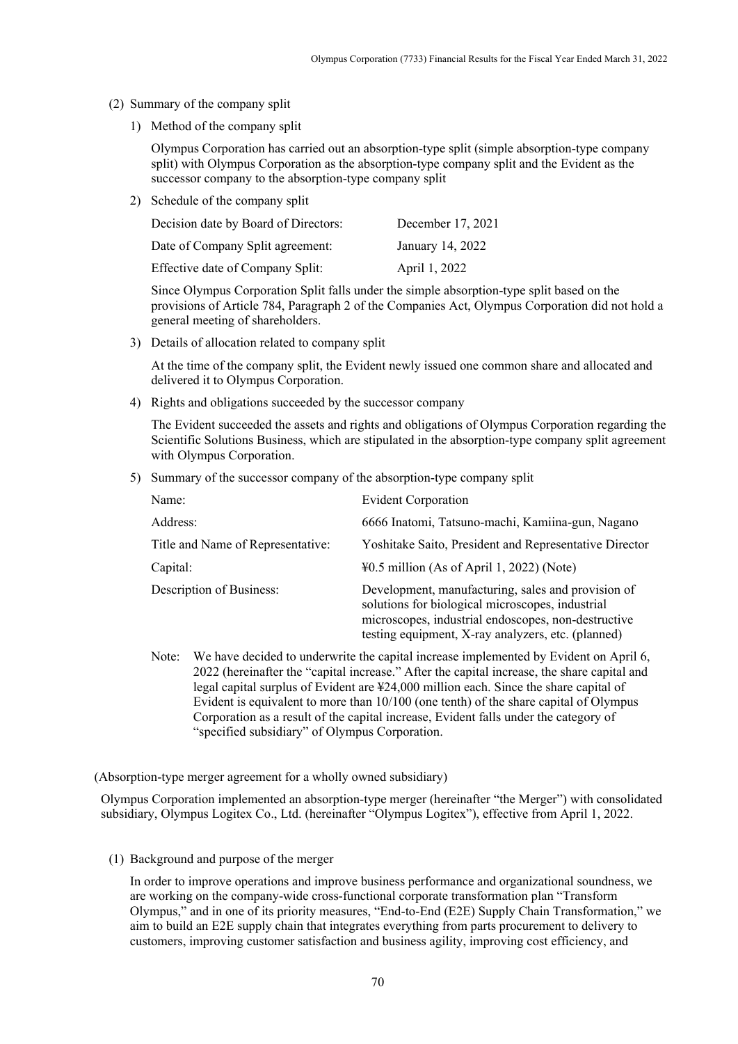(2) Summary of the company split

1) Method of the company split

Olympus Corporation has carried out an absorption-type split (simple absorption-type company split) with Olympus Corporation as the absorption-type company split and the Evident as the successor company to the absorption-type company split

2) Schedule of the company split

| | |
|---|---|
| Decision date by Board of Directors: | December 17, 2021 |
| Date of Company Split agreement: | January 14, 2022 |
| Effective date of Company Split: | April 1, 2022 |

Since Olympus Corporation Split falls under the simple absorption-type split based on the provisions of Article 784, Paragraph 2 of the Companies Act, Olympus Corporation did not hold a general meeting of shareholders.

3) Details of allocation related to company split

At the time of the company split, the Evident newly issued one common share and allocated and delivered it to Olympus Corporation.

4) Rights and obligations succeeded by the successor company

The Evident succeeded the assets and rights and obligations of Olympus Corporation regarding the Scientific Solutions Business, which are stipulated in the absorption-type company split agreement with Olympus Corporation.

5) Summary of the successor company of the absorption-type company split

| | |
|---|---|
| Name: | Evident Corporation |
| Address: | 6666 Inatomi, Tatsuno-machi, Kamiina-gun, Nagano |
| Title and Name of Representative: | Yoshitake Saito, President and Representative Director |
| Capital: | ¥0.5 million (As of April 1, 2022) (Note) |
| Description of Business: | Development, manufacturing, sales and provision of solutions for biological microscopes, industrial microscopes, industrial endoscopes, non-destructive testing equipment, X-ray analyzers, etc. (planned) |

Note: We have decided to underwrite the capital increase implemented by Evident on April 6, 2022 (hereinafter the "capital increase." After the capital increase, the share capital and legal capital surplus of Evident are ¥24,000 million each. Since the share capital of Evident is equivalent to more than 10/100 (one tenth) of the share capital of Olympus Corporation as a result of the capital increase, Evident falls under the category of "specified subsidiary" of Olympus Corporation.

(Absorption-type merger agreement for a wholly owned subsidiary)

Olympus Corporation implemented an absorption-type merger (hereinafter "the Merger") with consolidated subsidiary, Olympus Logitex Co., Ltd. (hereinafter "Olympus Logitex"), effective from April 1, 2022.

(1) Background and purpose of the merger

In order to improve operations and improve business performance and organizational soundness, we are working on the company-wide cross-functional corporate transformation plan "Transform Olympus," and in one of its priority measures, "End-to-End (E2E) Supply Chain Transformation," we aim to build an E2E supply chain that integrates everything from parts procurement to delivery to customers, improving customer satisfaction and business agility, improving cost efficiency, and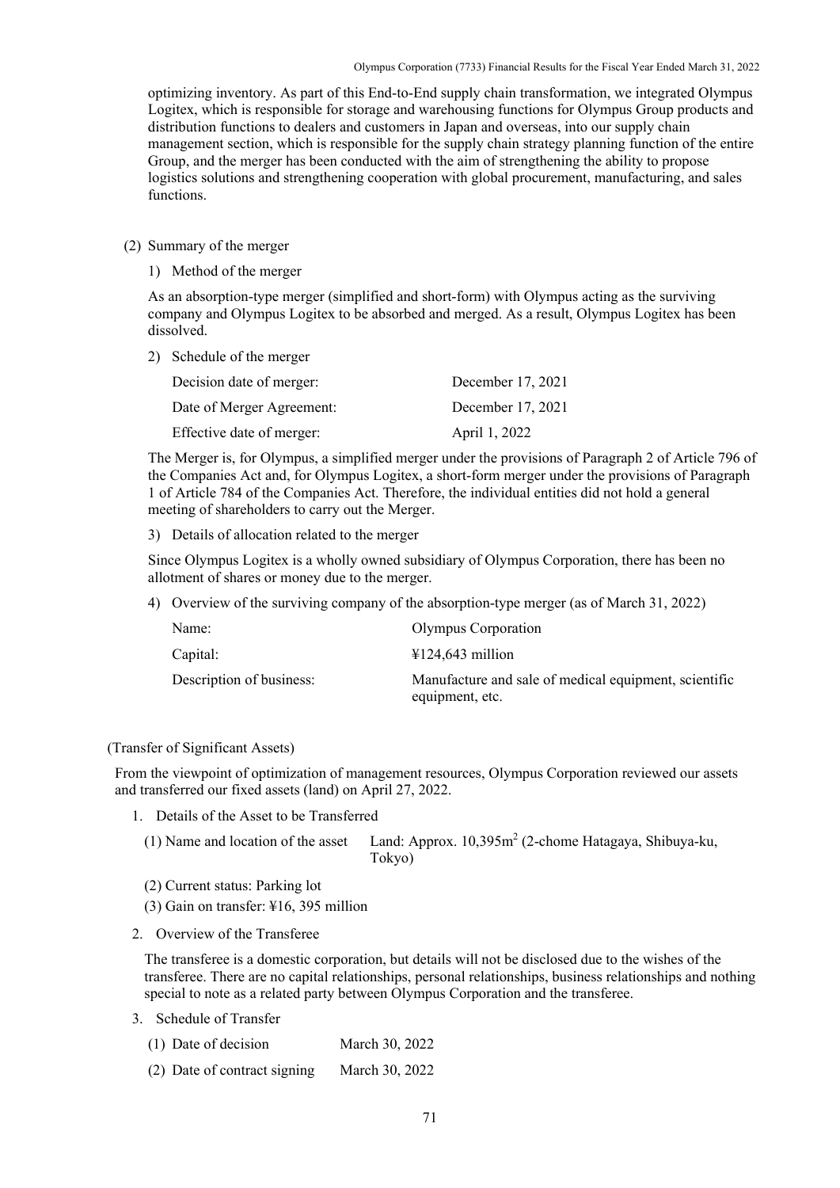optimizing inventory. As part of this End-to-End supply chain transformation, we integrated Olympus Logitex, which is responsible for storage and warehousing functions for Olympus Group products and distribution functions to dealers and customers in Japan and overseas, into our supply chain management section, which is responsible for the supply chain strategy planning function of the entire Group, and the merger has been conducted with the aim of strengthening the ability to propose logistics solutions and strengthening cooperation with global procurement, manufacturing, and sales functions.

(2) Summary of the merger

1) Method of the merger

As an absorption-type merger (simplified and short-form) with Olympus acting as the surviving company and Olympus Logitex to be absorbed and merged. As a result, Olympus Logitex has been dissolved.

2) Schedule of the merger

| | |
|---|---|
| Decision date of merger: | December 17, 2021 |
| Date of Merger Agreement: | December 17, 2021 |
| Effective date of merger: | April 1, 2022 |

The Merger is, for Olympus, a simplified merger under the provisions of Paragraph 2 of Article 796 of the Companies Act and, for Olympus Logitex, a short-form merger under the provisions of Paragraph 1 of Article 784 of the Companies Act. Therefore, the individual entities did not hold a general meeting of shareholders to carry out the Merger.

3) Details of allocation related to the merger

Since Olympus Logitex is a wholly owned subsidiary of Olympus Corporation, there has been no allotment of shares or money due to the merger.

4) Overview of the surviving company of the absorption-type merger (as of March 31, 2022)

| | |
|---|---|
| Name: | Olympus Corporation |
| Capital: | ¥124,643 million |
| Description of business: | Manufacture and sale of medical equipment, scientific equipment, etc. |

(Transfer of Significant Assets)

From the viewpoint of optimization of management resources, Olympus Corporation reviewed our assets and transferred our fixed assets (land) on April 27, 2022.

1. Details of the Asset to be Transferred

   (1) Name and location of the asset: Land: Approx. 10,395m$^2$ (2-chome Hatagaya, Shibuya-ku, Tokyo)

   (2) Current status: Parking lot

   (3) Gain on transfer: ¥16, 395 million

2. Overview of the Transferee

   The transferee is a domestic corporation, but details will not be disclosed due to the wishes of the transferee. There are no capital relationships, personal relationships, business relationships and nothing special to note as a related party between Olympus Corporation and the transferee.

3. Schedule of Transfer

   (1) Date of decision: March 30, 2022

   (2) Date of contract signing: March 30, 2022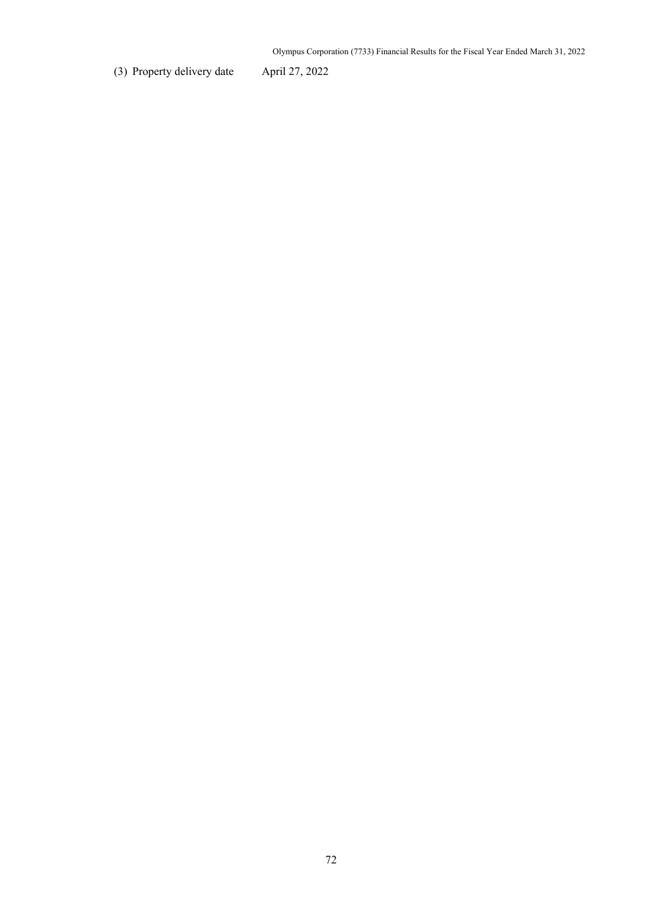(3) Property delivery date April 27, 2022